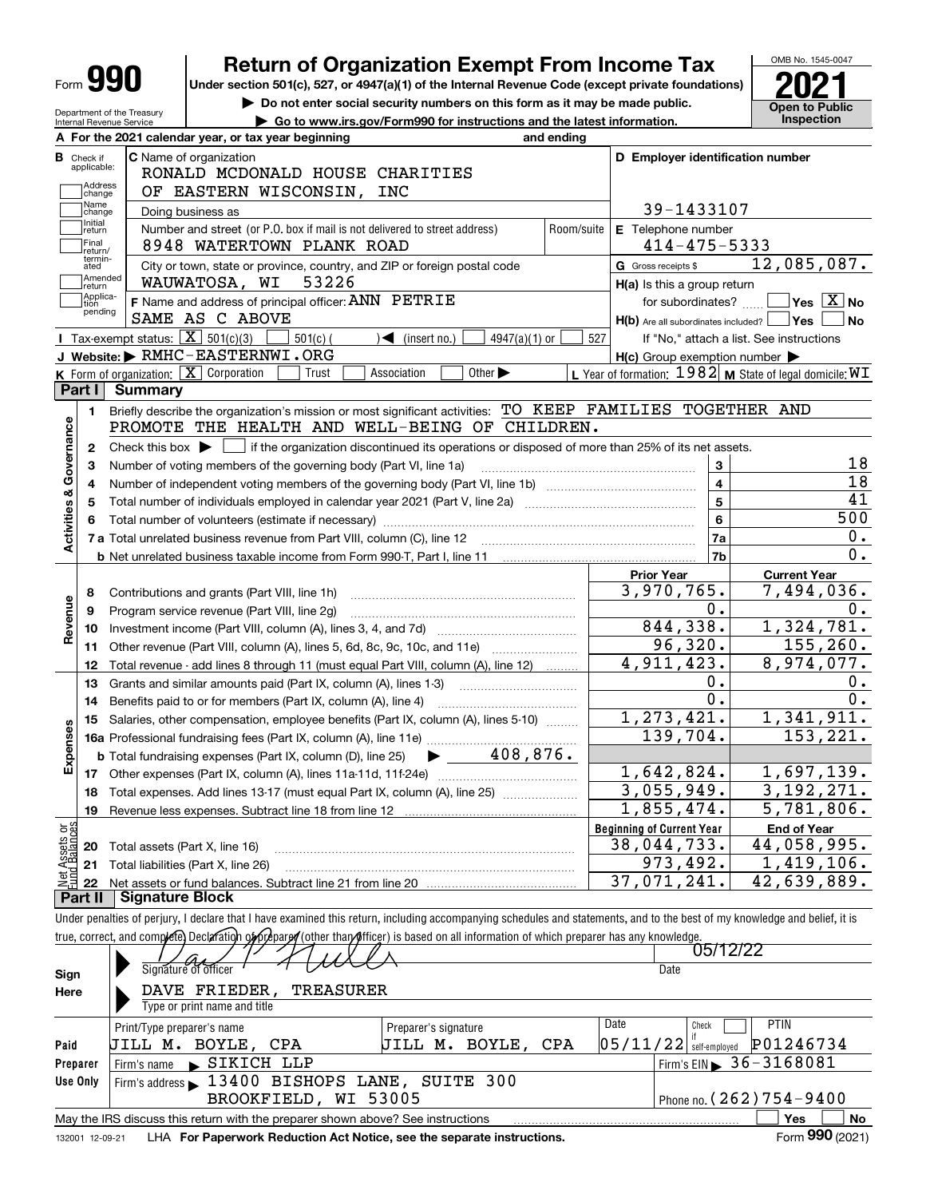Form **990**

# Return of Organization Exempt From Income Tax

**Under section 501(c), 527, or 4947(a)(1) of the Internal Revenue Code (except private foundations)**

▶ Do not enter social security numbers on this form as it may be made public.

▶ Go to www.irs.gov/Form990 for instructions and the latest information.

OMB No. 1545-0047

**2021**

**Open to Public Inspection**

Department of the Treasury
Internal Revenue Service

**A** For the 2021 calendar year, or tax year beginning and ending

**B** Check if applicable: Address change / Name change / Initial return / Final return/terminated / Amended return / Application pending

**C** Name of organization: RONALD MCDONALD HOUSE CHARITIES OF EASTERN WISCONSIN, INC

Doing business as

Number and street (or P.O. box if mail is not delivered to street address): 8948 WATERTOWN PLANK ROAD | Room/suite

City or town, state or province, country, and ZIP or foreign postal code: WAUWATOSA, WI 53226

**D** Employer identification number: 39-1433107

**E** Telephone number: 414-475-5333

**G** Gross receipts $ 12,085,087.

**F** Name and address of principal officer: ANN PETRIE, SAME AS C ABOVE

**H(a)** Is this a group return for subordinates? ☐ Yes ☒ No

**H(b)** Are all subordinates included? ☐ Yes ☐ No — If "No," attach a list. See instructions

**H(c)** Group exemption number ▶

**I** Tax-exempt status: ☒ 501(c)(3) ☐ 501(c) ( ) ◀ (insert no.) ☐ 4947(a)(1) or ☐ 527

**J** Website: ▶ RMHC-EASTERNWI.ORG

**K** Form of organization: ☒ Corporation ☐ Trust ☐ Association ☐ Other ▶

**L** Year of formation: 1982 **M** State of legal domicile: WI

## Part I Summary

**Activities & Governance**

1 Briefly describe the organization's mission or most significant activities: TO KEEP FAMILIES TOGETHER AND PROMOTE THE HEALTH AND WELL-BEING OF CHILDREN.

2 Check this box ▶ ☐ if the organization discontinued its operations or disposed of more than 25% of its net assets.

| | | | |
|---|---|---|---|
| 3 | Number of voting members of the governing body (Part VI, line 1a) | 3 | 18 |
| 4 | Number of independent voting members of the governing body (Part VI, line 1b) | 4 | 18 |
| 5 | Total number of individuals employed in calendar year 2021 (Part V, line 2a) | 5 | 41 |
| 6 | Total number of volunteers (estimate if necessary) | 6 | 500 |
| 7a | Total unrelated business revenue from Part VIII, column (C), line 12 | 7a | 0. |
| 7b | Net unrelated business taxable income from Form 990-T, Part I, line 11 | 7b | 0. |

| | | Prior Year | Current Year |
|---|---|---|---|
| **Revenue** | | | |
| 8 | Contributions and grants (Part VIII, line 1h) | 3,970,765. | 7,494,036. |
| 9 | Program service revenue (Part VIII, line 2g) | 0. | 0. |
| 10 | Investment income (Part VIII, column (A), lines 3, 4, and 7d) | 844,338. | 1,324,781. |
| 11 | Other revenue (Part VIII, column (A), lines 5, 6d, 8c, 9c, 10c, and 11e) | 96,320. | 155,260. |
| 12 | Total revenue - add lines 8 through 11 (must equal Part VIII, column (A), line 12) | 4,911,423. | 8,974,077. |
| **Expenses** | | | |
| 13 | Grants and similar amounts paid (Part IX, column (A), lines 1-3) | 0. | 0. |
| 14 | Benefits paid to or for members (Part IX, column (A), line 4) | 0. | 0. |
| 15 | Salaries, other compensation, employee benefits (Part IX, column (A), lines 5-10) | 1,273,421. | 1,341,911. |
| 16a | Professional fundraising fees (Part IX, column (A), line 11e) | 139,704. | 153,221. |
| b | Total fundraising expenses (Part IX, column (D), line 25) ▶ 408,876. | | |
| 17 | Other expenses (Part IX, column (A), lines 11a-11d, 11f-24e) | 1,642,824. | 1,697,139. |
| 18 | Total expenses. Add lines 13-17 (must equal Part IX, column (A), line 25) | 3,055,949. | 3,192,271. |
| 19 | Revenue less expenses. Subtract line 18 from line 12 | 1,855,474. | 5,781,806. |

| | | Beginning of Current Year | End of Year |
|---|---|---|---|
| **Net Assets or Fund Balances** | | | |
| 20 | Total assets (Part X, line 16) | 38,044,733. | 44,058,995. |
| 21 | Total liabilities (Part X, line 26) | 973,492. | 1,419,106. |
| 22 | Net assets or fund balances. Subtract line 21 from line 20 | 37,071,241. | 42,639,889. |

## Part II Signature Block

Under penalties of perjury, I declare that I have examined this return, including accompanying schedules and statements, and to the best of my knowledge and belief, it is true, correct, and complete. Declaration of preparer (other than officer) is based on all information of which preparer has any knowledge.

**Sign Here**

Signature of officer — Date: 05/12/22

DAVE FRIEDER, TREASURER
Type or print name and title

**Paid Preparer Use Only**

| Print/Type preparer's name | Preparer's signature | Date | Check if self-employed | PTIN |
|---|---|---|---|---|
| JILL M. BOYLE, CPA | JILL M. BOYLE, CPA | 05/11/22 | ☐ | P01246734 |

Firm's name ▶ SIKICH LLP — Firm's EIN ▶ 36-3168081

Firm's address ▶ 13400 BISHOPS LANE, SUITE 300, BROOKFIELD, WI 53005 — Phone no. (262)754-9400

May the IRS discuss this return with the preparer shown above? See instructions ☐ Yes ☐ No

132001 12-09-21 LHA **For Paperwork Reduction Act Notice, see the separate instructions.** Form **990** (2021)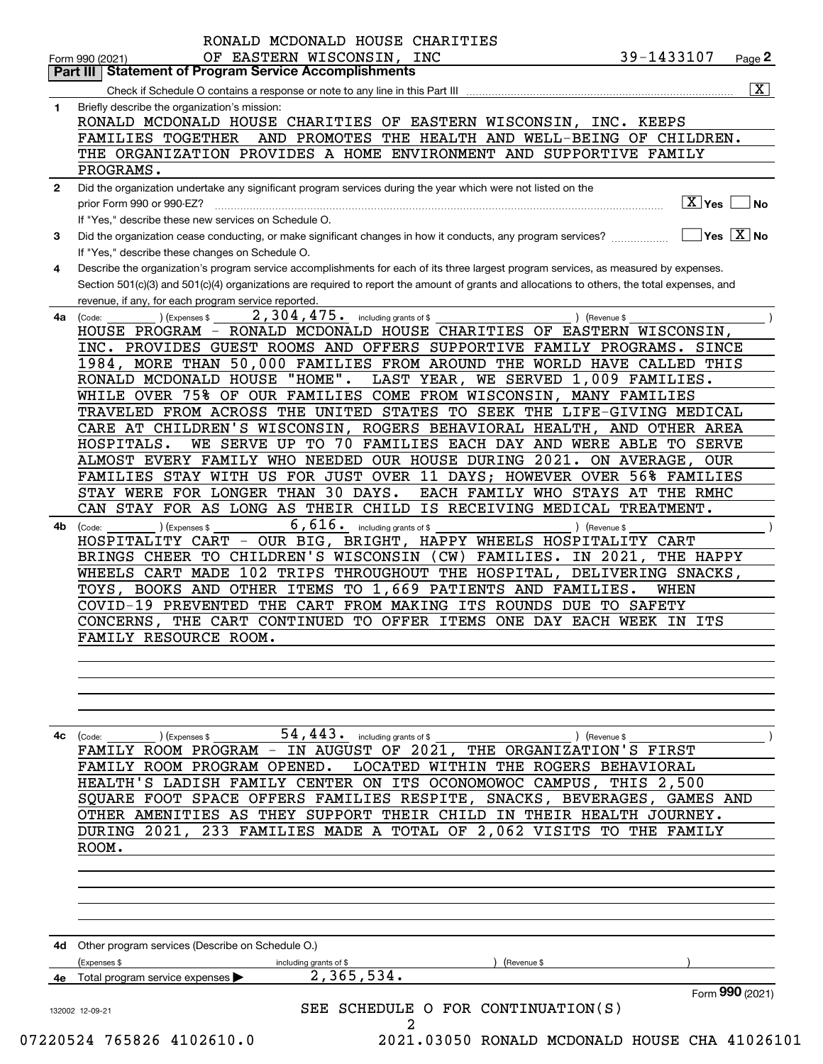RONALD MCDONALD HOUSE CHARITIES OF EASTERN WISCONSIN, INC — 39-1433107

Form 990 (2021) Page **2**

## Part III Statement of Program Service Accomplishments

Check if Schedule O contains a response or note to any line in this Part III ..... [X]

**1** Briefly describe the organization's mission:

RONALD MCDONALD HOUSE CHARITIES OF EASTERN WISCONSIN, INC. KEEPS FAMILIES TOGETHER AND PROMOTES THE HEALTH AND WELL-BEING OF CHILDREN. THE ORGANIZATION PROVIDES A HOME ENVIRONMENT AND SUPPORTIVE FAMILY PROGRAMS.

**2** Did the organization undertake any significant program services during the year which were not listed on the prior Form 990 or 990-EZ? ..... [X] Yes [ ] No

If "Yes," describe these new services on Schedule O.

**3** Did the organization cease conducting, or make significant changes in how it conducts, any program services? ..... [ ] Yes [X] No

If "Yes," describe these changes on Schedule O.

**4** Describe the organization's program service accomplishments for each of its three largest program services, as measured by expenses. Section 501(c)(3) and 501(c)(4) organizations are required to report the amount of grants and allocations to others, the total expenses, and revenue, if any, for each program service reported.

**4a** (Code: ) (Expenses $ 2,304,475. including grants of $ ) (Revenue $ )

HOUSE PROGRAM - RONALD MCDONALD HOUSE CHARITIES OF EASTERN WISCONSIN, INC. PROVIDES GUEST ROOMS AND OFFERS SUPPORTIVE FAMILY PROGRAMS. SINCE 1984, MORE THAN 50,000 FAMILIES FROM AROUND THE WORLD HAVE CALLED THIS RONALD MCDONALD HOUSE "HOME". LAST YEAR, WE SERVED 1,009 FAMILIES. WHILE OVER 75% OF OUR FAMILIES COME FROM WISCONSIN, MANY FAMILIES TRAVELED FROM ACROSS THE UNITED STATES TO SEEK THE LIFE-GIVING MEDICAL CARE AT CHILDREN'S WISCONSIN, ROGERS BEHAVIORAL HEALTH, AND OTHER AREA HOSPITALS. WE SERVE UP TO 70 FAMILIES EACH DAY AND WERE ABLE TO SERVE ALMOST EVERY FAMILY WHO NEEDED OUR HOUSE DURING 2021. ON AVERAGE, OUR FAMILIES STAY WITH US FOR JUST OVER 11 DAYS; HOWEVER OVER 56% FAMILIES STAY WERE FOR LONGER THAN 30 DAYS. EACH FAMILY WHO STAYS AT THE RMHC CAN STAY FOR AS LONG AS THEIR CHILD IS RECEIVING MEDICAL TREATMENT.

**4b** (Code: ) (Expenses $ 6,616. including grants of $ ) (Revenue $ )

HOSPITALITY CART - OUR BIG, BRIGHT, HAPPY WHEELS HOSPITALITY CART BRINGS CHEER TO CHILDREN'S WISCONSIN (CW) FAMILIES. IN 2021, THE HAPPY WHEELS CART MADE 102 TRIPS THROUGHOUT THE HOSPITAL, DELIVERING SNACKS, TOYS, BOOKS AND OTHER ITEMS TO 1,669 PATIENTS AND FAMILIES. WHEN COVID-19 PREVENTED THE CART FROM MAKING ITS ROUNDS DUE TO SAFETY CONCERNS, THE CART CONTINUED TO OFFER ITEMS ONE DAY EACH WEEK IN ITS FAMILY RESOURCE ROOM.

**4c** (Code: ) (Expenses $ 54,443. including grants of $ ) (Revenue $ )

FAMILY ROOM PROGRAM - IN AUGUST OF 2021, THE ORGANIZATION'S FIRST FAMILY ROOM PROGRAM OPENED. LOCATED WITHIN THE ROGERS BEHAVIORAL HEALTH'S LADISH FAMILY CENTER ON ITS OCONOMOWOC CAMPUS, THIS 2,500 SQUARE FOOT SPACE OFFERS FAMILIES RESPITE, SNACKS, BEVERAGES, GAMES AND OTHER AMENITIES AS THEY SUPPORT THEIR CHILD IN THEIR HEALTH JOURNEY. DURING 2021, 233 FAMILIES MADE A TOTAL OF 2,062 VISITS TO THE FAMILY ROOM.

**4d** Other program services (Describe on Schedule O.)

(Expenses $ including grants of $ ) (Revenue $ )

**4e** Total program service expenses ▶ 2,365,534.

SEE SCHEDULE O FOR CONTINUATION(S)

Form **990** (2021)

132002 12-09-21

07220524 765826 4102610.0 2021.03050 RONALD MCDONALD HOUSE CHA 41026101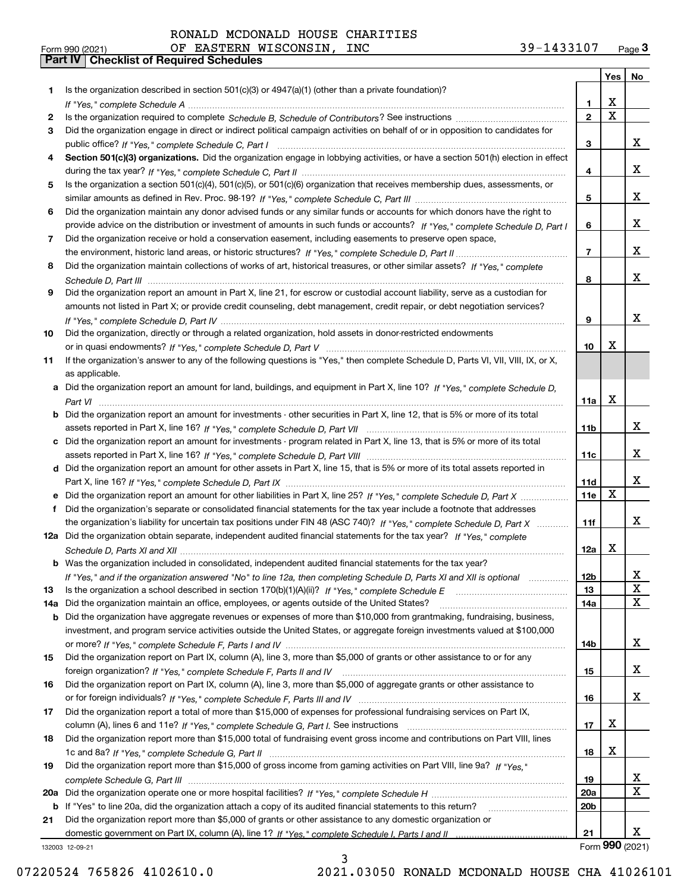RONALD MCDONALD HOUSE CHARITIES

Form 990 (2021) OF EASTERN WISCONSIN, INC 39-1433107 Page **3**

## Part IV Checklist of Required Schedules

| | | | Yes | No |
|---|---|---|---|---|
| **1** | Is the organization described in section 501(c)(3) or 4947(a)(1) (other than a private foundation)? *If "Yes," complete Schedule A* | **1** | X | |
| **2** | Is the organization required to complete *Schedule B, Schedule of Contributors*? See instructions | **2** | X | |
| **3** | Did the organization engage in direct or indirect political campaign activities on behalf of or in opposition to candidates for public office? *If "Yes," complete Schedule C, Part I* | **3** | | X |
| **4** | **Section 501(c)(3) organizations.** Did the organization engage in lobbying activities, or have a section 501(h) election in effect during the tax year? *If "Yes," complete Schedule C, Part II* | **4** | | X |
| **5** | Is the organization a section 501(c)(4), 501(c)(5), or 501(c)(6) organization that receives membership dues, assessments, or similar amounts as defined in Rev. Proc. 98-19? *If "Yes," complete Schedule C, Part III* | **5** | | X |
| **6** | Did the organization maintain any donor advised funds or any similar funds or accounts for which donors have the right to provide advice on the distribution or investment of amounts in such funds or accounts? *If "Yes," complete Schedule D, Part I* | **6** | | X |
| **7** | Did the organization receive or hold a conservation easement, including easements to preserve open space, the environment, historic land areas, or historic structures? *If "Yes," complete Schedule D, Part II* | **7** | | X |
| **8** | Did the organization maintain collections of works of art, historical treasures, or other similar assets? *If "Yes," complete Schedule D, Part III* | **8** | | X |
| **9** | Did the organization report an amount in Part X, line 21, for escrow or custodial account liability, serve as a custodian for amounts not listed in Part X; or provide credit counseling, debt management, credit repair, or debt negotiation services? *If "Yes," complete Schedule D, Part IV* | **9** | | X |
| **10** | Did the organization, directly or through a related organization, hold assets in donor-restricted endowments or in quasi endowments? *If "Yes," complete Schedule D, Part V* | **10** | X | |
| **11** | If the organization's answer to any of the following questions is "Yes," then complete Schedule D, Parts VI, VII, VIII, IX, or X, as applicable. | | | |
| **a** | Did the organization report an amount for land, buildings, and equipment in Part X, line 10? *If "Yes," complete Schedule D, Part VI* | **11a** | X | |
| **b** | Did the organization report an amount for investments - other securities in Part X, line 12, that is 5% or more of its total assets reported in Part X, line 16? *If "Yes," complete Schedule D, Part VII* | **11b** | | X |
| **c** | Did the organization report an amount for investments - program related in Part X, line 13, that is 5% or more of its total assets reported in Part X, line 16? *If "Yes," complete Schedule D, Part VIII* | **11c** | | X |
| **d** | Did the organization report an amount for other assets in Part X, line 15, that is 5% or more of its total assets reported in Part X, line 16? *If "Yes," complete Schedule D, Part IX* | **11d** | | X |
| **e** | Did the organization report an amount for other liabilities in Part X, line 25? *If "Yes," complete Schedule D, Part X* | **11e** | X | |
| **f** | Did the organization's separate or consolidated financial statements for the tax year include a footnote that addresses the organization's liability for uncertain tax positions under FIN 48 (ASC 740)? *If "Yes," complete Schedule D, Part X* | **11f** | | X |
| **12a** | Did the organization obtain separate, independent audited financial statements for the tax year? *If "Yes," complete Schedule D, Parts XI and XII* | **12a** | X | |
| **b** | Was the organization included in consolidated, independent audited financial statements for the tax year? *If "Yes," and if the organization answered "No" to line 12a, then completing Schedule D, Parts XI and XII is optional* | **12b** | | X |
| **13** | Is the organization a school described in section 170(b)(1)(A)(ii)? *If "Yes," complete Schedule E* | **13** | | X |
| **14a** | Did the organization maintain an office, employees, or agents outside of the United States? | **14a** | | X |
| **b** | Did the organization have aggregate revenues or expenses of more than $10,000 from grantmaking, fundraising, business, investment, and program service activities outside the United States, or aggregate foreign investments valued at $100,000 or more? *If "Yes," complete Schedule F, Parts I and IV* | **14b** | | X |
| **15** | Did the organization report on Part IX, column (A), line 3, more than $5,000 of grants or other assistance to or for any foreign organization? *If "Yes," complete Schedule F, Parts II and IV* | **15** | | X |
| **16** | Did the organization report on Part IX, column (A), line 3, more than $5,000 of aggregate grants or other assistance to or for foreign individuals? *If "Yes," complete Schedule F, Parts III and IV* | **16** | | X |
| **17** | Did the organization report a total of more than $15,000 of expenses for professional fundraising services on Part IX, column (A), lines 6 and 11e? *If "Yes," complete Schedule G, Part I.* See instructions | **17** | X | |
| **18** | Did the organization report more than $15,000 total of fundraising event gross income and contributions on Part VIII, lines 1c and 8a? *If "Yes," complete Schedule G, Part II* | **18** | X | |
| **19** | Did the organization report more than $15,000 of gross income from gaming activities on Part VIII, line 9a? *If "Yes," complete Schedule G, Part III* | **19** | | X |
| **20a** | Did the organization operate one or more hospital facilities? *If "Yes," complete Schedule H* | **20a** | | X |
| **b** | If "Yes" to line 20a, did the organization attach a copy of its audited financial statements to this return? | **20b** | | |
| **21** | Did the organization report more than $5,000 of grants or other assistance to any domestic organization or domestic government on Part IX, column (A), line 1? *If "Yes," complete Schedule I, Parts I and II* | **21** | | X |

132003 12-09-21

Form **990** (2021)

07220524 765826 4102610.0 2021.03050 RONALD MCDONALD HOUSE CHA 41026101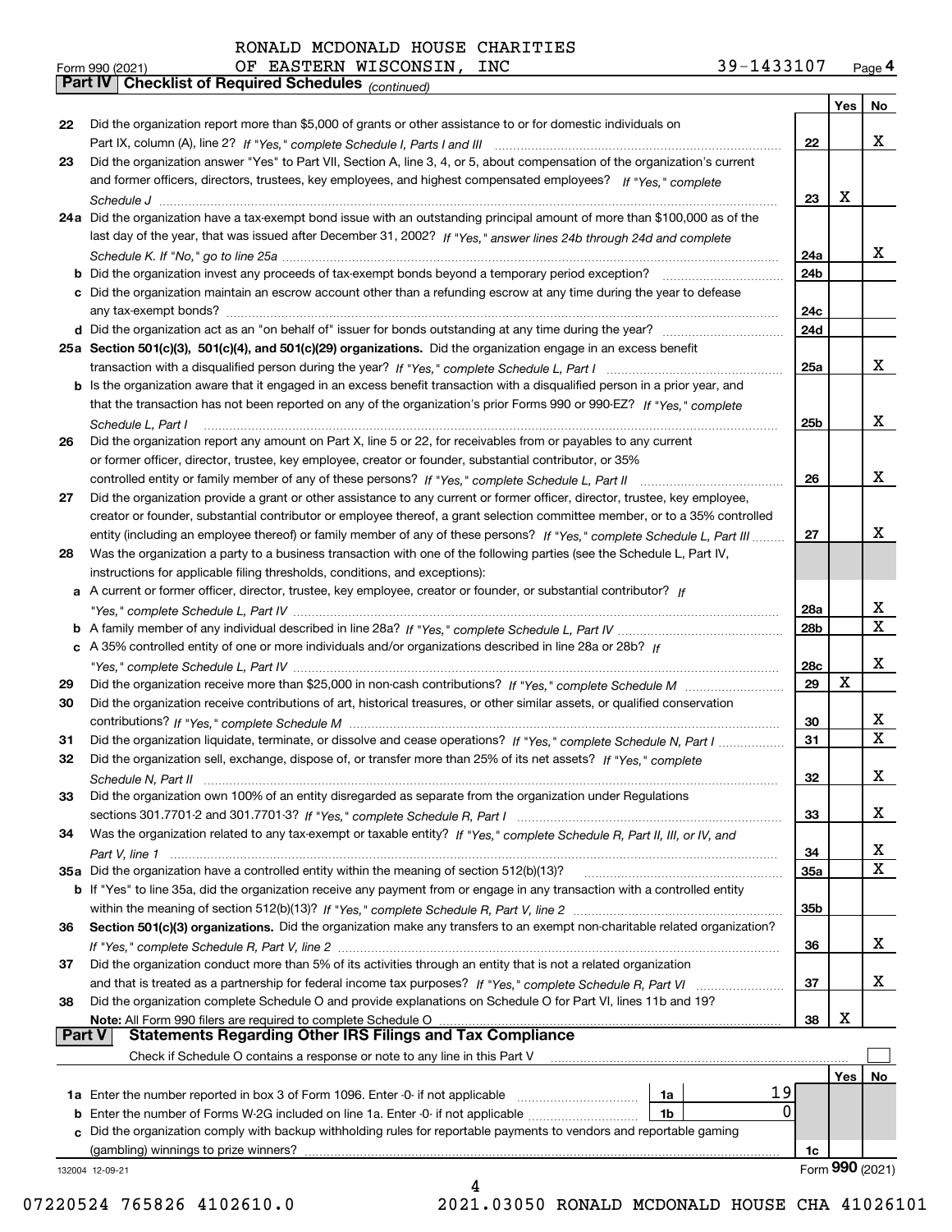RONALD MCDONALD HOUSE CHARITIES
OF EASTERN WISCONSIN, INC

Form 990 (2021) 39-1433107 Page 4

## Part IV Checklist of Required Schedules *(continued)*

| | | | Yes | No |
|---|---|---|---|---|
| 22 | Did the organization report more than $5,000 of grants or other assistance to or for domestic individuals on Part IX, column (A), line 2? *If "Yes," complete Schedule I, Parts I and III* | 22 | | X |
| 23 | Did the organization answer "Yes" to Part VII, Section A, line 3, 4, or 5, about compensation of the organization's current and former officers, directors, trustees, key employees, and highest compensated employees? *If "Yes," complete Schedule J* | 23 | X | |
| 24a | Did the organization have a tax-exempt bond issue with an outstanding principal amount of more than $100,000 as of the last day of the year, that was issued after December 31, 2002? *If "Yes," answer lines 24b through 24d and complete Schedule K. If "No," go to line 25a* | 24a | | X |
| b | Did the organization invest any proceeds of tax-exempt bonds beyond a temporary period exception? | 24b | | |
| c | Did the organization maintain an escrow account other than a refunding escrow at any time during the year to defease any tax-exempt bonds? | 24c | | |
| d | Did the organization act as an "on behalf of" issuer for bonds outstanding at any time during the year? | 24d | | |
| 25a | **Section 501(c)(3), 501(c)(4), and 501(c)(29) organizations.** Did the organization engage in an excess benefit transaction with a disqualified person during the year? *If "Yes," complete Schedule L, Part I* | 25a | | X |
| b | Is the organization aware that it engaged in an excess benefit transaction with a disqualified person in a prior year, and that the transaction has not been reported on any of the organization's prior Forms 990 or 990-EZ? *If "Yes," complete Schedule L, Part I* | 25b | | X |
| 26 | Did the organization report any amount on Part X, line 5 or 22, for receivables from or payables to any current or former officer, director, trustee, key employee, creator or founder, substantial contributor, or 35% controlled entity or family member of any of these persons? *If "Yes," complete Schedule L, Part II* | 26 | | X |
| 27 | Did the organization provide a grant or other assistance to any current or former officer, director, trustee, key employee, creator or founder, substantial contributor or employee thereof, a grant selection committee member, or to a 35% controlled entity (including an employee thereof) or family member of any of these persons? *If "Yes," complete Schedule L, Part III* | 27 | | X |
| 28 | Was the organization a party to a business transaction with one of the following parties (see the Schedule L, Part IV, instructions for applicable filing thresholds, conditions, and exceptions): | | | |
| a | A current or former officer, director, trustee, key employee, creator or founder, or substantial contributor? *If "Yes," complete Schedule L, Part IV* | 28a | | X |
| b | A family member of any individual described in line 28a? *If "Yes," complete Schedule L, Part IV* | 28b | | X |
| c | A 35% controlled entity of one or more individuals and/or organizations described in line 28a or 28b? *If "Yes," complete Schedule L, Part IV* | 28c | | X |
| 29 | Did the organization receive more than $25,000 in non-cash contributions? *If "Yes," complete Schedule M* | 29 | X | |
| 30 | Did the organization receive contributions of art, historical treasures, or other similar assets, or qualified conservation contributions? *If "Yes," complete Schedule M* | 30 | | X |
| 31 | Did the organization liquidate, terminate, or dissolve and cease operations? *If "Yes," complete Schedule N, Part I* | 31 | | X |
| 32 | Did the organization sell, exchange, dispose of, or transfer more than 25% of its net assets? *If "Yes," complete Schedule N, Part II* | 32 | | X |
| 33 | Did the organization own 100% of an entity disregarded as separate from the organization under Regulations sections 301.7701-2 and 301.7701-3? *If "Yes," complete Schedule R, Part I* | 33 | | X |
| 34 | Was the organization related to any tax-exempt or taxable entity? *If "Yes," complete Schedule R, Part II, III, or IV, and Part V, line 1* | 34 | | X |
| 35a | Did the organization have a controlled entity within the meaning of section 512(b)(13)? | 35a | | X |
| b | If "Yes" to line 35a, did the organization receive any payment from or engage in any transaction with a controlled entity within the meaning of section 512(b)(13)? *If "Yes," complete Schedule R, Part V, line 2* | 35b | | |
| 36 | **Section 501(c)(3) organizations.** Did the organization make any transfers to an exempt non-charitable related organization? *If "Yes," complete Schedule R, Part V, line 2* | 36 | | X |
| 37 | Did the organization conduct more than 5% of its activities through an entity that is not a related organization and that is treated as a partnership for federal income tax purposes? *If "Yes," complete Schedule R, Part VI* | 37 | | X |
| 38 | Did the organization complete Schedule O and provide explanations on Schedule O for Part VI, lines 11b and 19? **Note:** All Form 990 filers are required to complete Schedule O | 38 | X | |

## Part V Statements Regarding Other IRS Filings and Tax Compliance

Check if Schedule O contains a response or note to any line in this Part V ☐

| | | | | | Yes | No |
|---|---|---|---|---|---|---|
| 1a | Enter the number reported in box 3 of Form 1096. Enter -0- if not applicable | 1a | 19 | | | |
| b | Enter the number of Forms W-2G included on line 1a. Enter -0- if not applicable | 1b | 0 | | | |
| c | Did the organization comply with backup withholding rules for reportable payments to vendors and reportable gaming (gambling) winnings to prize winners? | | | 1c | | |

132004 12-09-21 Form **990** (2021)

07220524 765826 4102610.0 2021.03050 RONALD MCDONALD HOUSE CHA 41026101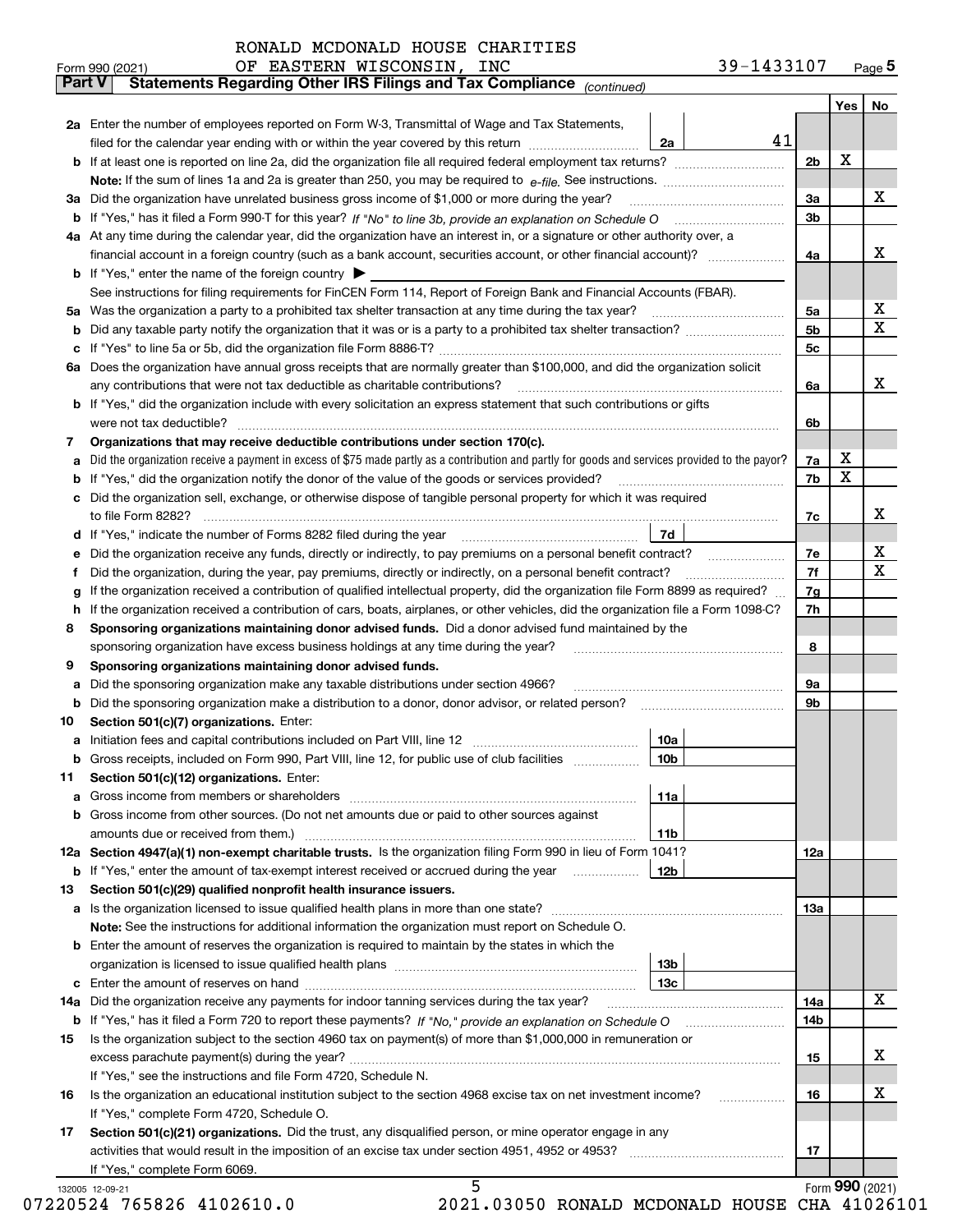RONALD MCDONALD HOUSE CHARITIES

Form 990 (2021) OF EASTERN WISCONSIN, INC 39-1433107 Page 5

**Part V** **Statements Regarding Other IRS Filings and Tax Compliance** *(continued)*

| | | | | | Yes | No |
|---|---|---|---|---|---|---|
| **2a** | Enter the number of employees reported on Form W-3, Transmittal of Wage and Tax Statements, filed for the calendar year ending with or within the year covered by this return | 2a | 41 | | | |
| **b** | If at least one is reported on line 2a, did the organization file all required federal employment tax returns? | | | 2b | X | |
| | **Note:** If the sum of lines 1a and 2a is greater than 250, you may be required to *e-file.* See instructions. | | | | | |
| **3a** | Did the organization have unrelated business gross income of $1,000 or more during the year? | | | 3a | | X |
| **b** | If "Yes," has it filed a Form 990-T for this year? *If "No" to line 3b, provide an explanation on Schedule O* | | | 3b | | |
| **4a** | At any time during the calendar year, did the organization have an interest in, or a signature or other authority over, a financial account in a foreign country (such as a bank account, securities account, or other financial account)? | | | 4a | | X |
| **b** | If "Yes," enter the name of the foreign country ▶ | | | | | |
| | See instructions for filing requirements for FinCEN Form 114, Report of Foreign Bank and Financial Accounts (FBAR). | | | | | |
| **5a** | Was the organization a party to a prohibited tax shelter transaction at any time during the tax year? | | | 5a | | X |
| **b** | Did any taxable party notify the organization that it was or is a party to a prohibited tax shelter transaction? | | | 5b | | X |
| **c** | If "Yes" to line 5a or 5b, did the organization file Form 8886-T? | | | 5c | | |
| **6a** | Does the organization have annual gross receipts that are normally greater than $100,000, and did the organization solicit any contributions that were not tax deductible as charitable contributions? | | | 6a | | X |
| **b** | If "Yes," did the organization include with every solicitation an express statement that such contributions or gifts were not tax deductible? | | | 6b | | |
| **7** | **Organizations that may receive deductible contributions under section 170(c).** | | | | | |
| **a** | Did the organization receive a payment in excess of $75 made partly as a contribution and partly for goods and services provided to the payor? | | | 7a | X | |
| **b** | If "Yes," did the organization notify the donor of the value of the goods or services provided? | | | 7b | X | |
| **c** | Did the organization sell, exchange, or otherwise dispose of tangible personal property for which it was required to file Form 8282? | | | 7c | | X |
| **d** | If "Yes," indicate the number of Forms 8282 filed during the year | 7d | | | | |
| **e** | Did the organization receive any funds, directly or indirectly, to pay premiums on a personal benefit contract? | | | 7e | | X |
| **f** | Did the organization, during the year, pay premiums, directly or indirectly, on a personal benefit contract? | | | 7f | | X |
| **g** | If the organization received a contribution of qualified intellectual property, did the organization file Form 8899 as required? | | | 7g | | |
| **h** | If the organization received a contribution of cars, boats, airplanes, or other vehicles, did the organization file a Form 1098-C? | | | 7h | | |
| **8** | **Sponsoring organizations maintaining donor advised funds.** Did a donor advised fund maintained by the sponsoring organization have excess business holdings at any time during the year? | | | 8 | | |
| **9** | **Sponsoring organizations maintaining donor advised funds.** | | | | | |
| **a** | Did the sponsoring organization make any taxable distributions under section 4966? | | | 9a | | |
| **b** | Did the sponsoring organization make a distribution to a donor, donor advisor, or related person? | | | 9b | | |
| **10** | **Section 501(c)(7) organizations.** Enter: | | | | | |
| **a** | Initiation fees and capital contributions included on Part VIII, line 12 | 10a | | | | |
| **b** | Gross receipts, included on Form 990, Part VIII, line 12, for public use of club facilities | 10b | | | | |
| **11** | **Section 501(c)(12) organizations.** Enter: | | | | | |
| **a** | Gross income from members or shareholders | 11a | | | | |
| **b** | Gross income from other sources. (Do not net amounts due or paid to other sources against amounts due or received from them.) | 11b | | | | |
| **12a** | **Section 4947(a)(1) non-exempt charitable trusts.** Is the organization filing Form 990 in lieu of Form 1041? | | | 12a | | |
| **b** | If "Yes," enter the amount of tax-exempt interest received or accrued during the year | 12b | | | | |
| **13** | **Section 501(c)(29) qualified nonprofit health insurance issuers.** | | | | | |
| **a** | Is the organization licensed to issue qualified health plans in more than one state? | | | 13a | | |
| | **Note:** See the instructions for additional information the organization must report on Schedule O. | | | | | |
| **b** | Enter the amount of reserves the organization is required to maintain by the states in which the organization is licensed to issue qualified health plans | 13b | | | | |
| **c** | Enter the amount of reserves on hand | 13c | | | | |
| **14a** | Did the organization receive any payments for indoor tanning services during the tax year? | | | 14a | | X |
| **b** | If "Yes," has it filed a Form 720 to report these payments? *If "No," provide an explanation on Schedule O* | | | 14b | | |
| **15** | Is the organization subject to the section 4960 tax on payment(s) of more than $1,000,000 in remuneration or excess parachute payment(s) during the year? | | | 15 | | X |
| | If "Yes," see the instructions and file Form 4720, Schedule N. | | | | | |
| **16** | Is the organization an educational institution subject to the section 4968 excise tax on net investment income? | | | 16 | | X |
| | If "Yes," complete Form 4720, Schedule O. | | | | | |
| **17** | **Section 501(c)(21) organizations.** Did the trust, any disqualified person, or mine operator engage in any activities that would result in the imposition of an excise tax under section 4951, 4952 or 4953? | | | 17 | | |
| | If "Yes," complete Form 6069. | | | | | |

132005 12-09-21

Form **990** (2021)

07220524 765826 4102610.0 2021.03050 RONALD MCDONALD HOUSE CHA 41026101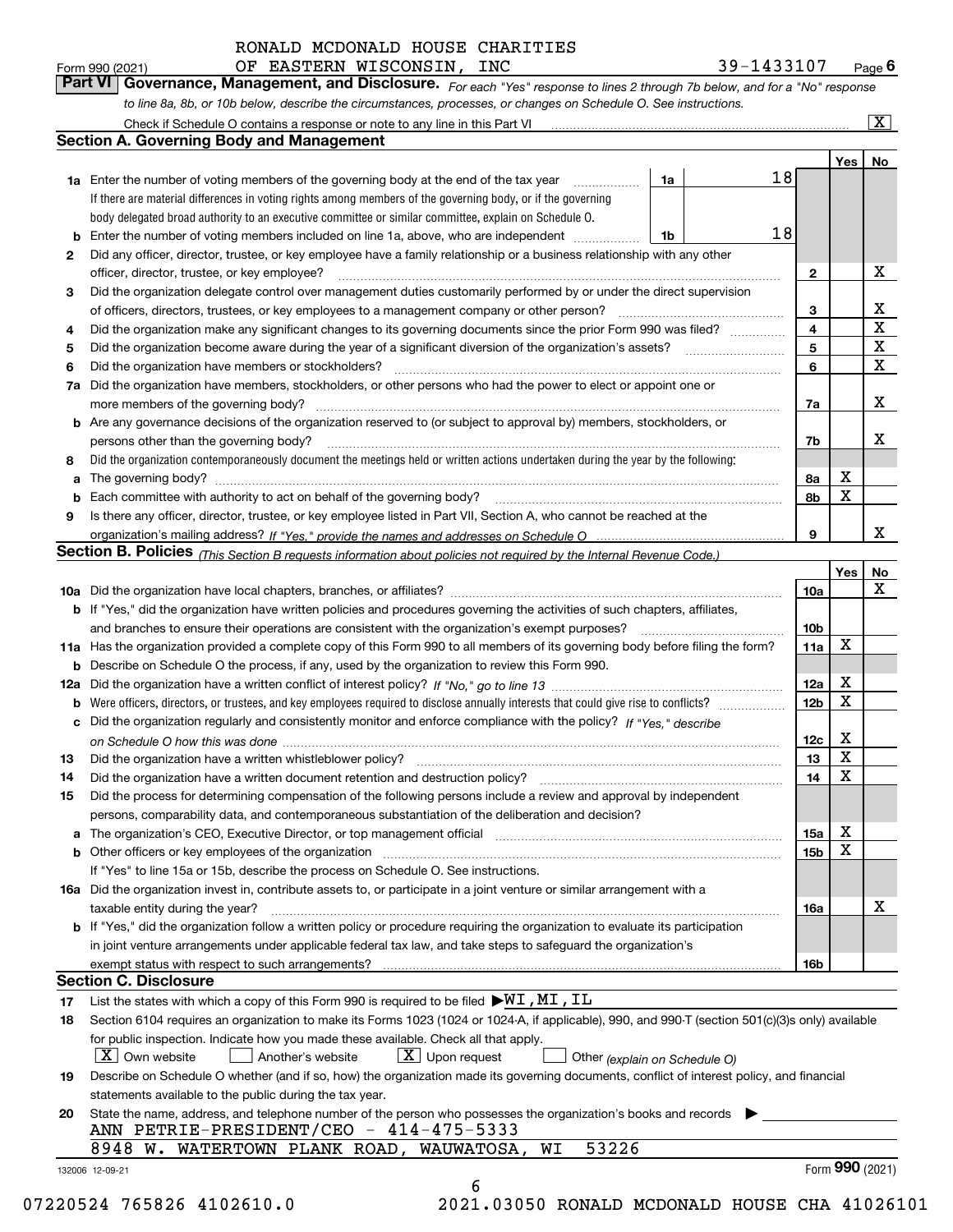RONALD MCDONALD HOUSE CHARITIES
Form 990 (2021) OF EASTERN WISCONSIN, INC 39-1433107 Page 6

**Part VI Governance, Management, and Disclosure.** *For each "Yes" response to lines 2 through 7b below, and for a "No" response to line 8a, 8b, or 10b below, describe the circumstances, processes, or changes on Schedule O. See instructions.*

Check if Schedule O contains a response or note to any line in this Part VI [X]

## Section A. Governing Body and Management

| | | | | Yes | No |
|---|---|---|---|---|---|
| 1a | Enter the number of voting members of the governing body at the end of the tax year | 1a | 18 | | |
| | If there are material differences in voting rights among members of the governing body, or if the governing body delegated broad authority to an executive committee or similar committee, explain on Schedule O. | | | | |
| b | Enter the number of voting members included on line 1a, above, who are independent | 1b | 18 | | |
| 2 | Did any officer, director, trustee, or key employee have a family relationship or a business relationship with any other officer, director, trustee, or key employee? | 2 | | | X |
| 3 | Did the organization delegate control over management duties customarily performed by or under the direct supervision of officers, directors, trustees, or key employees to a management company or other person? | 3 | | | X |
| 4 | Did the organization make any significant changes to its governing documents since the prior Form 990 was filed? | 4 | | | X |
| 5 | Did the organization become aware during the year of a significant diversion of the organization's assets? | 5 | | | X |
| 6 | Did the organization have members or stockholders? | 6 | | | X |
| 7a | Did the organization have members, stockholders, or other persons who had the power to elect or appoint one or more members of the governing body? | 7a | | | X |
| b | Are any governance decisions of the organization reserved to (or subject to approval by) members, stockholders, or persons other than the governing body? | 7b | | | X |
| 8 | Did the organization contemporaneously document the meetings held or written actions undertaken during the year by the following: | | | | |
| a | The governing body? | 8a | | X | |
| b | Each committee with authority to act on behalf of the governing body? | 8b | | X | |
| 9 | Is there any officer, director, trustee, or key employee listed in Part VII, Section A, who cannot be reached at the organization's mailing address? *If "Yes," provide the names and addresses on Schedule O* | 9 | | | X |

## Section B. Policies *(This Section B requests information about policies not required by the Internal Revenue Code.)*

| | | | Yes | No |
|---|---|---|---|---|
| 10a | Did the organization have local chapters, branches, or affiliates? | 10a | | X |
| b | If "Yes," did the organization have written policies and procedures governing the activities of such chapters, affiliates, and branches to ensure their operations are consistent with the organization's exempt purposes? | 10b | | |
| 11a | Has the organization provided a complete copy of this Form 990 to all members of its governing body before filing the form? | 11a | X | |
| b | Describe on Schedule O the process, if any, used by the organization to review this Form 990. | | | |
| 12a | Did the organization have a written conflict of interest policy? *If "No," go to line 13* | 12a | X | |
| b | Were officers, directors, or trustees, and key employees required to disclose annually interests that could give rise to conflicts? | 12b | X | |
| c | Did the organization regularly and consistently monitor and enforce compliance with the policy? *If "Yes," describe on Schedule O how this was done* | 12c | X | |
| 13 | Did the organization have a written whistleblower policy? | 13 | X | |
| 14 | Did the organization have a written document retention and destruction policy? | 14 | X | |
| 15 | Did the process for determining compensation of the following persons include a review and approval by independent persons, comparability data, and contemporaneous substantiation of the deliberation and decision? | | | |
| a | The organization's CEO, Executive Director, or top management official | 15a | X | |
| b | Other officers or key employees of the organization | 15b | X | |
| | If "Yes" to line 15a or 15b, describe the process on Schedule O. See instructions. | | | |
| 16a | Did the organization invest in, contribute assets to, or participate in a joint venture or similar arrangement with a taxable entity during the year? | 16a | | X |
| b | If "Yes," did the organization follow a written policy or procedure requiring the organization to evaluate its participation in joint venture arrangements under applicable federal tax law, and take steps to safeguard the organization's exempt status with respect to such arrangements? | 16b | | |

## Section C. Disclosure

17 List the states with which a copy of this Form 990 is required to be filed ▶WI, MI, IL

18 Section 6104 requires an organization to make its Forms 1023 (1024 or 1024-A, if applicable), 990, and 990-T (section 501(c)(3)s only) available for public inspection. Indicate how you made these available. Check all that apply.
[X] Own website [ ] Another's website [X] Upon request [ ] Other *(explain on Schedule O)*

19 Describe on Schedule O whether (and if so, how) the organization made its governing documents, conflict of interest policy, and financial statements available to the public during the tax year.

20 State the name, address, and telephone number of the person who possesses the organization's books and records ▶
ANN PETRIE-PRESIDENT/CEO - 414-475-5333
8948 W. WATERTOWN PLANK ROAD, WAUWATOSA, WI 53226

132006 12-09-21 Form **990** (2021)

07220524 765826 4102610.0 2021.03050 RONALD MCDONALD HOUSE CHA 41026101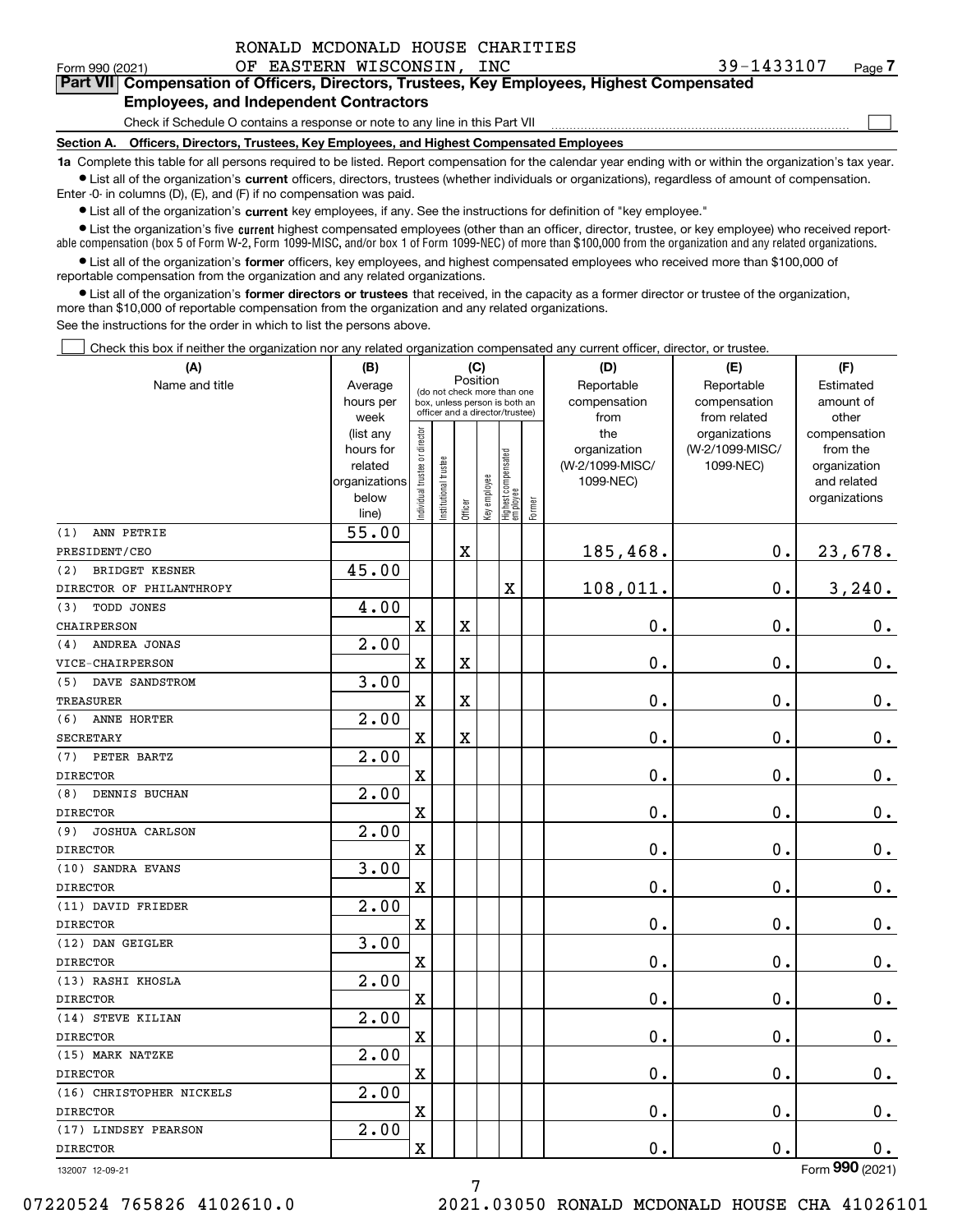RONALD MCDONALD HOUSE CHARITIES
Form 990 (2021) OF EASTERN WISCONSIN, INC 39-1433107 Page 7

**Part VII Compensation of Officers, Directors, Trustees, Key Employees, Highest Compensated Employees, and Independent Contractors**

Check if Schedule O contains a response or note to any line in this Part VII ☐

**Section A. Officers, Directors, Trustees, Key Employees, and Highest Compensated Employees**

**1a** Complete this table for all persons required to be listed. Report compensation for the calendar year ending with or within the organization's tax year.

- List all of the organization's **current** officers, directors, trustees (whether individuals or organizations), regardless of amount of compensation. Enter -0- in columns (D), (E), and (F) if no compensation was paid.
- List all of the organization's **current** key employees, if any. See the instructions for definition of "key employee."
- List the organization's five **current** highest compensated employees (other than an officer, director, trustee, or key employee) who received reportable compensation (box 5 of Form W-2, Form 1099-MISC, and/or box 1 of Form 1099-NEC) of more than $100,000 from the organization and any related organizations.
- List all of the organization's **former** officers, key employees, and highest compensated employees who received more than $100,000 of reportable compensation from the organization and any related organizations.
- List all of the organization's **former directors or trustees** that received, in the capacity as a former director or trustee of the organization, more than $10,000 of reportable compensation from the organization and any related organizations.

See the instructions for the order in which to list the persons above.

☐ Check this box if neither the organization nor any related organization compensated any current officer, director, or trustee.

| (A) Name and title | (B) Average hours per week (list any hours for related organizations below line) | (C) Position: Individual trustee or director | Institutional trustee | Officer | Key employee | Highest compensated employee | Former | (D) Reportable compensation from the organization (W-2/1099-MISC/1099-NEC) | (E) Reportable compensation from related organizations (W-2/1099-MISC/1099-NEC) | (F) Estimated amount of other compensation from the organization and related organizations |
|---|---|---|---|---|---|---|---|---|---|---|
| (1) ANN PETRIE<br>PRESIDENT/CEO | 55.00 | | | X | | | | 185,468. | 0. | 23,678. |
| (2) BRIDGET KESNER<br>DIRECTOR OF PHILANTHROPY | 45.00 | | | | | X | | 108,011. | 0. | 3,240. |
| (3) TODD JONES<br>CHAIRPERSON | 4.00 | X | | X | | | | 0. | 0. | 0. |
| (4) ANDREA JONAS<br>VICE-CHAIRPERSON | 2.00 | X | | X | | | | 0. | 0. | 0. |
| (5) DAVE SANDSTROM<br>TREASURER | 3.00 | X | | X | | | | 0. | 0. | 0. |
| (6) ANNE HORTER<br>SECRETARY | 2.00 | X | | X | | | | 0. | 0. | 0. |
| (7) PETER BARTZ<br>DIRECTOR | 2.00 | X | | | | | | 0. | 0. | 0. |
| (8) DENNIS BUCHAN<br>DIRECTOR | 2.00 | X | | | | | | 0. | 0. | 0. |
| (9) JOSHUA CARLSON<br>DIRECTOR | 2.00 | X | | | | | | 0. | 0. | 0. |
| (10) SANDRA EVANS<br>DIRECTOR | 3.00 | X | | | | | | 0. | 0. | 0. |
| (11) DAVID FRIEDER<br>DIRECTOR | 2.00 | X | | | | | | 0. | 0. | 0. |
| (12) DAN GEIGLER<br>DIRECTOR | 3.00 | X | | | | | | 0. | 0. | 0. |
| (13) RASHI KHOSLA<br>DIRECTOR | 2.00 | X | | | | | | 0. | 0. | 0. |
| (14) STEVE KILIAN<br>DIRECTOR | 2.00 | X | | | | | | 0. | 0. | 0. |
| (15) MARK NATZKE<br>DIRECTOR | 2.00 | X | | | | | | 0. | 0. | 0. |
| (16) CHRISTOPHER NICKELS<br>DIRECTOR | 2.00 | X | | | | | | 0. | 0. | 0. |
| (17) LINDSEY PEARSON<br>DIRECTOR | 2.00 | X | | | | | | 0. | 0. | 0. |

132007 12-09-21 Form 990 (2021)

07220524 765826 4102610.0 2021.03050 RONALD MCDONALD HOUSE CHA 41026101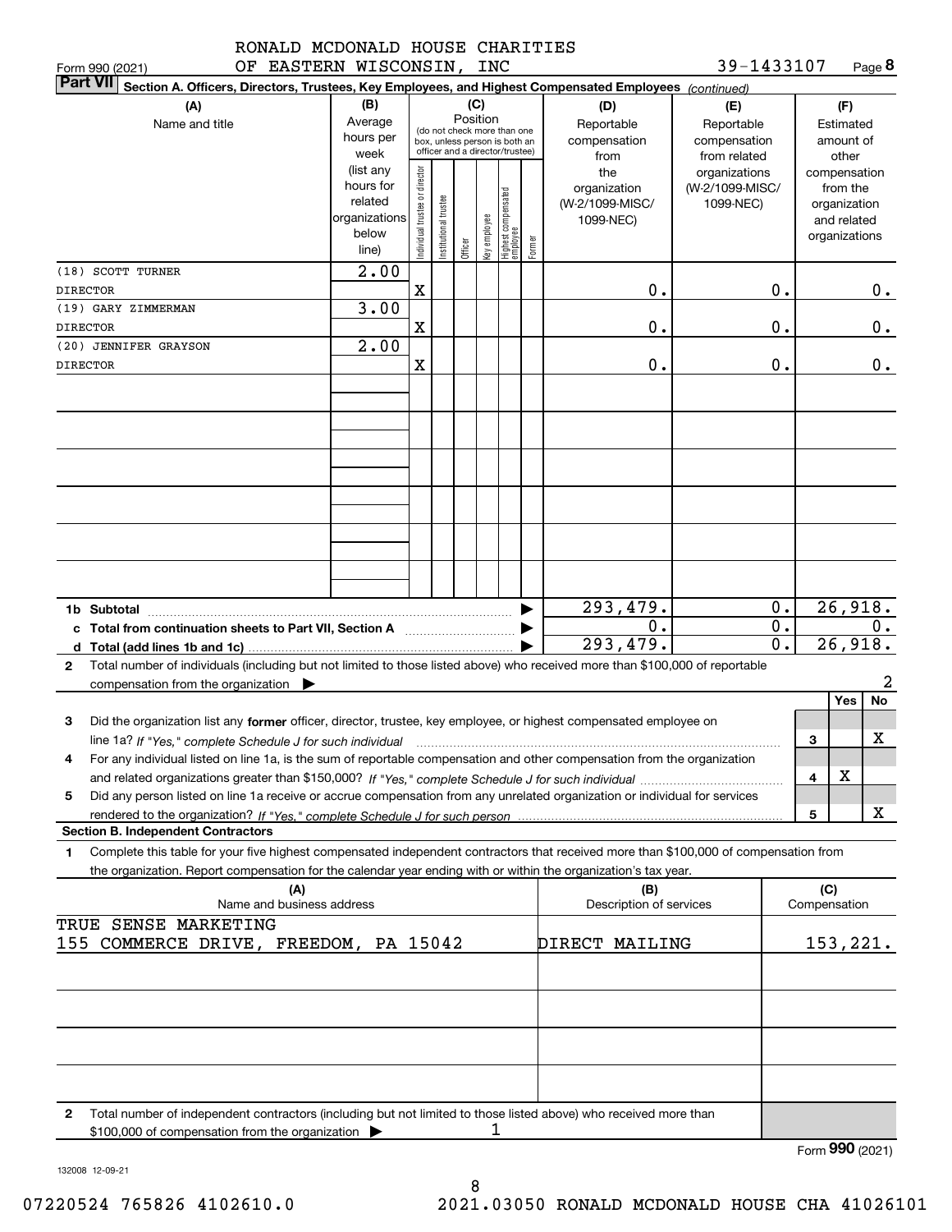RONALD MCDONALD HOUSE CHARITIES
OF EASTERN WISCONSIN, INC

Form 990 (2021) 39-1433107 Page **8**

**Part VII** **Section A. Officers, Directors, Trustees, Key Employees, and Highest Compensated Employees** *(continued)*

| (A) Name and title | (B) Average hours per week (list any hours for related organizations below line) | (C) Position: Individual trustee or director | Institutional trustee | Officer | Key employee | Highest compensated employee | Former | (D) Reportable compensation from the organization (W-2/1099-MISC/ 1099-NEC) | (E) Reportable compensation from related organizations (W-2/1099-MISC/ 1099-NEC) | (F) Estimated amount of other compensation from the organization and related organizations |
|---|---|---|---|---|---|---|---|---|---|---|
| (18) SCOTT TURNER DIRECTOR | 2.00 | X | | | | | | 0. | 0. | 0. |
| (19) GARY ZIMMERMAN DIRECTOR | 3.00 | X | | | | | | 0. | 0. | 0. |
| (20) JENNIFER GRAYSON DIRECTOR | 2.00 | X | | | | | | 0. | 0. | 0. |
| **1b Subtotal** | | | | | | | | 293,479. | 0. | 26,918. |
| **c Total from continuation sheets to Part VII, Section A** | | | | | | | | 0. | 0. | 0. |
| **d Total (add lines 1b and 1c)** | | | | | | | | 293,479. | 0. | 26,918. |

**2** Total number of individuals (including but not limited to those listed above) who received more than $100,000 of reportable compensation from the organization ▶ 2

| | | Yes | No |
|---|---|---|---|
| **3** Did the organization list any **former** officer, director, trustee, key employee, or highest compensated employee on line 1a? *If "Yes," complete Schedule J for such individual* | 3 | | X |
| **4** For any individual listed on line 1a, is the sum of reportable compensation and other compensation from the organization and related organizations greater than $150,000? *If "Yes," complete Schedule J for such individual* | 4 | X | |
| **5** Did any person listed on line 1a receive or accrue compensation from any unrelated organization or individual for services rendered to the organization? *If "Yes," complete Schedule J for such person* | 5 | | X |

**Section B. Independent Contractors**

**1** Complete this table for your five highest compensated independent contractors that received more than $100,000 of compensation from the organization. Report compensation for the calendar year ending with or within the organization's tax year.

| (A) Name and business address | (B) Description of services | (C) Compensation |
|---|---|---|
| TRUE SENSE MARKETING 155 COMMERCE DRIVE, FREEDOM, PA 15042 | DIRECT MAILING | 153,221. |

**2** Total number of independent contractors (including but not limited to those listed above) who received more than $100,000 of compensation from the organization ▶ 1

Form **990** (2021)

132008 12-09-21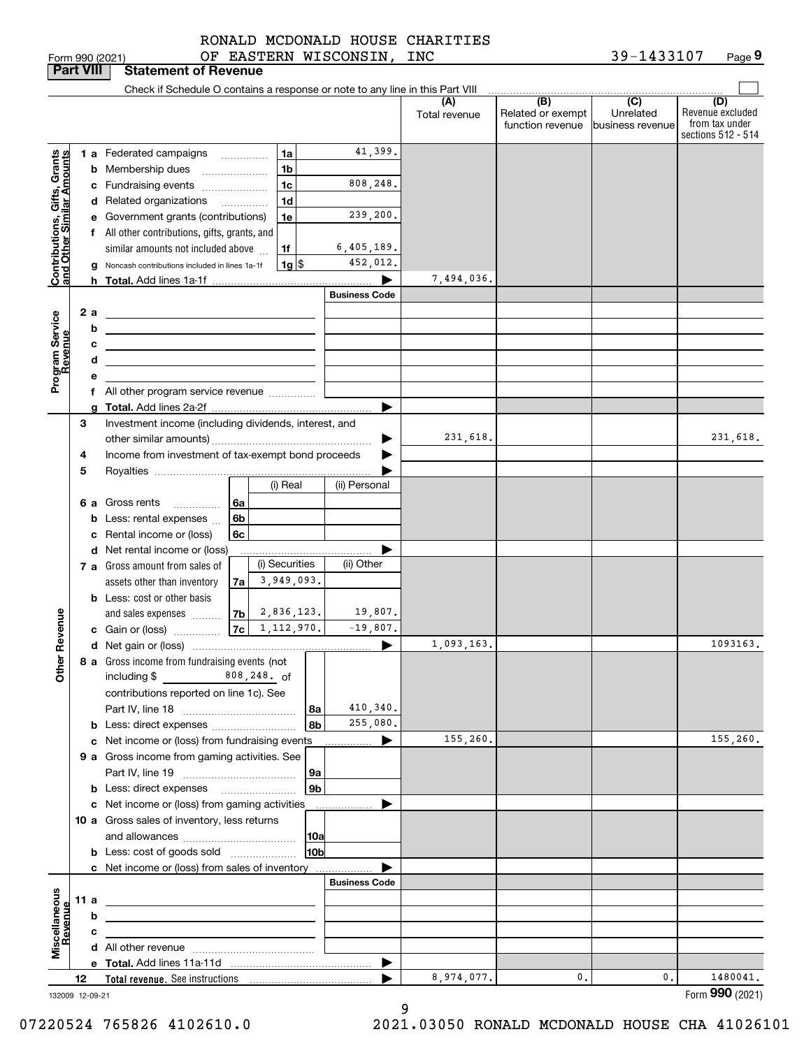RONALD MCDONALD HOUSE CHARITIES
OF EASTERN WISCONSIN, INC

Form 990 (2021) 39-1433107 Page 9

**Part VIII Statement of Revenue**

Check if Schedule O contains a response or note to any line in this Part VIII

| | | | (A) Total revenue | (B) Related or exempt function revenue | (C) Unrelated business revenue | (D) Revenue excluded from tax under sections 512 - 514 |
|---|---|---|---|---|---|---|
| **Contributions, Gifts, Grants and Other Similar Amounts** | 1a Federated campaigns | 1a 41,399. | | | | |
| | b Membership dues | 1b | | | | |
| | c Fundraising events | 1c 808,248. | | | | |
| | d Related organizations | 1d | | | | |
| | e Government grants (contributions) | 1e 239,200. | | | | |
| | f All other contributions, gifts, grants, and similar amounts not included above | 1f 6,405,189. | | | | |
| | g Noncash contributions included in lines 1a-1f | 1g $ 452,012. | | | | |
| | h **Total.** Add lines 1a-1f | | 7,494,036. | | | |
| **Program Service Revenue** | | Business Code | | | | |
| | 2 a | | | | | |
| | b | | | | | |
| | c | | | | | |
| | d | | | | | |
| | e | | | | | |
| | f All other program service revenue | | | | | |
| | g **Total.** Add lines 2a-2f | | | | | |
| **Other Revenue** | 3 Investment income (including dividends, interest, and other similar amounts) | | 231,618. | | | 231,618. |
| | 4 Income from investment of tax-exempt bond proceeds | | | | | |
| | 5 Royalties | | | | | |
| | | (i) Real / (ii) Personal | | | | |
| | 6 a Gross rents | 6a | | | | |
| | b Less: rental expenses | 6b | | | | |
| | c Rental income or (loss) | 6c | | | | |
| | d Net rental income or (loss) | | | | | |
| | | (i) Securities / (ii) Other | | | | |
| | 7 a Gross amount from sales of assets other than inventory | 7a 3,949,093. / | | | | |
| | b Less: cost or other basis and sales expenses | 7b 2,836,123. / 19,807. | | | | |
| | c Gain or (loss) | 7c 1,112,970. / -19,807. | | | | |
| | d Net gain or (loss) | | 1,093,163. | | | 1093163. |
| | 8 a Gross income from fundraising events (not including $ 808,248. of contributions reported on line 1c). See Part IV, line 18 | 8a 410,340. | | | | |
| | b Less: direct expenses | 8b 255,080. | | | | |
| | c Net income or (loss) from fundraising events | | 155,260. | | | 155,260. |
| | 9 a Gross income from gaming activities. See Part IV, line 19 | 9a | | | | |
| | b Less: direct expenses | 9b | | | | |
| | c Net income or (loss) from gaming activities | | | | | |
| | 10 a Gross sales of inventory, less returns and allowances | 10a | | | | |
| | b Less: cost of goods sold | 10b | | | | |
| | c Net income or (loss) from sales of inventory | | | | | |
| **Miscellaneous Revenue** | | Business Code | | | | |
| | 11 a | | | | | |
| | b | | | | | |
| | c | | | | | |
| | d All other revenue | | | | | |
| | e **Total.** Add lines 11a-11d | | | | | |
| | 12 **Total revenue.** See instructions | | 8,974,077. | 0. | 0. | 1480041. |

132009 12-09-21 Form **990** (2021)

07220524 765826 4102610.0 2021.03050 RONALD MCDONALD HOUSE CHA 41026101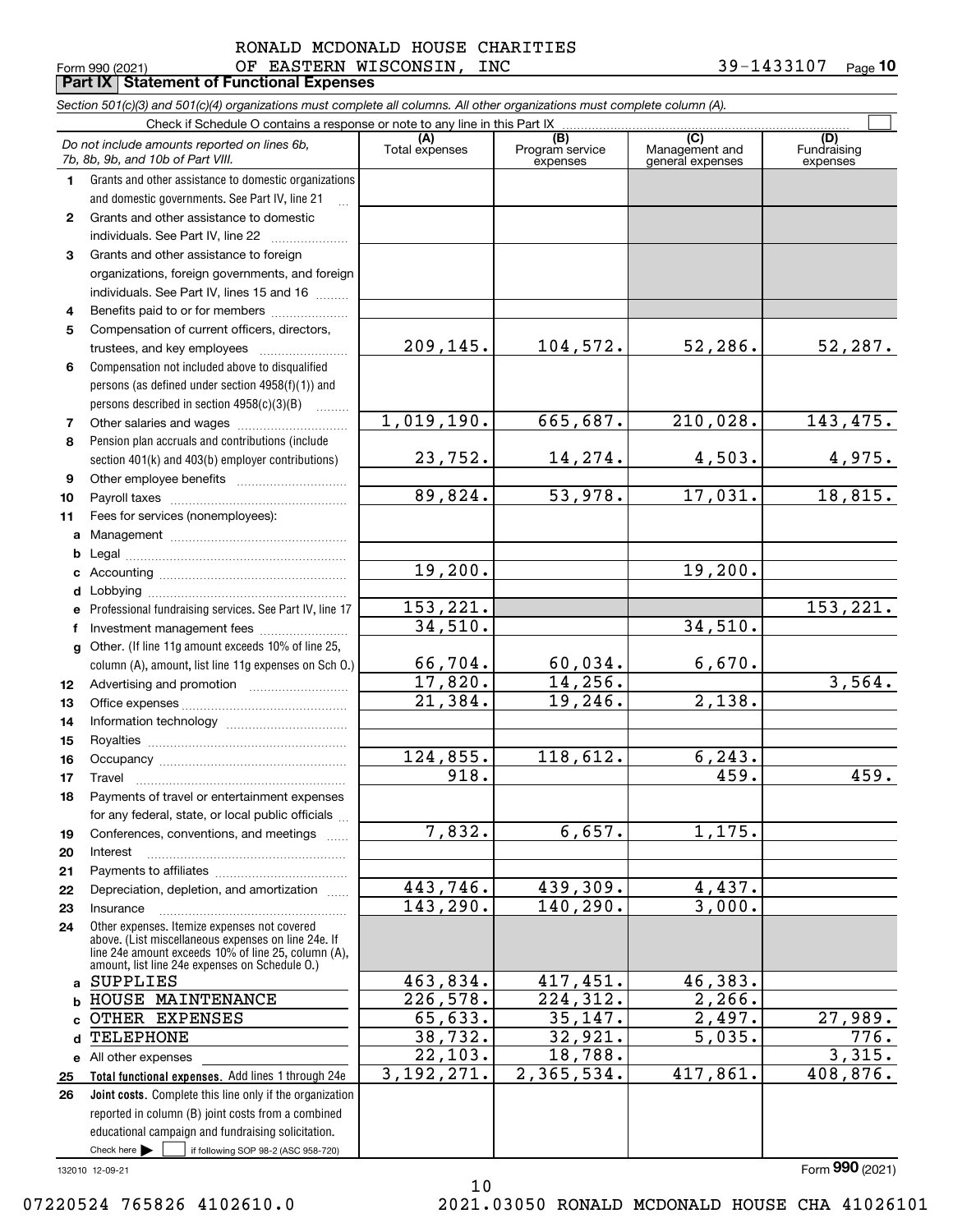RONALD MCDONALD HOUSE CHARITIES
Form 990 (2021) OF EASTERN WISCONSIN, INC 39-1433107 Page **10**

**Part IX Statement of Functional Expenses**

*Section 501(c)(3) and 501(c)(4) organizations must complete all columns. All other organizations must complete column (A).*

Check if Schedule O contains a response or note to any line in this Part IX

| *Do not include amounts reported on lines 6b, 7b, 8b, 9b, and 10b of Part VIII.* | (A) Total expenses | (B) Program service expenses | (C) Management and general expenses | (D) Fundraising expenses |
|---|---|---|---|---|
| **1** Grants and other assistance to domestic organizations and domestic governments. See Part IV, line 21 | | | | |
| **2** Grants and other assistance to domestic individuals. See Part IV, line 22 | | | | |
| **3** Grants and other assistance to foreign organizations, foreign governments, and foreign individuals. See Part IV, lines 15 and 16 | | | | |
| **4** Benefits paid to or for members | | | | |
| **5** Compensation of current officers, directors, trustees, and key employees | 209,145. | 104,572. | 52,286. | 52,287. |
| **6** Compensation not included above to disqualified persons (as defined under section 4958(f)(1)) and persons described in section 4958(c)(3)(B) | | | | |
| **7** Other salaries and wages | 1,019,190. | 665,687. | 210,028. | 143,475. |
| **8** Pension plan accruals and contributions (include section 401(k) and 403(b) employer contributions) | 23,752. | 14,274. | 4,503. | 4,975. |
| **9** Other employee benefits | | | | |
| **10** Payroll taxes | 89,824. | 53,978. | 17,031. | 18,815. |
| **11** Fees for services (nonemployees): | | | | |
| **a** Management | | | | |
| **b** Legal | | | | |
| **c** Accounting | 19,200. | | 19,200. | |
| **d** Lobbying | | | | |
| **e** Professional fundraising services. See Part IV, line 17 | 153,221. | | | 153,221. |
| **f** Investment management fees | 34,510. | | 34,510. | |
| **g** Other. (If line 11g amount exceeds 10% of line 25, column (A), amount, list line 11g expenses on Sch O.) | 66,704. | 60,034. | 6,670. | |
| **12** Advertising and promotion | 17,820. | 14,256. | | 3,564. |
| **13** Office expenses | 21,384. | 19,246. | 2,138. | |
| **14** Information technology | | | | |
| **15** Royalties | | | | |
| **16** Occupancy | 124,855. | 118,612. | 6,243. | |
| **17** Travel | 918. | | 459. | 459. |
| **18** Payments of travel or entertainment expenses for any federal, state, or local public officials | | | | |
| **19** Conferences, conventions, and meetings | 7,832. | 6,657. | 1,175. | |
| **20** Interest | | | | |
| **21** Payments to affiliates | | | | |
| **22** Depreciation, depletion, and amortization | 443,746. | 439,309. | 4,437. | |
| **23** Insurance | 143,290. | 140,290. | 3,000. | |
| **24** Other expenses. Itemize expenses not covered above. (List miscellaneous expenses on line 24e. If line 24e amount exceeds 10% of line 25, column (A), amount, list line 24e expenses on Schedule O.) | | | | |
| **a** SUPPLIES | 463,834. | 417,451. | 46,383. | |
| **b** HOUSE MAINTENANCE | 226,578. | 224,312. | 2,266. | |
| **c** OTHER EXPENSES | 65,633. | 35,147. | 2,497. | 27,989. |
| **d** TELEPHONE | 38,732. | 32,921. | 5,035. | 776. |
| **e** All other expenses | 22,103. | 18,788. | | 3,315. |
| **25** **Total functional expenses.** Add lines 1 through 24e | 3,192,271. | 2,365,534. | 417,861. | 408,876. |
| **26** **Joint costs.** Complete this line only if the organization reported in column (B) joint costs from a combined educational campaign and fundraising solicitation. Check here ☐ if following SOP 98-2 (ASC 958-720) | | | | |

132010 12-09-21 Form **990** (2021)

07220524 765826 4102610.0 2021.03050 RONALD MCDONALD HOUSE CHA 41026101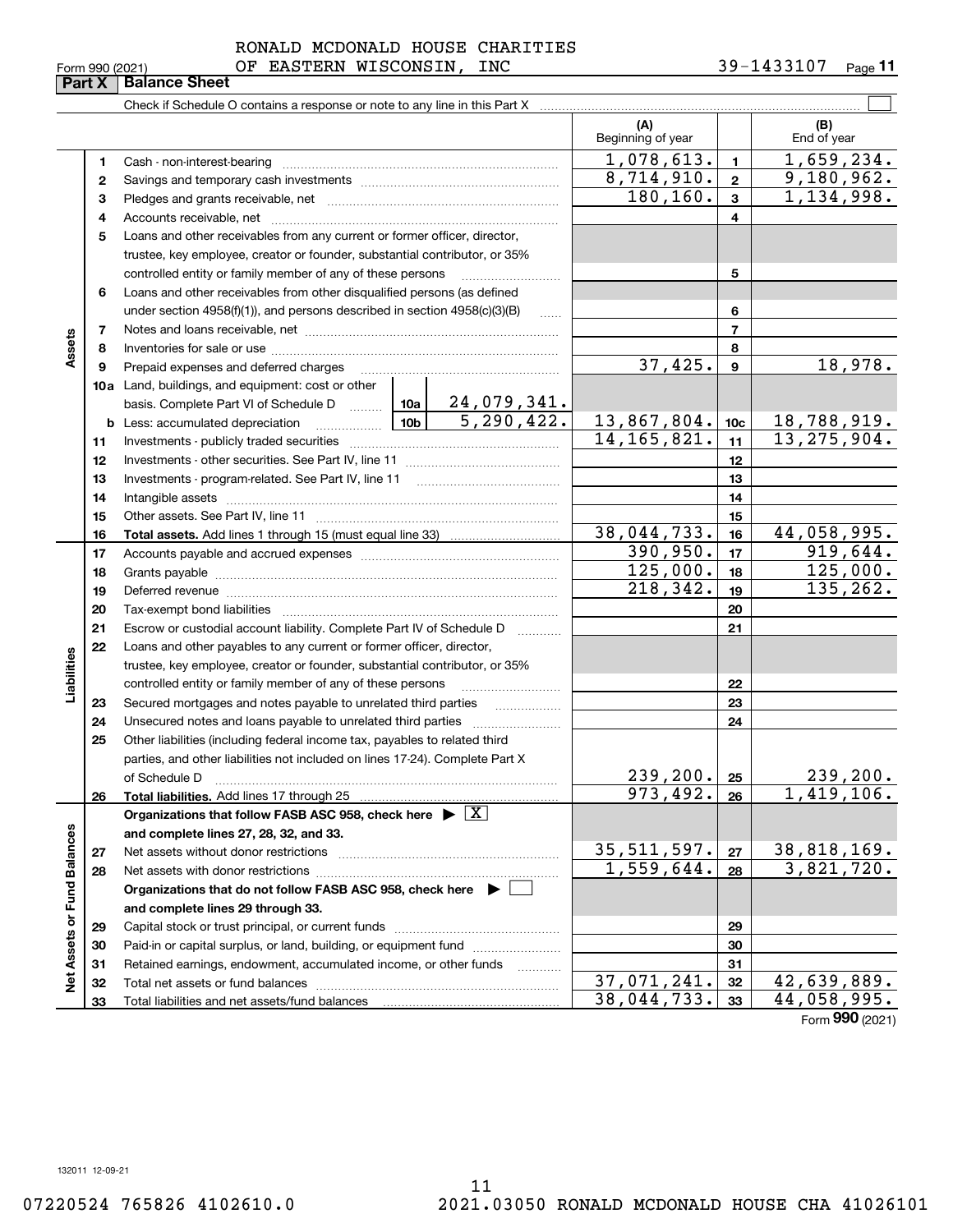RONALD MCDONALD HOUSE CHARITIES
Form 990 (2021) OF EASTERN WISCONSIN, INC 39-1433107 Page 11

**Part X Balance Sheet**

Check if Schedule O contains a response or note to any line in this Part X

| | | | | | (A) Beginning of year | | (B) End of year |
|---|---|---|---|---|---|---|---|
| Assets | 1 | Cash - non-interest-bearing | | | 1,078,613. | 1 | 1,659,234. |
| | 2 | Savings and temporary cash investments | | | 8,714,910. | 2 | 9,180,962. |
| | 3 | Pledges and grants receivable, net | | | 180,160. | 3 | 1,134,998. |
| | 4 | Accounts receivable, net | | | | 4 | |
| | 5 | Loans and other receivables from any current or former officer, director, trustee, key employee, creator or founder, substantial contributor, or 35% controlled entity or family member of any of these persons | | | | 5 | |
| | 6 | Loans and other receivables from other disqualified persons (as defined under section 4958(f)(1)), and persons described in section 4958(c)(3)(B) | | | | 6 | |
| | 7 | Notes and loans receivable, net | | | | 7 | |
| | 8 | Inventories for sale or use | | | | 8 | |
| | 9 | Prepaid expenses and deferred charges | | | 37,425. | 9 | 18,978. |
| | 10a | Land, buildings, and equipment: cost or other basis. Complete Part VI of Schedule D | 10a | 24,079,341. | | | |
| | b | Less: accumulated depreciation | 10b | 5,290,422. | 13,867,804. | 10c | 18,788,919. |
| | 11 | Investments - publicly traded securities | | | 14,165,821. | 11 | 13,275,904. |
| | 12 | Investments - other securities. See Part IV, line 11 | | | | 12 | |
| | 13 | Investments - program-related. See Part IV, line 11 | | | | 13 | |
| | 14 | Intangible assets | | | | 14 | |
| | 15 | Other assets. See Part IV, line 11 | | | | 15 | |
| | 16 | **Total assets.** Add lines 1 through 15 (must equal line 33) | | | 38,044,733. | 16 | 44,058,995. |
| Liabilities | 17 | Accounts payable and accrued expenses | | | 390,950. | 17 | 919,644. |
| | 18 | Grants payable | | | 125,000. | 18 | 125,000. |
| | 19 | Deferred revenue | | | 218,342. | 19 | 135,262. |
| | 20 | Tax-exempt bond liabilities | | | | 20 | |
| | 21 | Escrow or custodial account liability. Complete Part IV of Schedule D | | | | 21 | |
| | 22 | Loans and other payables to any current or former officer, director, trustee, key employee, creator or founder, substantial contributor, or 35% controlled entity or family member of any of these persons | | | | 22 | |
| | 23 | Secured mortgages and notes payable to unrelated third parties | | | | 23 | |
| | 24 | Unsecured notes and loans payable to unrelated third parties | | | | 24 | |
| | 25 | Other liabilities (including federal income tax, payables to related third parties, and other liabilities not included on lines 17-24). Complete Part X of Schedule D | | | 239,200. | 25 | 239,200. |
| | 26 | **Total liabilities.** Add lines 17 through 25 | | | 973,492. | 26 | 1,419,106. |
| Net Assets or Fund Balances | | **Organizations that follow FASB ASC 958, check here** ▶ [X] **and complete lines 27, 28, 32, and 33.** | | | | | |
| | 27 | Net assets without donor restrictions | | | 35,511,597. | 27 | 38,818,169. |
| | 28 | Net assets with donor restrictions | | | 1,559,644. | 28 | 3,821,720. |
| | | **Organizations that do not follow FASB ASC 958, check here** ▶ [ ] **and complete lines 29 through 33.** | | | | | |
| | 29 | Capital stock or trust principal, or current funds | | | | 29 | |
| | 30 | Paid-in or capital surplus, or land, building, or equipment fund | | | | 30 | |
| | 31 | Retained earnings, endowment, accumulated income, or other funds | | | | 31 | |
| | 32 | Total net assets or fund balances | | | 37,071,241. | 32 | 42,639,889. |
| | 33 | Total liabilities and net assets/fund balances | | | 38,044,733. | 33 | 44,058,995. |

Form **990** (2021)

132011 12-09-21

07220524 765826 4102610.0 2021.03050 RONALD MCDONALD HOUSE CHA 41026101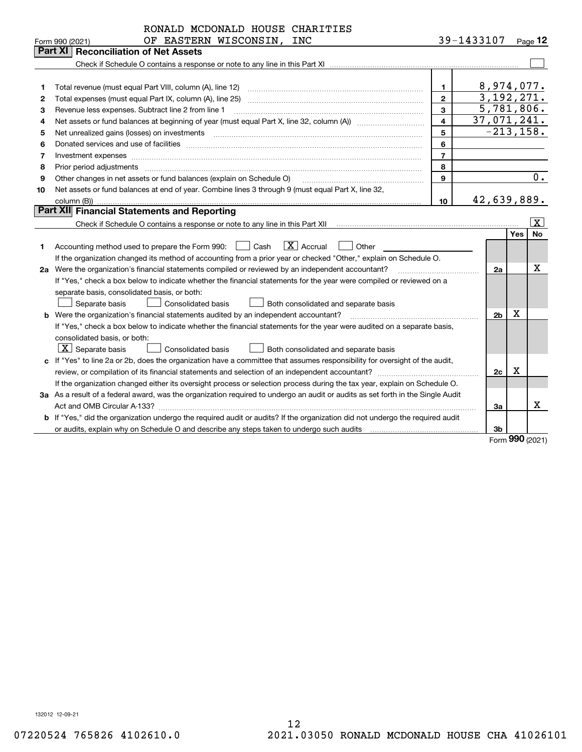RONALD MCDONALD HOUSE CHARITIES

Form 990 (2021) OF EASTERN WISCONSIN, INC 39-1433107 Page 12

## Part XI Reconciliation of Net Assets

Check if Schedule O contains a response or note to any line in this Part XI ☐

| | | | |
|---|---|---|---|
| 1 | Total revenue (must equal Part VIII, column (A), line 12) | 1 | 8,974,077. |
| 2 | Total expenses (must equal Part IX, column (A), line 25) | 2 | 3,192,271. |
| 3 | Revenue less expenses. Subtract line 2 from line 1 | 3 | 5,781,806. |
| 4 | Net assets or fund balances at beginning of year (must equal Part X, line 32, column (A)) | 4 | 37,071,241. |
| 5 | Net unrealized gains (losses) on investments | 5 | -213,158. |
| 6 | Donated services and use of facilities | 6 | |
| 7 | Investment expenses | 7 | |
| 8 | Prior period adjustments | 8 | |
| 9 | Other changes in net assets or fund balances (explain on Schedule O) | 9 | 0. |
| 10 | Net assets or fund balances at end of year. Combine lines 3 through 9 (must equal Part X, line 32, column (B)) | 10 | 42,639,889. |

## Part XII Financial Statements and Reporting

Check if Schedule O contains a response or note to any line in this Part XII ☒

| | | | Yes | No |
|---|---|---|---|---|
| 1 | Accounting method used to prepare the Form 990: ☐ Cash ☒ Accrual ☐ Other<br>If the organization changed its method of accounting from a prior year or checked "Other," explain on Schedule O. | | | |
| 2a | Were the organization's financial statements compiled or reviewed by an independent accountant?<br>If "Yes," check a box below to indicate whether the financial statements for the year were compiled or reviewed on a separate basis, consolidated basis, or both:<br>☐ Separate basis ☐ Consolidated basis ☐ Both consolidated and separate basis | 2a | | X |
| b | Were the organization's financial statements audited by an independent accountant?<br>If "Yes," check a box below to indicate whether the financial statements for the year were audited on a separate basis, consolidated basis, or both:<br>☒ Separate basis ☐ Consolidated basis ☐ Both consolidated and separate basis | 2b | X | |
| c | If "Yes" to line 2a or 2b, does the organization have a committee that assumes responsibility for oversight of the audit, review, or compilation of its financial statements and selection of an independent accountant?<br>If the organization changed either its oversight process or selection process during the tax year, explain on Schedule O. | 2c | X | |
| 3a | As a result of a federal award, was the organization required to undergo an audit or audits as set forth in the Single Audit Act and OMB Circular A-133? | 3a | | X |
| b | If "Yes," did the organization undergo the required audit or audits? If the organization did not undergo the required audit or audits, explain why on Schedule O and describe any steps taken to undergo such audits | 3b | | |

Form **990** (2021)

132012 12-09-21

07220524 765826 4102610.0 2021.03050 RONALD MCDONALD HOUSE CHA 41026101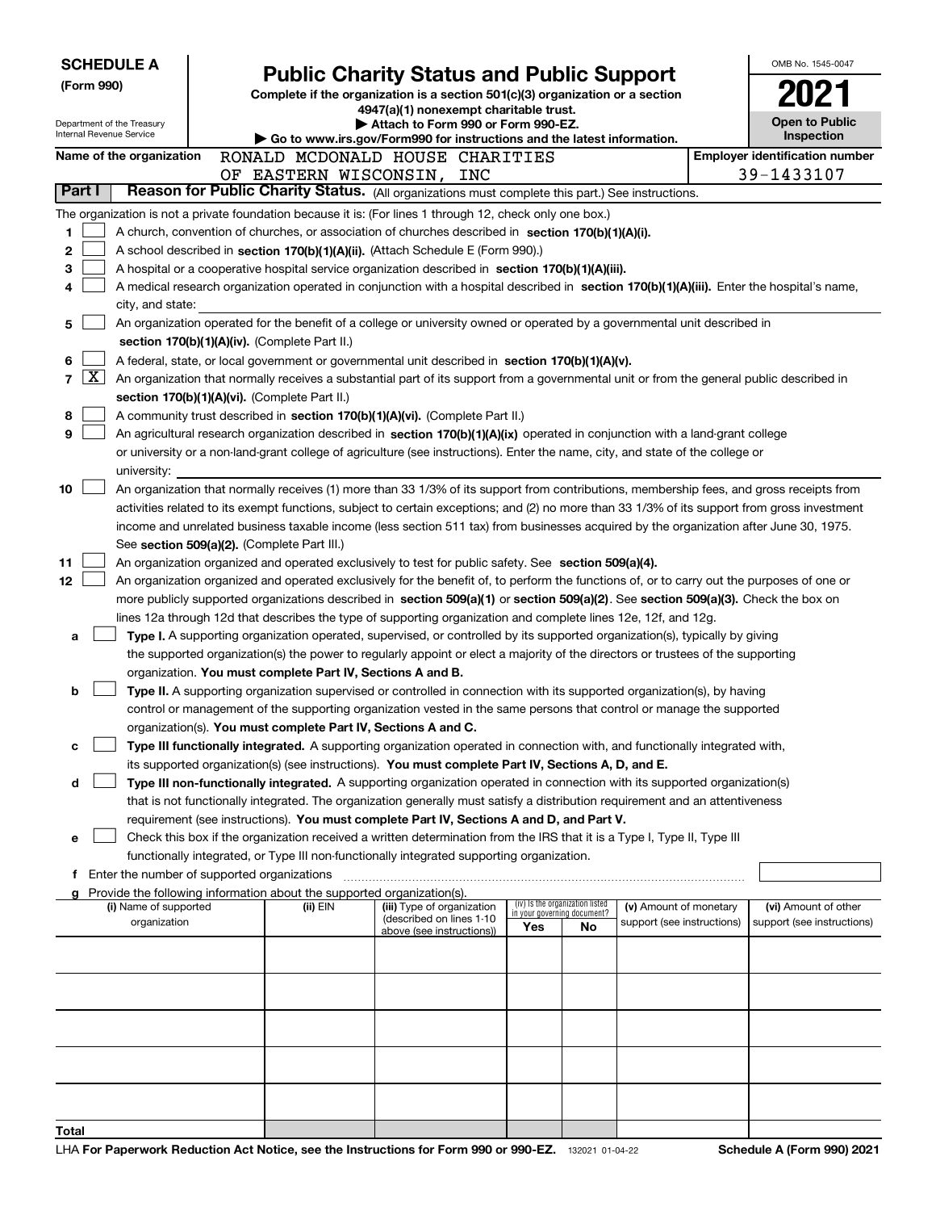**SCHEDULE A**
**(Form 990)**

Department of the Treasury
Internal Revenue Service

# Public Charity Status and Public Support

**Complete if the organization is a section 501(c)(3) organization or a section 4947(a)(1) nonexempt charitable trust.**
▶ **Attach to Form 990 or Form 990-EZ.**
▶ **Go to www.irs.gov/Form990 for instructions and the latest information.**

OMB No. 1545-0047
**2021**
**Open to Public Inspection**

**Name of the organization** RONALD MCDONALD HOUSE CHARITIES OF EASTERN WISCONSIN, INC
**Employer identification number** 39-1433107

**Part I** **Reason for Public Charity Status.** (All organizations must complete this part.) See instructions.

The organization is not a private foundation because it is: (For lines 1 through 12, check only one box.)

1 ☐ A church, convention of churches, or association of churches described in **section 170(b)(1)(A)(i).**

2 ☐ A school described in **section 170(b)(1)(A)(ii).** (Attach Schedule E (Form 990).)

3 ☐ A hospital or a cooperative hospital service organization described in **section 170(b)(1)(A)(iii).**

4 ☐ A medical research organization operated in conjunction with a hospital described in **section 170(b)(1)(A)(iii).** Enter the hospital's name, city, and state:

5 ☐ An organization operated for the benefit of a college or university owned or operated by a governmental unit described in **section 170(b)(1)(A)(iv).** (Complete Part II.)

6 ☐ A federal, state, or local government or governmental unit described in **section 170(b)(1)(A)(v).**

7 ☒ An organization that normally receives a substantial part of its support from a governmental unit or from the general public described in **section 170(b)(1)(A)(vi).** (Complete Part II.)

8 ☐ A community trust described in **section 170(b)(1)(A)(vi).** (Complete Part II.)

9 ☐ An agricultural research organization described in **section 170(b)(1)(A)(ix)** operated in conjunction with a land-grant college or university or a non-land-grant college of agriculture (see instructions). Enter the name, city, and state of the college or university:

10 ☐ An organization that normally receives (1) more than 33 1/3% of its support from contributions, membership fees, and gross receipts from activities related to its exempt functions, subject to certain exceptions; and (2) no more than 33 1/3% of its support from gross investment income and unrelated business taxable income (less section 511 tax) from businesses acquired by the organization after June 30, 1975. See **section 509(a)(2).** (Complete Part III.)

11 ☐ An organization organized and operated exclusively to test for public safety. See **section 509(a)(4).**

12 ☐ An organization organized and operated exclusively for the benefit of, to perform the functions of, or to carry out the purposes of one or more publicly supported organizations described in **section 509(a)(1)** or **section 509(a)(2)**. See **section 509(a)(3).** Check the box on lines 12a through 12d that describes the type of supporting organization and complete lines 12e, 12f, and 12g.

**a** ☐ **Type I.** A supporting organization operated, supervised, or controlled by its supported organization(s), typically by giving the supported organization(s) the power to regularly appoint or elect a majority of the directors or trustees of the supporting organization. **You must complete Part IV, Sections A and B.**

**b** ☐ **Type II.** A supporting organization supervised or controlled in connection with its supported organization(s), by having control or management of the supporting organization vested in the same persons that control or manage the supported organization(s). **You must complete Part IV, Sections A and C.**

**c** ☐ **Type III functionally integrated.** A supporting organization operated in connection with, and functionally integrated with, its supported organization(s) (see instructions). **You must complete Part IV, Sections A, D, and E.**

**d** ☐ **Type III non-functionally integrated.** A supporting organization operated in connection with its supported organization(s) that is not functionally integrated. The organization generally must satisfy a distribution requirement and an attentiveness requirement (see instructions). **You must complete Part IV, Sections A and D, and Part V.**

**e** ☐ Check this box if the organization received a written determination from the IRS that it is a Type I, Type II, Type III functionally integrated, or Type III non-functionally integrated supporting organization.

**f** Enter the number of supported organizations

**g** Provide the following information about the supported organization(s).

| (i) Name of supported organization | (ii) EIN | (iii) Type of organization (described on lines 1-10 above (see instructions)) | (iv) Is the organization listed in your governing document? Yes | No | (v) Amount of monetary support (see instructions) | (vi) Amount of other support (see instructions) |
|---|---|---|---|---|---|---|
| | | | | | | |
| | | | | | | |
| | | | | | | |
| | | | | | | |
| | | | | | | |
| **Total** | | | | | | |

LHA **For Paperwork Reduction Act Notice, see the Instructions for Form 990 or 990-EZ.** 132021 01-04-22 **Schedule A (Form 990) 2021**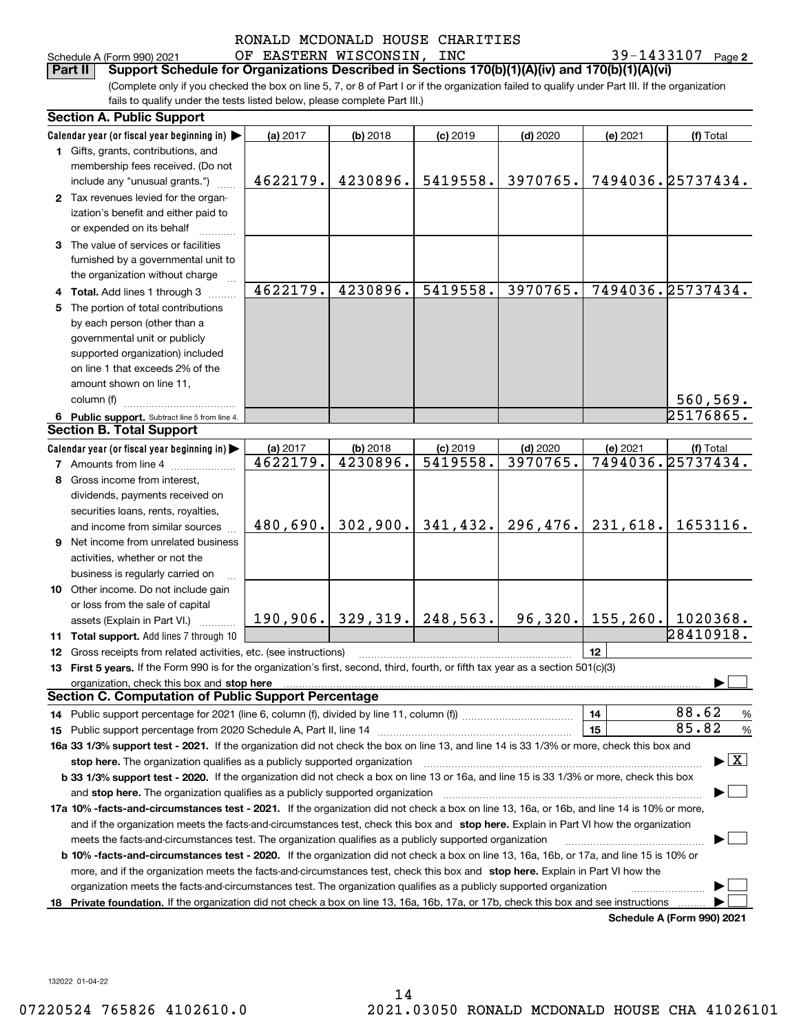RONALD MCDONALD HOUSE CHARITIES
OF EASTERN WISCONSIN, INC 39-1433107

Schedule A (Form 990) 2021 Page 2

**Part II Support Schedule for Organizations Described in Sections 170(b)(1)(A)(iv) and 170(b)(1)(A)(vi)**

(Complete only if you checked the box on line 5, 7, or 8 of Part I or if the organization failed to qualify under Part III. If the organization fails to qualify under the tests listed below, please complete Part III.)

## Section A. Public Support

| Calendar year (or fiscal year beginning in) | (a) 2017 | (b) 2018 | (c) 2019 | (d) 2020 | (e) 2021 | (f) Total |
|---|---|---|---|---|---|---|
| 1 Gifts, grants, contributions, and membership fees received. (Do not include any "unusual grants.") | 4622179. | 4230896. | 5419558. | 3970765. | 7494036. | 25737434. |
| 2 Tax revenues levied for the organization's benefit and either paid to or expended on its behalf | | | | | | |
| 3 The value of services or facilities furnished by a governmental unit to the organization without charge | | | | | | |
| 4 Total. Add lines 1 through 3 | 4622179. | 4230896. | 5419558. | 3970765. | 7494036. | 25737434. |
| 5 The portion of total contributions by each person (other than a governmental unit or publicly supported organization) included on line 1 that exceeds 2% of the amount shown on line 11, column (f) | | | | | | 560,569. |
| 6 Public support. Subtract line 5 from line 4. | | | | | | 25176865. |

## Section B. Total Support

| Calendar year (or fiscal year beginning in) | (a) 2017 | (b) 2018 | (c) 2019 | (d) 2020 | (e) 2021 | (f) Total |
|---|---|---|---|---|---|---|
| 7 Amounts from line 4 | 4622179. | 4230896. | 5419558. | 3970765. | 7494036. | 25737434. |
| 8 Gross income from interest, dividends, payments received on securities loans, rents, royalties, and income from similar sources | 480,690. | 302,900. | 341,432. | 296,476. | 231,618. | 1653116. |
| 9 Net income from unrelated business activities, whether or not the business is regularly carried on | | | | | | |
| 10 Other income. Do not include gain or loss from the sale of capital assets (Explain in Part VI.) | 190,906. | 329,319. | 248,563. | 96,320. | 155,260. | 1020368. |
| 11 Total support. Add lines 7 through 10 | | | | | | 28410918. |

12 Gross receipts from related activities, etc. (see instructions) | 12 |

13 **First 5 years.** If the Form 990 is for the organization's first, second, third, fourth, or fifth tax year as a section 501(c)(3) organization, check this box and **stop here** ☐

## Section C. Computation of Public Support Percentage

14 Public support percentage for 2021 (line 6, column (f), divided by line 11, column (f)) | 14 | 88.62 %

15 Public support percentage from 2020 Schedule A, Part II, line 14 | 15 | 85.82 %

**16a 33 1/3% support test - 2021.** If the organization did not check the box on line 13, and line 14 is 33 1/3% or more, check this box and **stop here.** The organization qualifies as a publicly supported organization ☒

**b 33 1/3% support test - 2020.** If the organization did not check a box on line 13 or 16a, and line 15 is 33 1/3% or more, check this box and **stop here.** The organization qualifies as a publicly supported organization ☐

**17a 10% -facts-and-circumstances test - 2021.** If the organization did not check a box on line 13, 16a, or 16b, and line 14 is 10% or more, and if the organization meets the facts-and-circumstances test, check this box and **stop here.** Explain in Part VI how the organization meets the facts-and-circumstances test. The organization qualifies as a publicly supported organization ☐

**b 10% -facts-and-circumstances test - 2020.** If the organization did not check a box on line 13, 16a, 16b, or 17a, and line 15 is 10% or more, and if the organization meets the facts-and-circumstances test, check this box and **stop here.** Explain in Part VI how the organization meets the facts-and-circumstances test. The organization qualifies as a publicly supported organization ☐

**18 Private foundation.** If the organization did not check a box on line 13, 16a, 16b, 17a, or 17b, check this box and see instructions ☐

**Schedule A (Form 990) 2021**

132022 01-04-22

07220524 765826 4102610.0 2021.03050 RONALD MCDONALD HOUSE CHA 41026101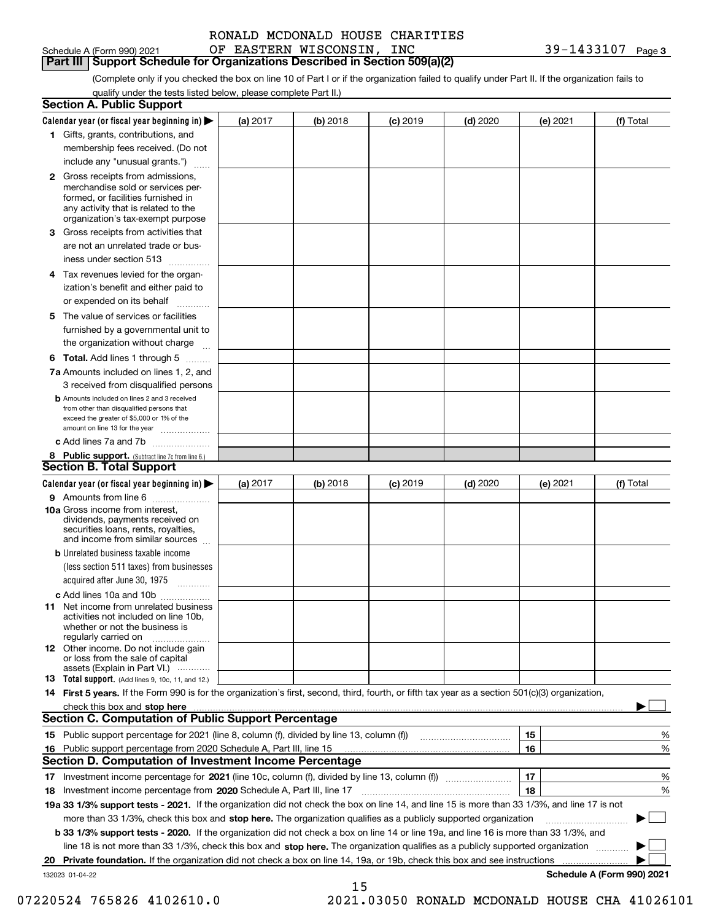RONALD MCDONALD HOUSE CHARITIES
Schedule A (Form 990) 2021 OF EASTERN WISCONSIN, INC 39-1433107 Page 3

## Part III Support Schedule for Organizations Described in Section 509(a)(2)

(Complete only if you checked the box on line 10 of Part I or if the organization failed to qualify under Part II. If the organization fails to qualify under the tests listed below, please complete Part II.)

### Section A. Public Support

| Calendar year (or fiscal year beginning in) ▶ | (a) 2017 | (b) 2018 | (c) 2019 | (d) 2020 | (e) 2021 | (f) Total |
|---|---|---|---|---|---|---|
| 1 Gifts, grants, contributions, and membership fees received. (Do not include any "unusual grants.") | | | | | | |
| 2 Gross receipts from admissions, merchandise sold or services performed, or facilities furnished in any activity that is related to the organization's tax-exempt purpose | | | | | | |
| 3 Gross receipts from activities that are not an unrelated trade or business under section 513 | | | | | | |
| 4 Tax revenues levied for the organization's benefit and either paid to or expended on its behalf | | | | | | |
| 5 The value of services or facilities furnished by a governmental unit to the organization without charge | | | | | | |
| 6 Total. Add lines 1 through 5 | | | | | | |
| 7a Amounts included on lines 1, 2, and 3 received from disqualified persons | | | | | | |
| b Amounts included on lines 2 and 3 received from other than disqualified persons that exceed the greater of $5,000 or 1% of the amount on line 13 for the year | | | | | | |
| c Add lines 7a and 7b | | | | | | |
| 8 Public support. (Subtract line 7c from line 6.) | | | | | | |

### Section B. Total Support

| Calendar year (or fiscal year beginning in) ▶ | (a) 2017 | (b) 2018 | (c) 2019 | (d) 2020 | (e) 2021 | (f) Total |
|---|---|---|---|---|---|---|
| 9 Amounts from line 6 | | | | | | |
| 10a Gross income from interest, dividends, payments received on securities loans, rents, royalties, and income from similar sources | | | | | | |
| b Unrelated business taxable income (less section 511 taxes) from businesses acquired after June 30, 1975 | | | | | | |
| c Add lines 10a and 10b | | | | | | |
| 11 Net income from unrelated business activities not included on line 10b, whether or not the business is regularly carried on | | | | | | |
| 12 Other income. Do not include gain or loss from the sale of capital assets (Explain in Part VI.) | | | | | | |
| 13 Total support. (Add lines 9, 10c, 11, and 12.) | | | | | | |

14 **First 5 years.** If the Form 990 is for the organization's first, second, third, fourth, or fifth tax year as a section 501(c)(3) organization, check this box and **stop here** ▶ ☐

### Section C. Computation of Public Support Percentage

| | | | |
|---|---|---|---|
| 15 | Public support percentage for 2021 (line 8, column (f), divided by line 13, column (f)) | 15 | % |
| 16 | Public support percentage from 2020 Schedule A, Part III, line 15 | 16 | % |

### Section D. Computation of Investment Income Percentage

| | | | |
|---|---|---|---|
| 17 | Investment income percentage for **2021** (line 10c, column (f), divided by line 13, column (f)) | 17 | % |
| 18 | Investment income percentage from **2020** Schedule A, Part III, line 17 | 18 | % |

**19a 33 1/3% support tests - 2021.** If the organization did not check the box on line 14, and line 15 is more than 33 1/3%, and line 17 is not more than 33 1/3%, check this box and **stop here.** The organization qualifies as a publicly supported organization ▶ ☐

**b 33 1/3% support tests - 2020.** If the organization did not check a box on line 14 or line 19a, and line 16 is more than 33 1/3%, and line 18 is not more than 33 1/3%, check this box and **stop here.** The organization qualifies as a publicly supported organization ▶ ☐

**20 Private foundation.** If the organization did not check a box on line 14, 19a, or 19b, check this box and see instructions ▶ ☐

132023 01-04-22 **Schedule A (Form 990) 2021**

07220524 765826 4102610.0 2021.03050 RONALD MCDONALD HOUSE CHA 41026101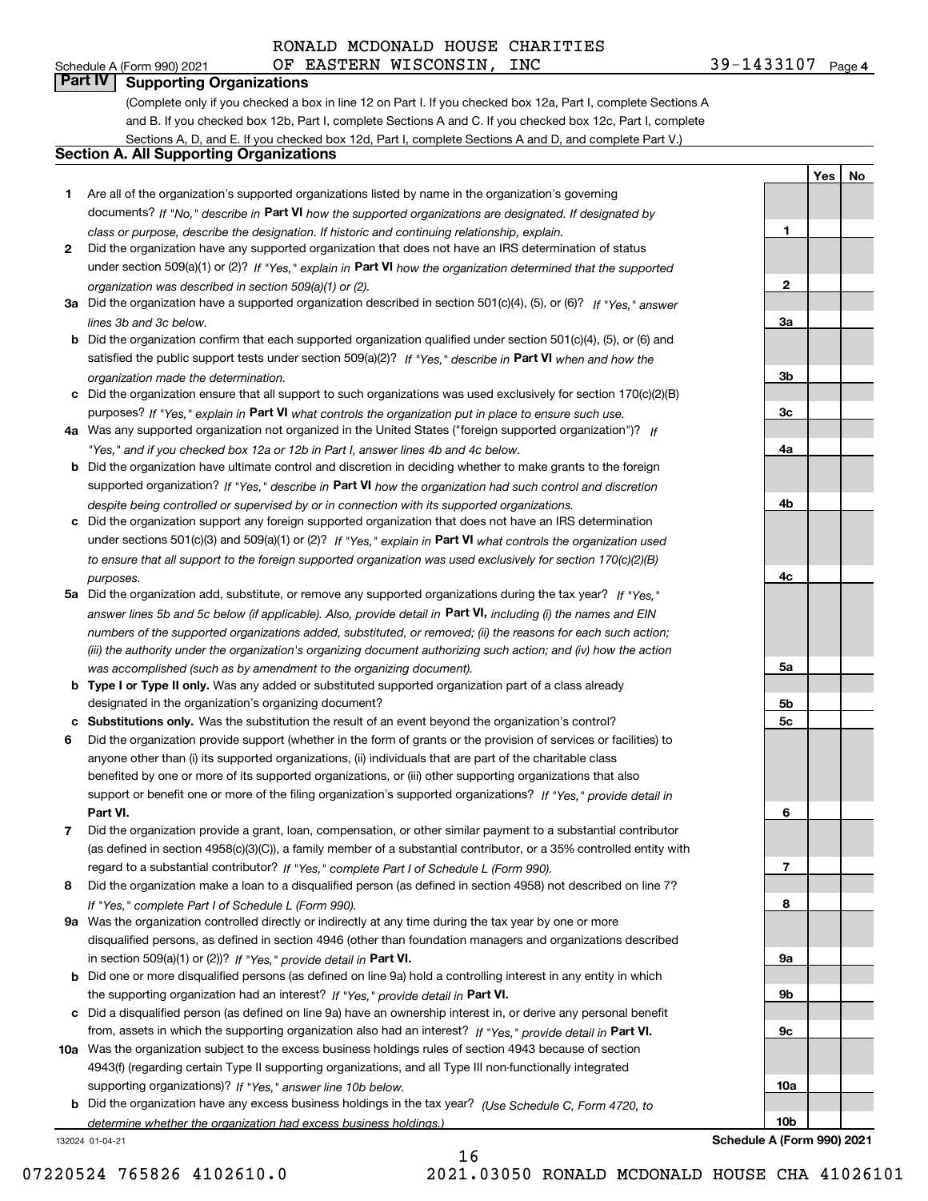RONALD MCDONALD HOUSE CHARITIES

Schedule A (Form 990) 2021 OF EASTERN WISCONSIN, INC 39-1433107 Page 4

## Part IV Supporting Organizations

(Complete only if you checked a box in line 12 on Part I. If you checked box 12a, Part I, complete Sections A and B. If you checked box 12b, Part I, complete Sections A and C. If you checked box 12c, Part I, complete Sections A, D, and E. If you checked box 12d, Part I, complete Sections A and D, and complete Part V.)

### Section A. All Supporting Organizations

| | | Line | Yes | No |
|---|---|---|---|---|
| 1 | Are all of the organization's supported organizations listed by name in the organization's governing documents? *If "No," describe in* **Part VI** *how the supported organizations are designated. If designated by class or purpose, describe the designation. If historic and continuing relationship, explain.* | 1 | | |
| 2 | Did the organization have any supported organization that does not have an IRS determination of status under section 509(a)(1) or (2)? *If "Yes," explain in* **Part VI** *how the organization determined that the supported organization was described in section 509(a)(1) or (2).* | 2 | | |
| 3a | Did the organization have a supported organization described in section 501(c)(4), (5), or (6)? *If "Yes," answer lines 3b and 3c below.* | 3a | | |
| b | Did the organization confirm that each supported organization qualified under section 501(c)(4), (5), or (6) and satisfied the public support tests under section 509(a)(2)? *If "Yes," describe in* **Part VI** *when and how the organization made the determination.* | 3b | | |
| c | Did the organization ensure that all support to such organizations was used exclusively for section 170(c)(2)(B) purposes? *If "Yes," explain in* **Part VI** *what controls the organization put in place to ensure such use.* | 3c | | |
| 4a | Was any supported organization not organized in the United States ("foreign supported organization")? *If "Yes," and if you checked box 12a or 12b in Part I, answer lines 4b and 4c below.* | 4a | | |
| b | Did the organization have ultimate control and discretion in deciding whether to make grants to the foreign supported organization? *If "Yes," describe in* **Part VI** *how the organization had such control and discretion despite being controlled or supervised by or in connection with its supported organizations.* | 4b | | |
| c | Did the organization support any foreign supported organization that does not have an IRS determination under sections 501(c)(3) and 509(a)(1) or (2)? *If "Yes," explain in* **Part VI** *what controls the organization used to ensure that all support to the foreign supported organization was used exclusively for section 170(c)(2)(B) purposes.* | 4c | | |
| 5a | Did the organization add, substitute, or remove any supported organizations during the tax year? *If "Yes," answer lines 5b and 5c below (if applicable). Also, provide detail in* **Part VI,** *including (i) the names and EIN numbers of the supported organizations added, substituted, or removed; (ii) the reasons for each such action; (iii) the authority under the organization's organizing document authorizing such action; and (iv) how the action was accomplished (such as by amendment to the organizing document).* | 5a | | |
| b | **Type I or Type II only.** Was any added or substituted supported organization part of a class already designated in the organization's organizing document? | 5b | | |
| c | **Substitutions only.** Was the substitution the result of an event beyond the organization's control? | 5c | | |
| 6 | Did the organization provide support (whether in the form of grants or the provision of services or facilities) to anyone other than (i) its supported organizations, (ii) individuals that are part of the charitable class benefited by one or more of its supported organizations, or (iii) other supporting organizations that also support or benefit one or more of the filing organization's supported organizations? *If "Yes," provide detail in* **Part VI.** | 6 | | |
| 7 | Did the organization provide a grant, loan, compensation, or other similar payment to a substantial contributor (as defined in section 4958(c)(3)(C)), a family member of a substantial contributor, or a 35% controlled entity with regard to a substantial contributor? *If "Yes," complete Part I of Schedule L (Form 990).* | 7 | | |
| 8 | Did the organization make a loan to a disqualified person (as defined in section 4958) not described on line 7? *If "Yes," complete Part I of Schedule L (Form 990).* | 8 | | |
| 9a | Was the organization controlled directly or indirectly at any time during the tax year by one or more disqualified persons, as defined in section 4946 (other than foundation managers and organizations described in section 509(a)(1) or (2))? *If "Yes," provide detail in* **Part VI.** | 9a | | |
| b | Did one or more disqualified persons (as defined on line 9a) hold a controlling interest in any entity in which the supporting organization had an interest? *If "Yes," provide detail in* **Part VI.** | 9b | | |
| c | Did a disqualified person (as defined on line 9a) have an ownership interest in, or derive any personal benefit from, assets in which the supporting organization also had an interest? *If "Yes," provide detail in* **Part VI.** | 9c | | |
| 10a | Was the organization subject to the excess business holdings rules of section 4943 because of section 4943(f) (regarding certain Type II supporting organizations, and all Type III non-functionally integrated supporting organizations)? *If "Yes," answer line 10b below.* | 10a | | |
| b | Did the organization have any excess business holdings in the tax year? *(Use Schedule C, Form 4720, to determine whether the organization had excess business holdings.)* | 10b | | |

132024 01-04-21 **Schedule A (Form 990) 2021**

07220524 765826 4102610.0 2021.03050 RONALD MCDONALD HOUSE CHA 41026101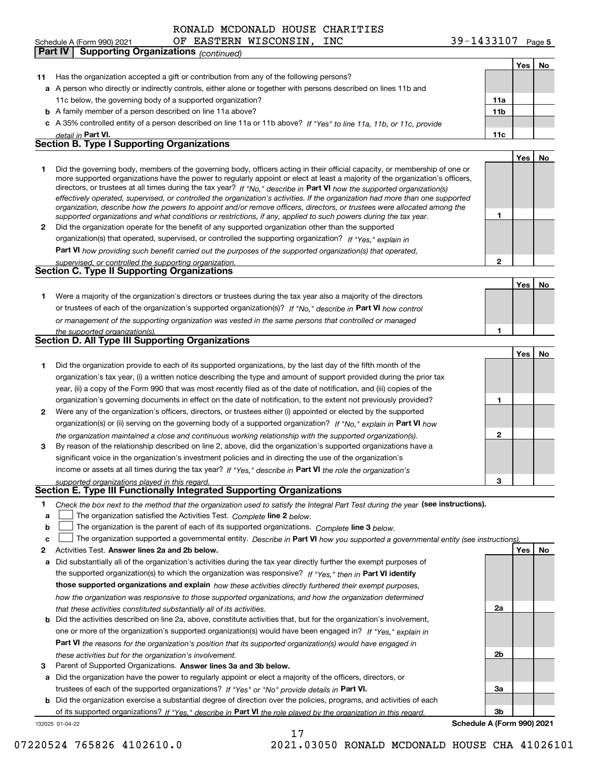RONALD MCDONALD HOUSE CHARITIES

Schedule A (Form 990) 2021 OF EASTERN WISCONSIN, INC 39-1433107 Page 5

**Part IV | Supporting Organizations** *(continued)*

| | | | Yes | No |
|---|---|---|---|---|
| **11** | Has the organization accepted a gift or contribution from any of the following persons? | | | |
| **a** | A person who directly or indirectly controls, either alone or together with persons described on lines 11b and 11c below, the governing body of a supported organization? | **11a** | | |
| **b** | A family member of a person described on line 11a above? | **11b** | | |
| **c** | A 35% controlled entity of a person described on line 11a or 11b above? *If "Yes" to line 11a, 11b, or 11c, provide detail in* **Part VI.** | **11c** | | |

## Section B. Type I Supporting Organizations

| | | | Yes | No |
|---|---|---|---|---|
| **1** | Did the governing body, members of the governing body, officers acting in their official capacity, or membership of one or more supported organizations have the power to regularly appoint or elect at least a majority of the organization's officers, directors, or trustees at all times during the tax year? *If "No," describe in* **Part VI** *how the supported organization(s) effectively operated, supervised, or controlled the organization's activities. If the organization had more than one supported organization, describe how the powers to appoint and/or remove officers, directors, or trustees were allocated among the supported organizations and what conditions or restrictions, if any, applied to such powers during the tax year.* | **1** | | |
| **2** | Did the organization operate for the benefit of any supported organization other than the supported organization(s) that operated, supervised, or controlled the supporting organization? *If "Yes," explain in* **Part VI** *how providing such benefit carried out the purposes of the supported organization(s) that operated, supervised, or controlled the supporting organization.* | **2** | | |

## Section C. Type II Supporting Organizations

| | | | Yes | No |
|---|---|---|---|---|
| **1** | Were a majority of the organization's directors or trustees during the tax year also a majority of the directors or trustees of each of the organization's supported organization(s)? *If "No," describe in* **Part VI** *how control or management of the supporting organization was vested in the same persons that controlled or managed the supported organization(s).* | **1** | | |

## Section D. All Type III Supporting Organizations

| | | | Yes | No |
|---|---|---|---|---|
| **1** | Did the organization provide to each of its supported organizations, by the last day of the fifth month of the organization's tax year, (i) a written notice describing the type and amount of support provided during the prior tax year, (ii) a copy of the Form 990 that was most recently filed as of the date of notification, and (iii) copies of the organization's governing documents in effect on the date of notification, to the extent not previously provided? | **1** | | |
| **2** | Were any of the organization's officers, directors, or trustees either (i) appointed or elected by the supported organization(s) or (ii) serving on the governing body of a supported organization? *If "No," explain in* **Part VI** *how the organization maintained a close and continuous working relationship with the supported organization(s).* | **2** | | |
| **3** | By reason of the relationship described on line 2, above, did the organization's supported organizations have a significant voice in the organization's investment policies and in directing the use of the organization's income or assets at all times during the tax year? *If "Yes," describe in* **Part VI** *the role the organization's supported organizations played in this regard.* | **3** | | |

## Section E. Type III Functionally Integrated Supporting Organizations

**1** *Check the box next to the method that the organization used to satisfy the Integral Part Test during the year* **(see instructions).**

- **a** ☐ The organization satisfied the Activities Test. *Complete* **line 2** *below.*
- **b** ☐ The organization is the parent of each of its supported organizations. *Complete* **line 3** *below.*
- **c** ☐ The organization supported a governmental entity. *Describe in* **Part VI** *how you supported a governmental entity (see instructions).*

| | | | Yes | No |
|---|---|---|---|---|
| **2** | Activities Test. **Answer lines 2a and 2b below.** | | | |
| **a** | Did substantially all of the organization's activities during the tax year directly further the exempt purposes of the supported organization(s) to which the organization was responsive? *If "Yes," then in* **Part VI identify those supported organizations and explain** *how these activities directly furthered their exempt purposes, how the organization was responsive to those supported organizations, and how the organization determined that these activities constituted substantially all of its activities.* | **2a** | | |
| **b** | Did the activities described on line 2a, above, constitute activities that, but for the organization's involvement, one or more of the organization's supported organization(s) would have been engaged in? *If "Yes," explain in* **Part VI** *the reasons for the organization's position that its supported organization(s) would have engaged in these activities but for the organization's involvement.* | **2b** | | |
| **3** | Parent of Supported Organizations. **Answer lines 3a and 3b below.** | | | |
| **a** | Did the organization have the power to regularly appoint or elect a majority of the officers, directors, or trustees of each of the supported organizations? *If "Yes" or "No" provide details in* **Part VI.** | **3a** | | |
| **b** | Did the organization exercise a substantial degree of direction over the policies, programs, and activities of each of its supported organizations? *If "Yes," describe in* **Part VI** *the role played by the organization in this regard.* | **3b** | | |

132025 01-04-22 **Schedule A (Form 990) 2021**

07220524 765826 4102610.0 2021.03050 RONALD MCDONALD HOUSE CHA 41026101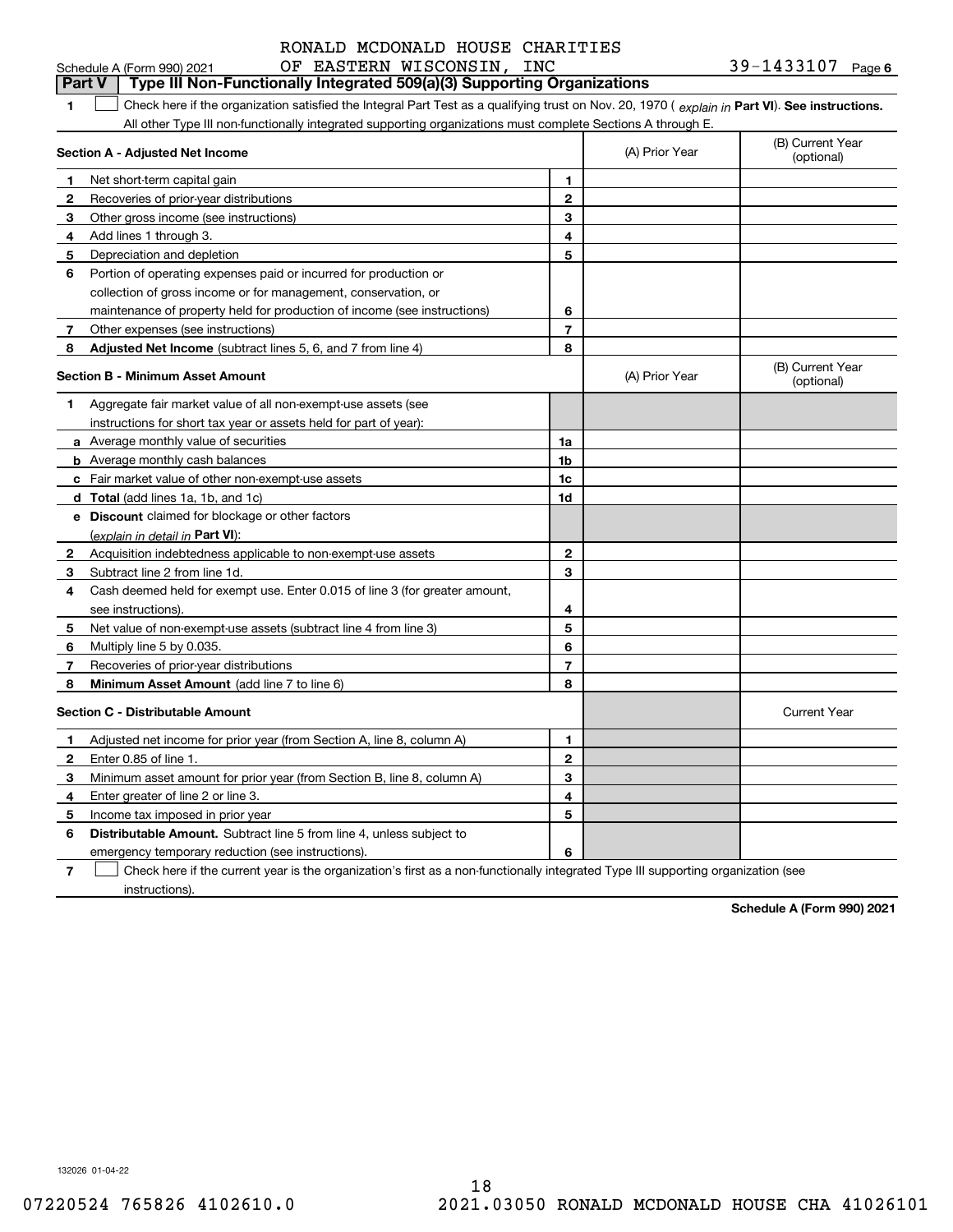RONALD MCDONALD HOUSE CHARITIES

Schedule A (Form 990) 2021 OF EASTERN WISCONSIN, INC 39-1433107 Page 6

## Part V Type III Non-Functionally Integrated 509(a)(3) Supporting Organizations

**1** ☐ Check here if the organization satisfied the Integral Part Test as a qualifying trust on Nov. 20, 1970 ( *explain in* **Part VI**). **See instructions.** All other Type III non-functionally integrated supporting organizations must complete Sections A through E.

| **Section A - Adjusted Net Income** | | | (A) Prior Year | (B) Current Year (optional) |
|---|---|---|---|---|
| 1 | Net short-term capital gain | 1 | | |
| 2 | Recoveries of prior-year distributions | 2 | | |
| 3 | Other gross income (see instructions) | 3 | | |
| 4 | Add lines 1 through 3. | 4 | | |
| 5 | Depreciation and depletion | 5 | | |
| 6 | Portion of operating expenses paid or incurred for production or collection of gross income or for management, conservation, or maintenance of property held for production of income (see instructions) | 6 | | |
| 7 | Other expenses (see instructions) | 7 | | |
| 8 | **Adjusted Net Income** (subtract lines 5, 6, and 7 from line 4) | 8 | | |

| **Section B - Minimum Asset Amount** | | | (A) Prior Year | (B) Current Year (optional) |
|---|---|---|---|---|
| 1 | Aggregate fair market value of all non-exempt-use assets (see instructions for short tax year or assets held for part of year): | | | |
| a | Average monthly value of securities | 1a | | |
| b | Average monthly cash balances | 1b | | |
| c | Fair market value of other non-exempt-use assets | 1c | | |
| d | **Total** (add lines 1a, 1b, and 1c) | 1d | | |
| e | **Discount** claimed for blockage or other factors (*explain in detail in* **Part VI**): | | | |
| 2 | Acquisition indebtedness applicable to non-exempt-use assets | 2 | | |
| 3 | Subtract line 2 from line 1d. | 3 | | |
| 4 | Cash deemed held for exempt use. Enter 0.015 of line 3 (for greater amount, see instructions). | 4 | | |
| 5 | Net value of non-exempt-use assets (subtract line 4 from line 3) | 5 | | |
| 6 | Multiply line 5 by 0.035. | 6 | | |
| 7 | Recoveries of prior-year distributions | 7 | | |
| 8 | **Minimum Asset Amount** (add line 7 to line 6) | 8 | | |

| **Section C - Distributable Amount** | | | | Current Year |
|---|---|---|---|---|
| 1 | Adjusted net income for prior year (from Section A, line 8, column A) | 1 | | |
| 2 | Enter 0.85 of line 1. | 2 | | |
| 3 | Minimum asset amount for prior year (from Section B, line 8, column A) | 3 | | |
| 4 | Enter greater of line 2 or line 3. | 4 | | |
| 5 | Income tax imposed in prior year | 5 | | |
| 6 | **Distributable Amount.** Subtract line 5 from line 4, unless subject to emergency temporary reduction (see instructions). | 6 | | |

**7** ☐ Check here if the current year is the organization's first as a non-functionally integrated Type III supporting organization (see instructions).

**Schedule A (Form 990) 2021**

132026 01-04-22

07220524 765826 4102610.0 2021.03050 RONALD MCDONALD HOUSE CHA 41026101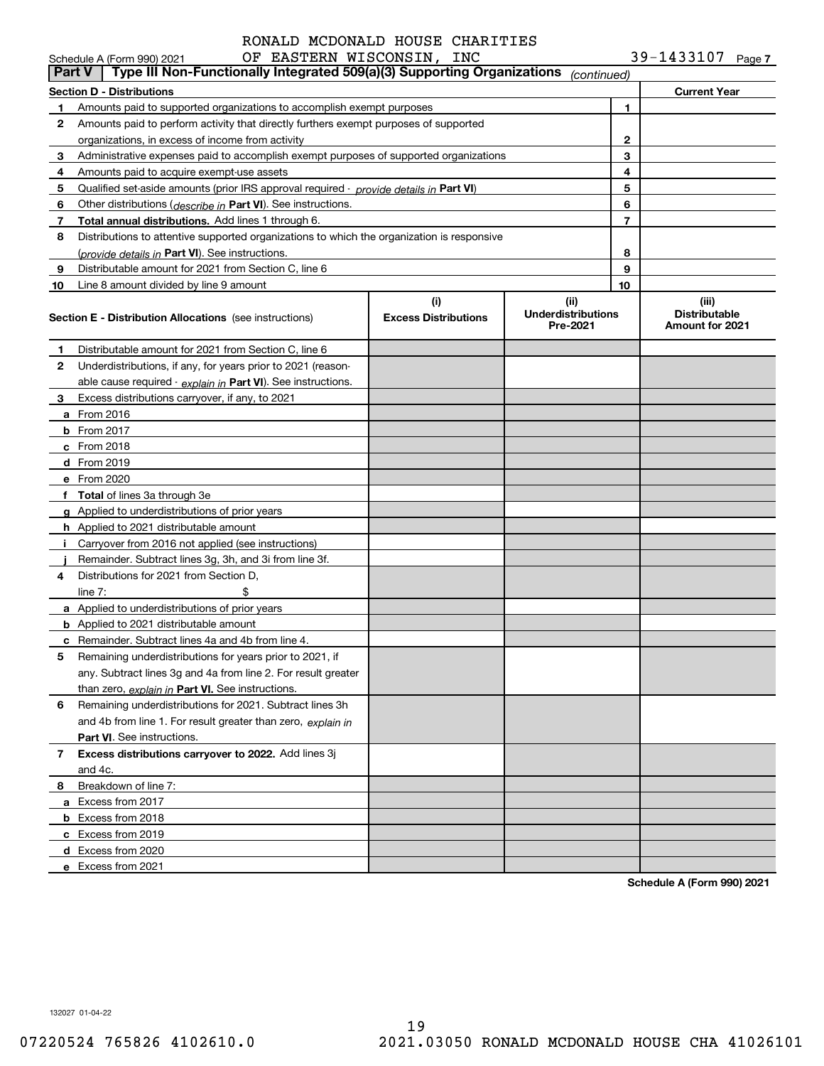RONALD MCDONALD HOUSE CHARITIES

Schedule A (Form 990) 2021 OF EASTERN WISCONSIN, INC 39-1433107 Page 7

**Part V | Type III Non-Functionally Integrated 509(a)(3) Supporting Organizations** *(continued)*

| Section D - Distributions | | | Current Year |
|---|---|---|---|
| 1 | Amounts paid to supported organizations to accomplish exempt purposes | 1 | |
| 2 | Amounts paid to perform activity that directly furthers exempt purposes of supported organizations, in excess of income from activity | 2 | |
| 3 | Administrative expenses paid to accomplish exempt purposes of supported organizations | 3 | |
| 4 | Amounts paid to acquire exempt-use assets | 4 | |
| 5 | Qualified set-aside amounts (prior IRS approval required - *provide details in* **Part VI**) | 5 | |
| 6 | Other distributions (*describe in* **Part VI**). See instructions. | 6 | |
| 7 | **Total annual distributions.** Add lines 1 through 6. | 7 | |
| 8 | Distributions to attentive supported organizations to which the organization is responsive (*provide details in* **Part VI**). See instructions. | 8 | |
| 9 | Distributable amount for 2021 from Section C, line 6 | 9 | |
| 10 | Line 8 amount divided by line 9 amount | 10 | |

| **Section E - Distribution Allocations** (see instructions) | (i) Excess Distributions | (ii) Underdistributions Pre-2021 | (iii) Distributable Amount for 2021 |
|---|---|---|---|
| **1** Distributable amount for 2021 from Section C, line 6 | | | |
| **2** Underdistributions, if any, for years prior to 2021 (reasonable cause required - *explain in* **Part VI**). See instructions. | | | |
| **3** Excess distributions carryover, if any, to 2021 | | | |
| **a** From 2016 | | | |
| **b** From 2017 | | | |
| **c** From 2018 | | | |
| **d** From 2019 | | | |
| **e** From 2020 | | | |
| **f Total** of lines 3a through 3e | | | |
| **g** Applied to underdistributions of prior years | | | |
| **h** Applied to 2021 distributable amount | | | |
| **i** Carryover from 2016 not applied (see instructions) | | | |
| **j** Remainder. Subtract lines 3g, 3h, and 3i from line 3f. | | | |
| **4** Distributions for 2021 from Section D, line 7: $ | | | |
| **a** Applied to underdistributions of prior years | | | |
| **b** Applied to 2021 distributable amount | | | |
| **c** Remainder. Subtract lines 4a and 4b from line 4. | | | |
| **5** Remaining underdistributions for years prior to 2021, if any. Subtract lines 3g and 4a from line 2. For result greater than zero, *explain in* **Part VI.** See instructions. | | | |
| **6** Remaining underdistributions for 2021. Subtract lines 3h and 4b from line 1. For result greater than zero, *explain in* **Part VI**. See instructions. | | | |
| **7 Excess distributions carryover to 2022.** Add lines 3j and 4c. | | | |
| **8** Breakdown of line 7: | | | |
| **a** Excess from 2017 | | | |
| **b** Excess from 2018 | | | |
| **c** Excess from 2019 | | | |
| **d** Excess from 2020 | | | |
| **e** Excess from 2021 | | | |

**Schedule A (Form 990) 2021**

132027 01-04-22

07220524 765826 4102610.0 2021.03050 RONALD MCDONALD HOUSE CHA 41026101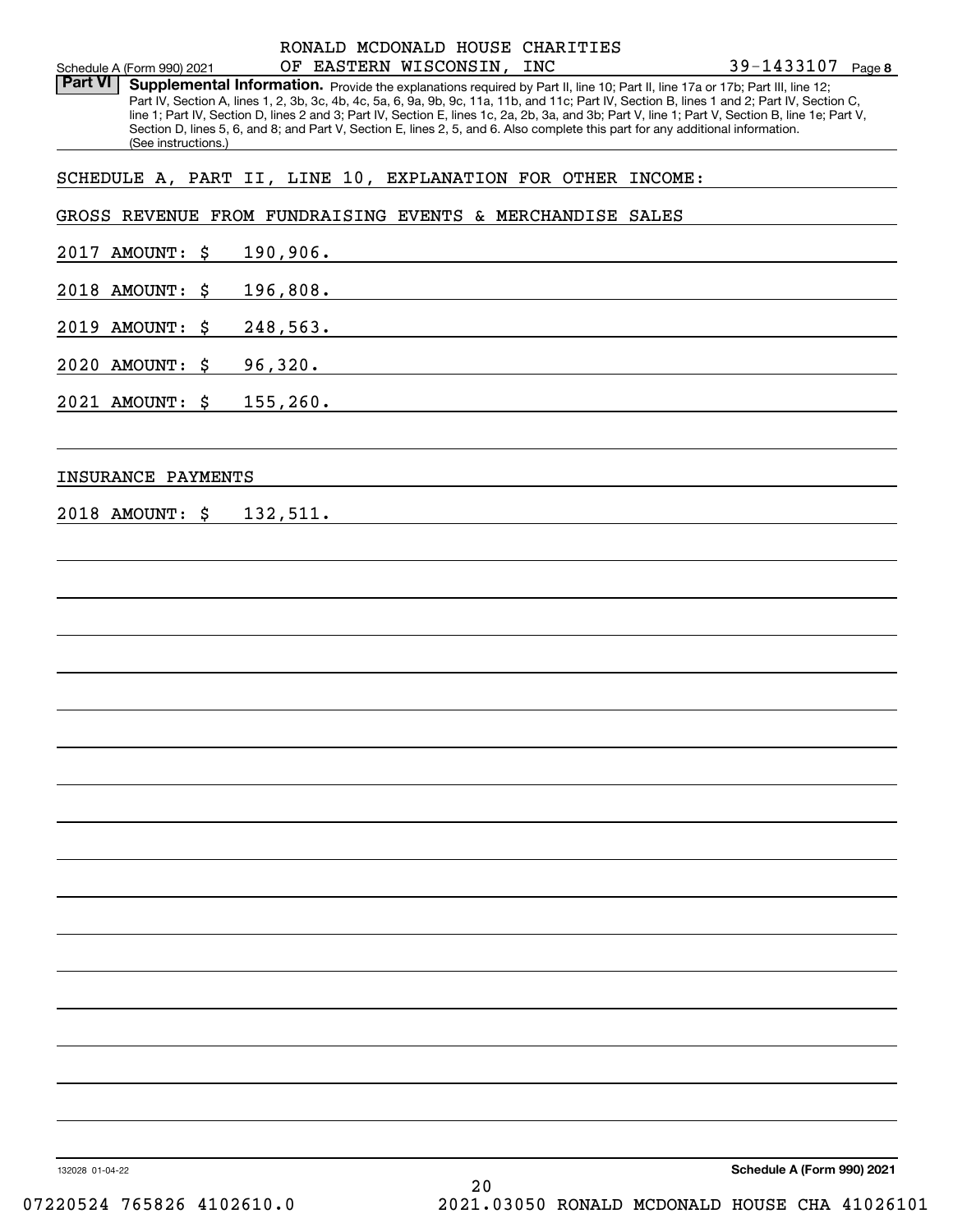RONALD MCDONALD HOUSE CHARITIES

Schedule A (Form 990) 2021 OF EASTERN WISCONSIN, INC 39-1433107 Page **8**

**Part VI** **Supplemental Information.** Provide the explanations required by Part II, line 10; Part II, line 17a or 17b; Part III, line 12; Part IV, Section A, lines 1, 2, 3b, 3c, 4b, 4c, 5a, 6, 9a, 9b, 9c, 11a, 11b, and 11c; Part IV, Section B, lines 1 and 2; Part IV, Section C, line 1; Part IV, Section D, lines 2 and 3; Part IV, Section E, lines 1c, 2a, 2b, 3a, and 3b; Part V, line 1; Part V, Section B, line 1e; Part V, Section D, lines 5, 6, and 8; and Part V, Section E, lines 2, 5, and 6. Also complete this part for any additional information. (See instructions.)

SCHEDULE A, PART II, LINE 10, EXPLANATION FOR OTHER INCOME:

GROSS REVENUE FROM FUNDRAISING EVENTS & MERCHANDISE SALES

2017 AMOUNT: $ 190,906.

2018 AMOUNT: $ 196,808.

2019 AMOUNT: $ 248,563.

2020 AMOUNT: $ 96,320.

2021 AMOUNT: $ 155,260.

INSURANCE PAYMENTS

2018 AMOUNT: $ 132,511.

132028 01-04-22 **Schedule A (Form 990) 2021**

07220524 765826 4102610.0 2021.03050 RONALD MCDONALD HOUSE CHA 41026101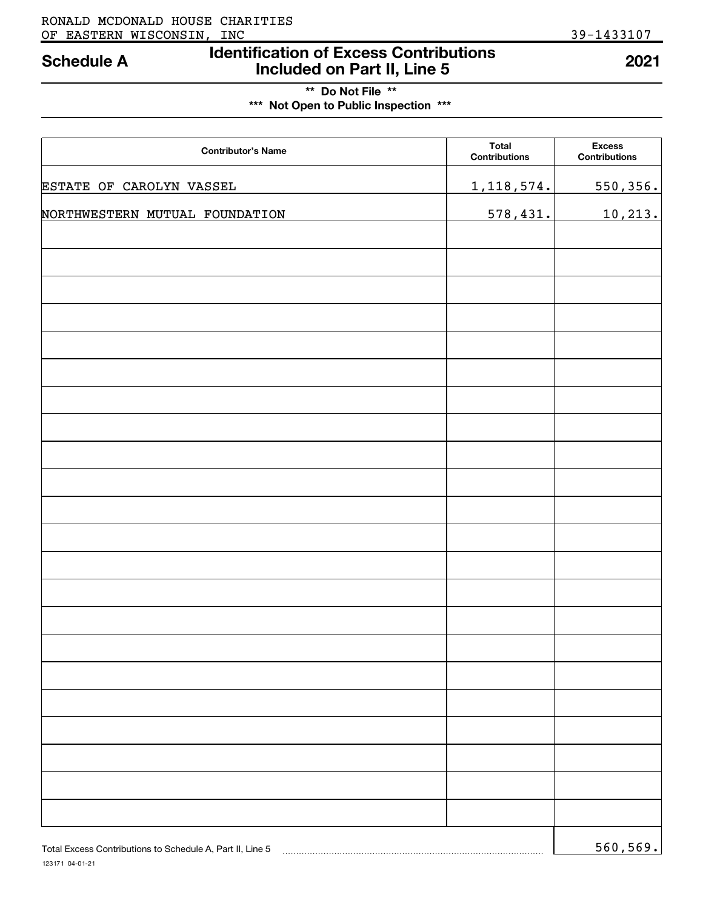RONALD MCDONALD HOUSE CHARITIES
OF EASTERN WISCONSIN, INC

39-1433107

# Schedule A — Identification of Excess Contributions Included on Part II, Line 5 — 2021

**\*\* Do Not File \*\***

**\*\*\* Not Open to Public Inspection \*\*\***

| Contributor's Name | Total Contributions | Excess Contributions |
|---|---|---|
| ESTATE OF CAROLYN VASSEL | 1,118,574. | 550,356. |
| NORTHWESTERN MUTUAL FOUNDATION | 578,431. | 10,213. |
| | | |
| | | |
| | | |
| | | |
| | | |
| | | |
| | | |
| | | |
| | | |
| | | |
| | | |
| | | |
| | | |
| | | |
| | | |
| | | |
| | | |
| | | |
| | | |
| | | |

Total Excess Contributions to Schedule A, Part II, Line 5 .......... 560,569.

123171 04-01-21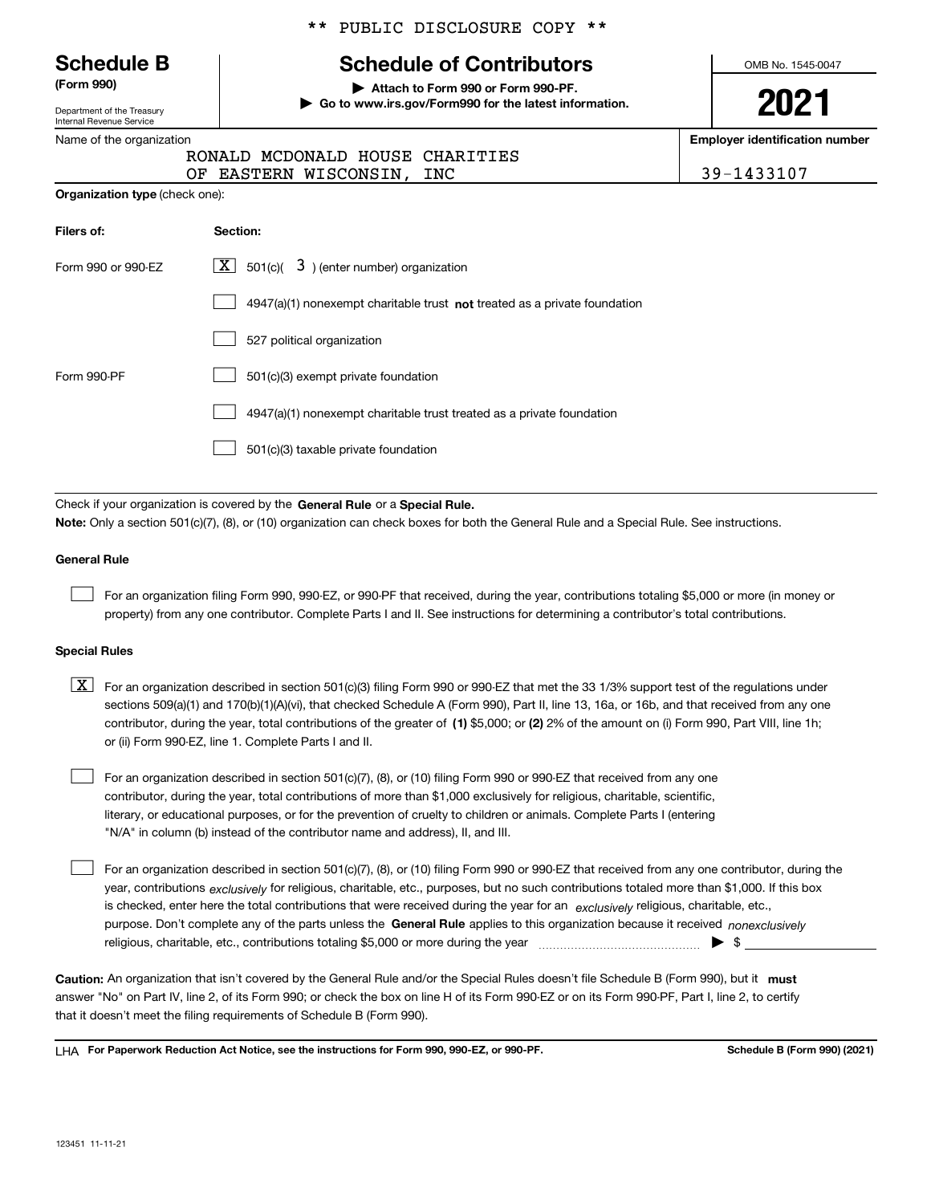** PUBLIC DISCLOSURE COPY **

# Schedule B

**(Form 990)**

Department of the Treasury
Internal Revenue Service

## Schedule of Contributors

▶ **Attach to Form 990 or Form 990-PF.**
▶ **Go to www.irs.gov/Form990 for the latest information.**

OMB No. 1545-0047

**2021**

Name of the organization: RONALD MCDONALD HOUSE CHARITIES OF EASTERN WISCONSIN, INC

**Employer identification number:** 39-1433107

**Organization type** (check one):

| **Filers of:** | **Section:** |
|---|---|
| Form 990 or 990-EZ | [X] 501(c)( 3 ) (enter number) organization |
| | [ ] 4947(a)(1) nonexempt charitable trust **not** treated as a private foundation |
| | [ ] 527 political organization |
| Form 990-PF | [ ] 501(c)(3) exempt private foundation |
| | [ ] 4947(a)(1) nonexempt charitable trust treated as a private foundation |
| | [ ] 501(c)(3) taxable private foundation |

Check if your organization is covered by the **General Rule** or a **Special Rule.**

**Note:** Only a section 501(c)(7), (8), or (10) organization can check boxes for both the General Rule and a Special Rule. See instructions.

### General Rule

[ ] For an organization filing Form 990, 990-EZ, or 990-PF that received, during the year, contributions totaling $5,000 or more (in money or property) from any one contributor. Complete Parts I and II. See instructions for determining a contributor's total contributions.

### Special Rules

[X] For an organization described in section 501(c)(3) filing Form 990 or 990-EZ that met the 33 1/3% support test of the regulations under sections 509(a)(1) and 170(b)(1)(A)(vi), that checked Schedule A (Form 990), Part II, line 13, 16a, or 16b, and that received from any one contributor, during the year, total contributions of the greater of **(1)** $5,000; or **(2)** 2% of the amount on (i) Form 990, Part VIII, line 1h; or (ii) Form 990-EZ, line 1. Complete Parts I and II.

[ ] For an organization described in section 501(c)(7), (8), or (10) filing Form 990 or 990-EZ that received from any one contributor, during the year, total contributions of more than $1,000 exclusively for religious, charitable, scientific, literary, or educational purposes, or for the prevention of cruelty to children or animals. Complete Parts I (entering "N/A" in column (b) instead of the contributor name and address), II, and III.

[ ] For an organization described in section 501(c)(7), (8), or (10) filing Form 990 or 990-EZ that received from any one contributor, during the year, contributions *exclusively* for religious, charitable, etc., purposes, but no such contributions totaled more than $1,000. If this box is checked, enter here the total contributions that were received during the year for an *exclusively* religious, charitable, etc., purpose. Don't complete any of the parts unless the **General Rule** applies to this organization because it received *nonexclusively* religious, charitable, etc., contributions totaling $5,000 or more during the year ▶ $

**Caution:** An organization that isn't covered by the General Rule and/or the Special Rules doesn't file Schedule B (Form 990), but it **must** answer "No" on Part IV, line 2, of its Form 990; or check the box on line H of its Form 990-EZ or on its Form 990-PF, Part I, line 2, to certify that it doesn't meet the filing requirements of Schedule B (Form 990).

LHA **For Paperwork Reduction Act Notice, see the instructions for Form 990, 990-EZ, or 990-PF.** **Schedule B (Form 990) (2021)**

123451 11-11-21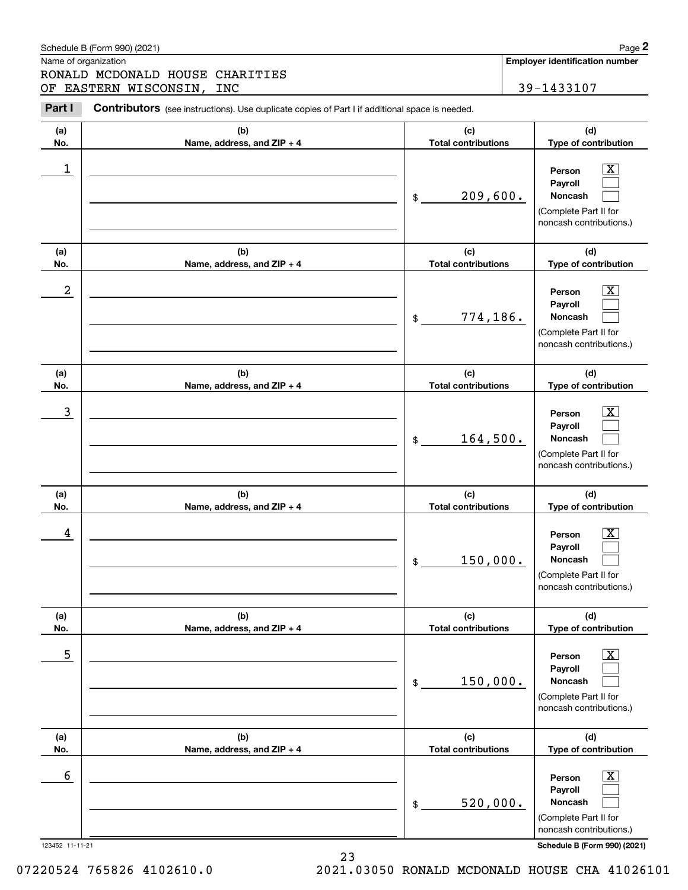Schedule B (Form 990) (2021) Page **2**

Name of organization

RONALD MCDONALD HOUSE CHARITIES OF EASTERN WISCONSIN, INC

**Employer identification number** 39-1433107

**Part I** **Contributors** (see instructions). Use duplicate copies of Part I if additional space is needed.

| (a) No. | (b) Name, address, and ZIP + 4 | (c) Total contributions | (d) Type of contribution |
|---|---|---|---|
| 1 | | $ 209,600. | Person [X] Payroll [ ] Noncash [ ] (Complete Part II for noncash contributions.) |
| 2 | | $ 774,186. | Person [X] Payroll [ ] Noncash [ ] (Complete Part II for noncash contributions.) |
| 3 | | $ 164,500. | Person [X] Payroll [ ] Noncash [ ] (Complete Part II for noncash contributions.) |
| 4 | | $ 150,000. | Person [X] Payroll [ ] Noncash [ ] (Complete Part II for noncash contributions.) |
| 5 | | $ 150,000. | Person [X] Payroll [ ] Noncash [ ] (Complete Part II for noncash contributions.) |
| 6 | | $ 520,000. | Person [X] Payroll [ ] Noncash [ ] (Complete Part II for noncash contributions.) |

123452 11-11-21 **Schedule B (Form 990) (2021)**

07220524 765826 4102610.0 2021.03050 RONALD MCDONALD HOUSE CHA 41026101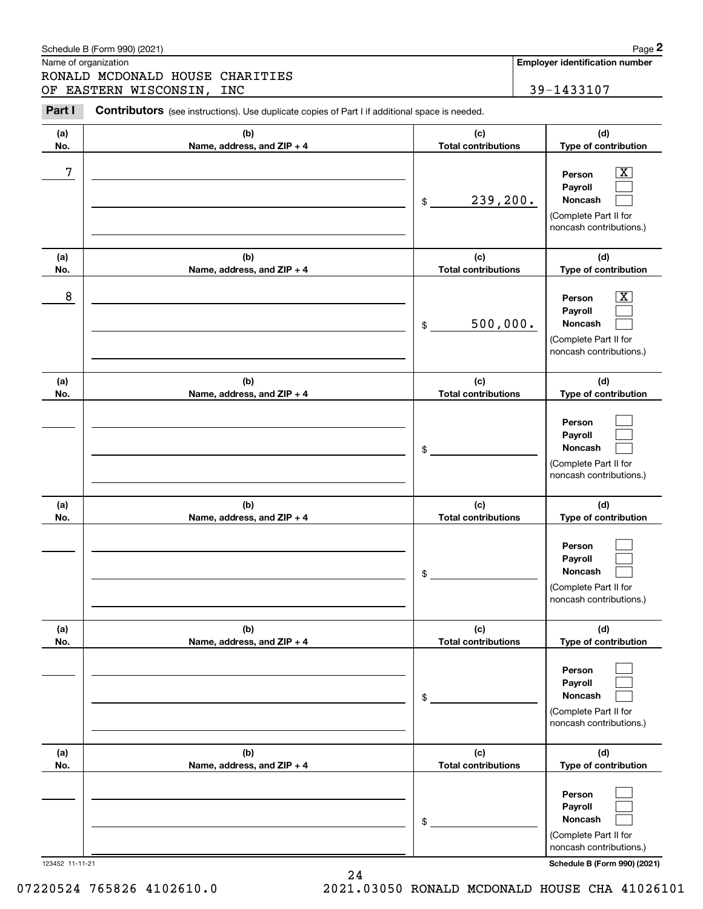Schedule B (Form 990) (2021)

Name of organization

RONALD MCDONALD HOUSE CHARITIES OF EASTERN WISCONSIN, INC

**Employer identification number**

39-1433107

**Part I** **Contributors** (see instructions). Use duplicate copies of Part I if additional space is needed.

| (a) No. | (b) Name, address, and ZIP + 4 | (c) Total contributions | (d) Type of contribution |
|---|---|---|---|
| 7 | | $ 239,200. | Person [X] Payroll [ ] Noncash [ ] (Complete Part II for noncash contributions.) |
| 8 | | $ 500,000. | Person [X] Payroll [ ] Noncash [ ] (Complete Part II for noncash contributions.) |
| | | $ | Person [ ] Payroll [ ] Noncash [ ] (Complete Part II for noncash contributions.) |
| | | $ | Person [ ] Payroll [ ] Noncash [ ] (Complete Part II for noncash contributions.) |
| | | $ | Person [ ] Payroll [ ] Noncash [ ] (Complete Part II for noncash contributions.) |
| | | $ | Person [ ] Payroll [ ] Noncash [ ] (Complete Part II for noncash contributions.) |

123452 11-11-21

**Schedule B (Form 990) (2021)**

07220524 765826 4102610.0 2021.03050 RONALD MCDONALD HOUSE CHA 41026101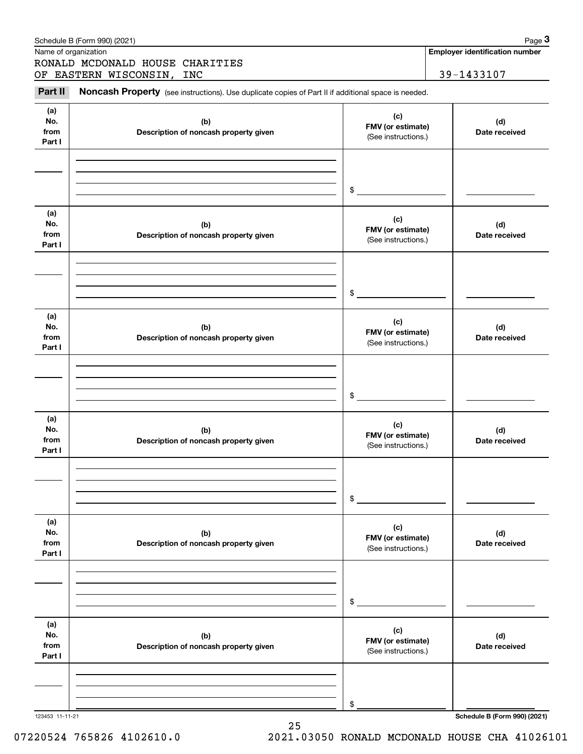Schedule B (Form 990) (2021) Page **3**

Name of organization

RONALD MCDONALD HOUSE CHARITIES
OF EASTERN WISCONSIN, INC

**Employer identification number**

39-1433107

**Part II** **Noncash Property** (see instructions). Use duplicate copies of Part II if additional space is needed.

| (a) No. from Part I | (b) Description of noncash property given | (c) FMV (or estimate) (See instructions.) | (d) Date received |
|---|---|---|---|
| | | $ | |

| (a) No. from Part I | (b) Description of noncash property given | (c) FMV (or estimate) (See instructions.) | (d) Date received |
|---|---|---|---|
| | | $ | |

| (a) No. from Part I | (b) Description of noncash property given | (c) FMV (or estimate) (See instructions.) | (d) Date received |
|---|---|---|---|
| | | $ | |

| (a) No. from Part I | (b) Description of noncash property given | (c) FMV (or estimate) (See instructions.) | (d) Date received |
|---|---|---|---|
| | | $ | |

| (a) No. from Part I | (b) Description of noncash property given | (c) FMV (or estimate) (See instructions.) | (d) Date received |
|---|---|---|---|
| | | $ | |

| (a) No. from Part I | (b) Description of noncash property given | (c) FMV (or estimate) (See instructions.) | (d) Date received |
|---|---|---|---|
| | | $ | |

123453 11-11-21 **Schedule B (Form 990) (2021)**

07220524 765826 4102610.0 2021.03050 RONALD MCDONALD HOUSE CHA 41026101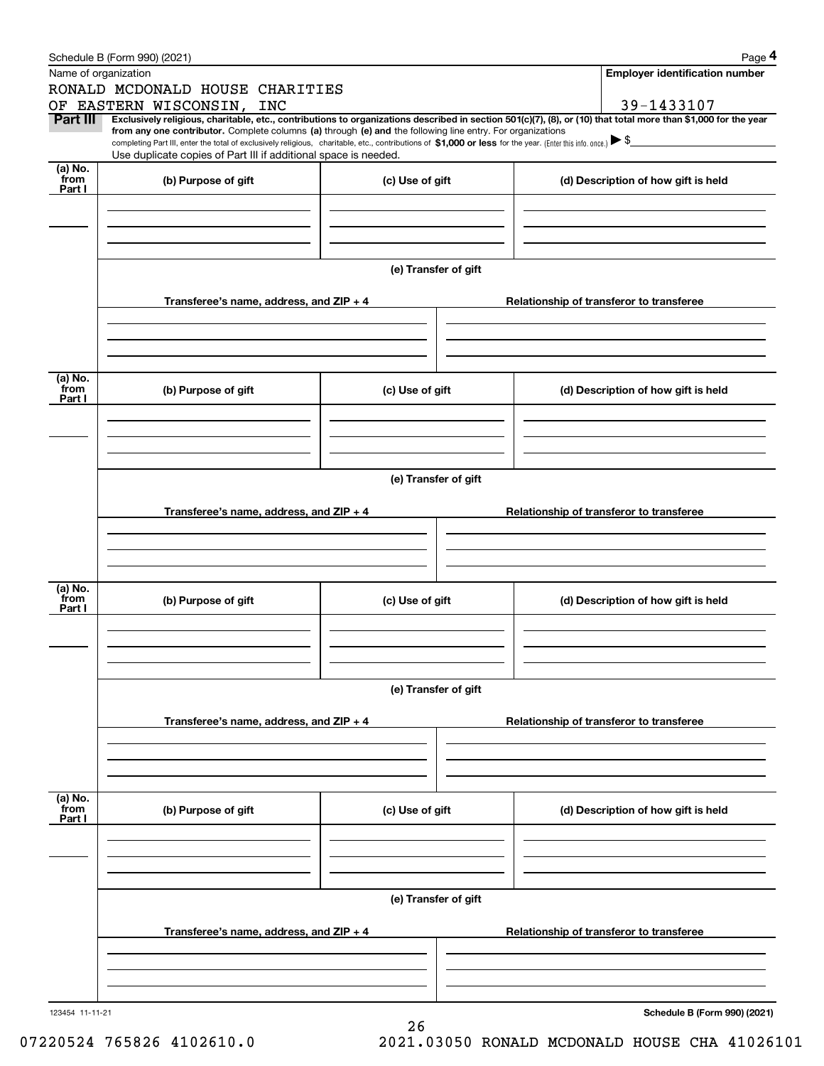Schedule B (Form 990) (2021) Page **4**

Name of organization

RONALD MCDONALD HOUSE CHARITIES OF EASTERN WISCONSIN, INC

**Employer identification number**

39-1433107

**Part III** **Exclusively religious, charitable, etc., contributions to organizations described in section 501(c)(7), (8), or (10) that total more than $1,000 for the year from any one contributor.** Complete columns **(a)** through **(e)** and the following line entry. For organizations completing Part III, enter the total of exclusively religious, charitable, etc., contributions of **$1,000 or less** for the year. (Enter this info. once.) ▶ $

Use duplicate copies of Part III if additional space is needed.

| (a) No. from Part I | (b) Purpose of gift | (c) Use of gift | (d) Description of how gift is held |
|---|---|---|---|
| | | | |

**(e) Transfer of gift**

| Transferee's name, address, and ZIP + 4 | Relationship of transferor to transferee |
|---|---|
| | |

| (a) No. from Part I | (b) Purpose of gift | (c) Use of gift | (d) Description of how gift is held |
|---|---|---|---|
| | | | |

**(e) Transfer of gift**

| Transferee's name, address, and ZIP + 4 | Relationship of transferor to transferee |
|---|---|
| | |

| (a) No. from Part I | (b) Purpose of gift | (c) Use of gift | (d) Description of how gift is held |
|---|---|---|---|
| | | | |

**(e) Transfer of gift**

| Transferee's name, address, and ZIP + 4 | Relationship of transferor to transferee |
|---|---|
| | |

| (a) No. from Part I | (b) Purpose of gift | (c) Use of gift | (d) Description of how gift is held |
|---|---|---|---|
| | | | |

**(e) Transfer of gift**

| Transferee's name, address, and ZIP + 4 | Relationship of transferor to transferee |
|---|---|
| | |

123454 11-11-21 **Schedule B (Form 990) (2021)**

07220524 765826 4102610.0 2021.03050 RONALD MCDONALD HOUSE CHA 41026101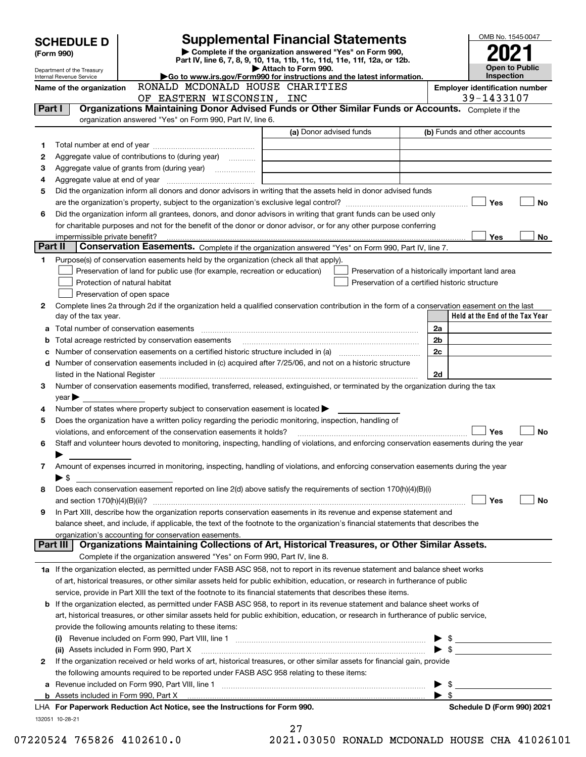# SCHEDULE D (Form 990)

Department of the Treasury
Internal Revenue Service

# Supplemental Financial Statements

▶ Complete if the organization answered "Yes" on Form 990, Part IV, line 6, 7, 8, 9, 10, 11a, 11b, 11c, 11d, 11e, 11f, 12a, or 12b.
▶ Attach to Form 990.
▶Go to www.irs.gov/Form990 for instructions and the latest information.

OMB No. 1545-0047
**2021**
**Open to Public Inspection**

Name of the organization: RONALD MCDONALD HOUSE CHARITIES OF EASTERN WISCONSIN, INC

Employer identification number: 39-1433107

## Part I Organizations Maintaining Donor Advised Funds or Other Similar Funds or Accounts.
Complete if the organization answered "Yes" on Form 990, Part IV, line 6.

| | | (a) Donor advised funds | (b) Funds and other accounts |
|---|---|---|---|
| 1 | Total number at end of year | | |
| 2 | Aggregate value of contributions to (during year) | | |
| 3 | Aggregate value of grants from (during year) | | |
| 4 | Aggregate value at end of year | | |

5 Did the organization inform all donors and donor advisors in writing that the assets held in donor advised funds are the organization's property, subject to the organization's exclusive legal control? ☐ Yes ☐ No

6 Did the organization inform all grantees, donors, and donor advisors in writing that grant funds can be used only for charitable purposes and not for the benefit of the donor or donor advisor, or for any other purpose conferring impermissible private benefit? ☐ Yes ☐ No

## Part II Conservation Easements.
Complete if the organization answered "Yes" on Form 990, Part IV, line 7.

1 Purpose(s) of conservation easements held by the organization (check all that apply).
- ☐ Preservation of land for public use (for example, recreation or education)
- ☐ Preservation of a historically important land area
- ☐ Protection of natural habitat
- ☐ Preservation of a certified historic structure
- ☐ Preservation of open space

2 Complete lines 2a through 2d if the organization held a qualified conservation contribution in the form of a conservation easement on the last day of the tax year.

| | | | Held at the End of the Tax Year |
|---|---|---|---|
| a | Total number of conservation easements | 2a | |
| b | Total acreage restricted by conservation easements | 2b | |
| c | Number of conservation easements on a certified historic structure included in (a) | 2c | |
| d | Number of conservation easements included in (c) acquired after 7/25/06, and not on a historic structure listed in the National Register | 2d | |

3 Number of conservation easements modified, transferred, released, extinguished, or terminated by the organization during the tax year ▶

4 Number of states where property subject to conservation easement is located ▶

5 Does the organization have a written policy regarding the periodic monitoring, inspection, handling of violations, and enforcement of the conservation easements it holds? ☐ Yes ☐ No

6 Staff and volunteer hours devoted to monitoring, inspecting, handling of violations, and enforcing conservation easements during the year ▶

7 Amount of expenses incurred in monitoring, inspecting, handling of violations, and enforcing conservation easements during the year ▶ $

8 Does each conservation easement reported on line 2(d) above satisfy the requirements of section 170(h)(4)(B)(i) and section 170(h)(4)(B)(ii)? ☐ Yes ☐ No

9 In Part XIII, describe how the organization reports conservation easements in its revenue and expense statement and balance sheet, and include, if applicable, the text of the footnote to the organization's financial statements that describes the organization's accounting for conservation easements.

## Part III Organizations Maintaining Collections of Art, Historical Treasures, or Other Similar Assets.
Complete if the organization answered "Yes" on Form 990, Part IV, line 8.

1a If the organization elected, as permitted under FASB ASC 958, not to report in its revenue statement and balance sheet works of art, historical treasures, or other similar assets held for public exhibition, education, or research in furtherance of public service, provide in Part XIII the text of the footnote to its financial statements that describes these items.

b If the organization elected, as permitted under FASB ASC 958, to report in its revenue statement and balance sheet works of art, historical treasures, or other similar assets held for public exhibition, education, or research in furtherance of public service, provide the following amounts relating to these items:

(i) Revenue included on Form 990, Part VIII, line 1 ▶ $

(ii) Assets included in Form 990, Part X ▶ $

2 If the organization received or held works of art, historical treasures, or other similar assets for financial gain, provide the following amounts required to be reported under FASB ASC 958 relating to these items:

a Revenue included on Form 990, Part VIII, line 1 ▶ $

b Assets included in Form 990, Part X ▶ $

LHA For Paperwork Reduction Act Notice, see the Instructions for Form 990. Schedule D (Form 990) 2021

132051 10-28-21

07220524 765826 4102610.0 2021.03050 RONALD MCDONALD HOUSE CHA 41026101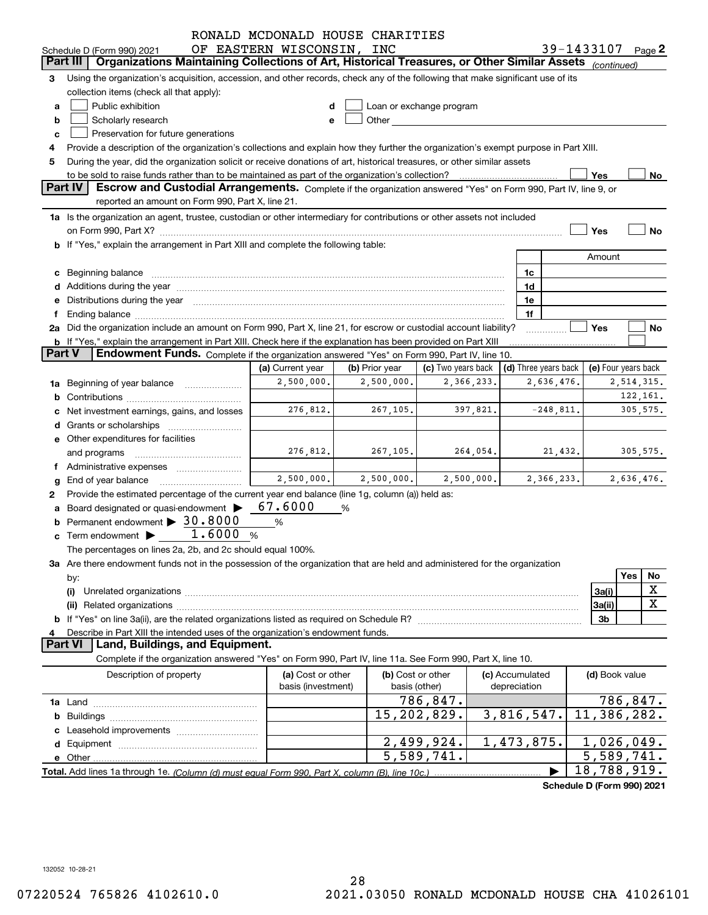RONALD MCDONALD HOUSE CHARITIES

Schedule D (Form 990) 2021 OF EASTERN WISCONSIN, INC 39-1433107 Page 2

## Part III Organizations Maintaining Collections of Art, Historical Treasures, or Other Similar Assets *(continued)*

3 Using the organization's acquisition, accession, and other records, check any of the following that make significant use of its collection items (check all that apply):

- a ☐ Public exhibition
- b ☐ Scholarly research
- c ☐ Preservation for future generations
- d ☐ Loan or exchange program
- e ☐ Other

4 Provide a description of the organization's collections and explain how they further the organization's exempt purpose in Part XIII.

5 During the year, did the organization solicit or receive donations of art, historical treasures, or other similar assets to be sold to raise funds rather than to be maintained as part of the organization's collection? ☐ Yes ☐ No

## Part IV Escrow and Custodial Arrangements.

Complete if the organization answered "Yes" on Form 990, Part IV, line 9, or reported an amount on Form 990, Part X, line 21.

1a Is the organization an agent, trustee, custodian or other intermediary for contributions or other assets not included on Form 990, Part X? ☐ Yes ☐ No

b If "Yes," explain the arrangement in Part XIII and complete the following table:

| | | Amount |
|---|---|---|
| c Beginning balance | 1c | |
| d Additions during the year | 1d | |
| e Distributions during the year | 1e | |
| f Ending balance | 1f | |

2a Did the organization include an amount on Form 990, Part X, line 21, for escrow or custodial account liability? ☐ Yes ☐ No

b If "Yes," explain the arrangement in Part XIII. Check here if the explanation has been provided on Part XIII ☐

## Part V Endowment Funds.

Complete if the organization answered "Yes" on Form 990, Part IV, line 10.

| | (a) Current year | (b) Prior year | (c) Two years back | (d) Three years back | (e) Four years back |
|---|---|---|---|---|---|
| 1a Beginning of year balance | 2,500,000. | 2,500,000. | 2,366,233. | 2,636,476. | 2,514,315. |
| b Contributions | | | | | 122,161. |
| c Net investment earnings, gains, and losses | 276,812. | 267,105. | 397,821. | -248,811. | 305,575. |
| d Grants or scholarships | | | | | |
| e Other expenditures for facilities and programs | 276,812. | 267,105. | 264,054. | 21,432. | 305,575. |
| f Administrative expenses | | | | | |
| g End of year balance | 2,500,000. | 2,500,000. | 2,500,000. | 2,366,233. | 2,636,476. |

2 Provide the estimated percentage of the current year end balance (line 1g, column (a)) held as:

a Board designated or quasi-endowment ▶ 67.6000 %

b Permanent endowment ▶ 30.8000 %

c Term endowment ▶ 1.6000 %

The percentages on lines 2a, 2b, and 2c should equal 100%.

3a Are there endowment funds not in the possession of the organization that are held and administered for the organization by:

| | | Yes | No |
|---|---|---|---|
| (i) Unrelated organizations | 3a(i) | | X |
| (ii) Related organizations | 3a(ii) | | X |
| b If "Yes" on line 3a(ii), are the related organizations listed as required on Schedule R? | 3b | | |

4 Describe in Part XIII the intended uses of the organization's endowment funds.

## Part VI Land, Buildings, and Equipment.

Complete if the organization answered "Yes" on Form 990, Part IV, line 11a. See Form 990, Part X, line 10.

| Description of property | (a) Cost or other basis (investment) | (b) Cost or other basis (other) | (c) Accumulated depreciation | (d) Book value |
|---|---|---|---|---|
| 1a Land | | 786,847. | | 786,847. |
| b Buildings | | 15,202,829. | 3,816,547. | 11,386,282. |
| c Leasehold improvements | | | | |
| d Equipment | | 2,499,924. | 1,473,875. | 1,026,049. |
| e Other | | 5,589,741. | | 5,589,741. |
| **Total.** Add lines 1a through 1e. *(Column (d) must equal Form 990, Part X, column (B), line 10c.)* | | | ▶ | 18,788,919. |

**Schedule D (Form 990) 2021**

132052 10-28-21

07220524 765826 4102610.0 2021.03050 RONALD MCDONALD HOUSE CHA 41026101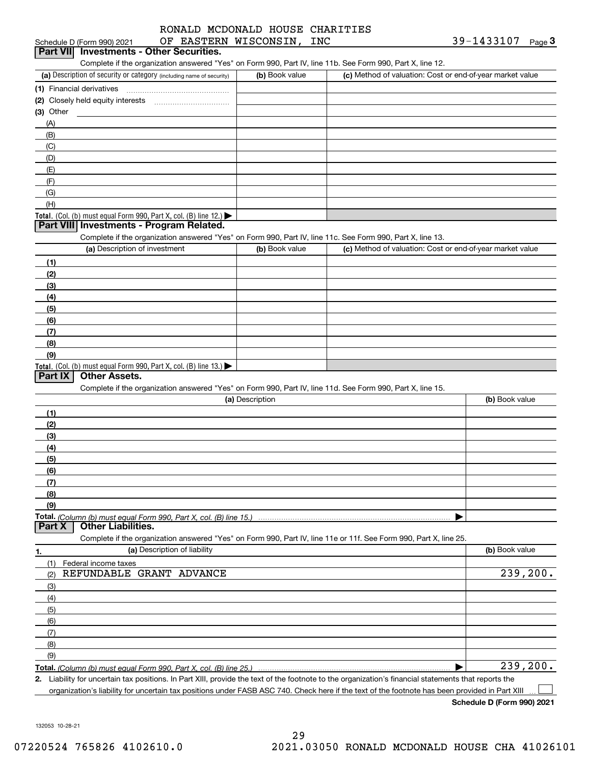RONALD MCDONALD HOUSE CHARITIES
Schedule D (Form 990) 2021 OF EASTERN WISCONSIN, INC 39-1433107 Page 3

## Part VII Investments - Other Securities.

Complete if the organization answered "Yes" on Form 990, Part IV, line 11b. See Form 990, Part X, line 12.

| (a) Description of security or category (including name of security) | (b) Book value | (c) Method of valuation: Cost or end-of-year market value |
|---|---|---|
| (1) Financial derivatives | | |
| (2) Closely held equity interests | | |
| (3) Other | | |
| (A) | | |
| (B) | | |
| (C) | | |
| (D) | | |
| (E) | | |
| (F) | | |
| (G) | | |
| (H) | | |
| **Total.** (Col. (b) must equal Form 990, Part X, col. (B) line 12.) | | |

## Part VIII Investments - Program Related.

Complete if the organization answered "Yes" on Form 990, Part IV, line 11c. See Form 990, Part X, line 13.

| (a) Description of investment | (b) Book value | (c) Method of valuation: Cost or end-of-year market value |
|---|---|---|
| (1) | | |
| (2) | | |
| (3) | | |
| (4) | | |
| (5) | | |
| (6) | | |
| (7) | | |
| (8) | | |
| (9) | | |
| **Total.** (Col. (b) must equal Form 990, Part X, col. (B) line 13.) | | |

## Part IX Other Assets.

Complete if the organization answered "Yes" on Form 990, Part IV, line 11d. See Form 990, Part X, line 15.

| (a) Description | (b) Book value |
|---|---|
| (1) | |
| (2) | |
| (3) | |
| (4) | |
| (5) | |
| (6) | |
| (7) | |
| (8) | |
| (9) | |
| **Total.** *(Column (b) must equal Form 990, Part X, col. (B) line 15.)* | |

## Part X Other Liabilities.

Complete if the organization answered "Yes" on Form 990, Part IV, line 11e or 11f. See Form 990, Part X, line 25.

| 1. (a) Description of liability | (b) Book value |
|---|---|
| (1) Federal income taxes | |
| (2) REFUNDABLE GRANT ADVANCE | 239,200. |
| (3) | |
| (4) | |
| (5) | |
| (6) | |
| (7) | |
| (8) | |
| (9) | |
| **Total.** *(Column (b) must equal Form 990, Part X, col. (B) line 25.)* | 239,200. |

**2.** Liability for uncertain tax positions. In Part XIII, provide the text of the footnote to the organization's financial statements that reports the organization's liability for uncertain tax positions under FASB ASC 740. Check here if the text of the footnote has been provided in Part XIII ☐

**Schedule D (Form 990) 2021**

132053 10-28-21

07220524 765826 4102610.0 2021.03050 RONALD MCDONALD HOUSE CHA 41026101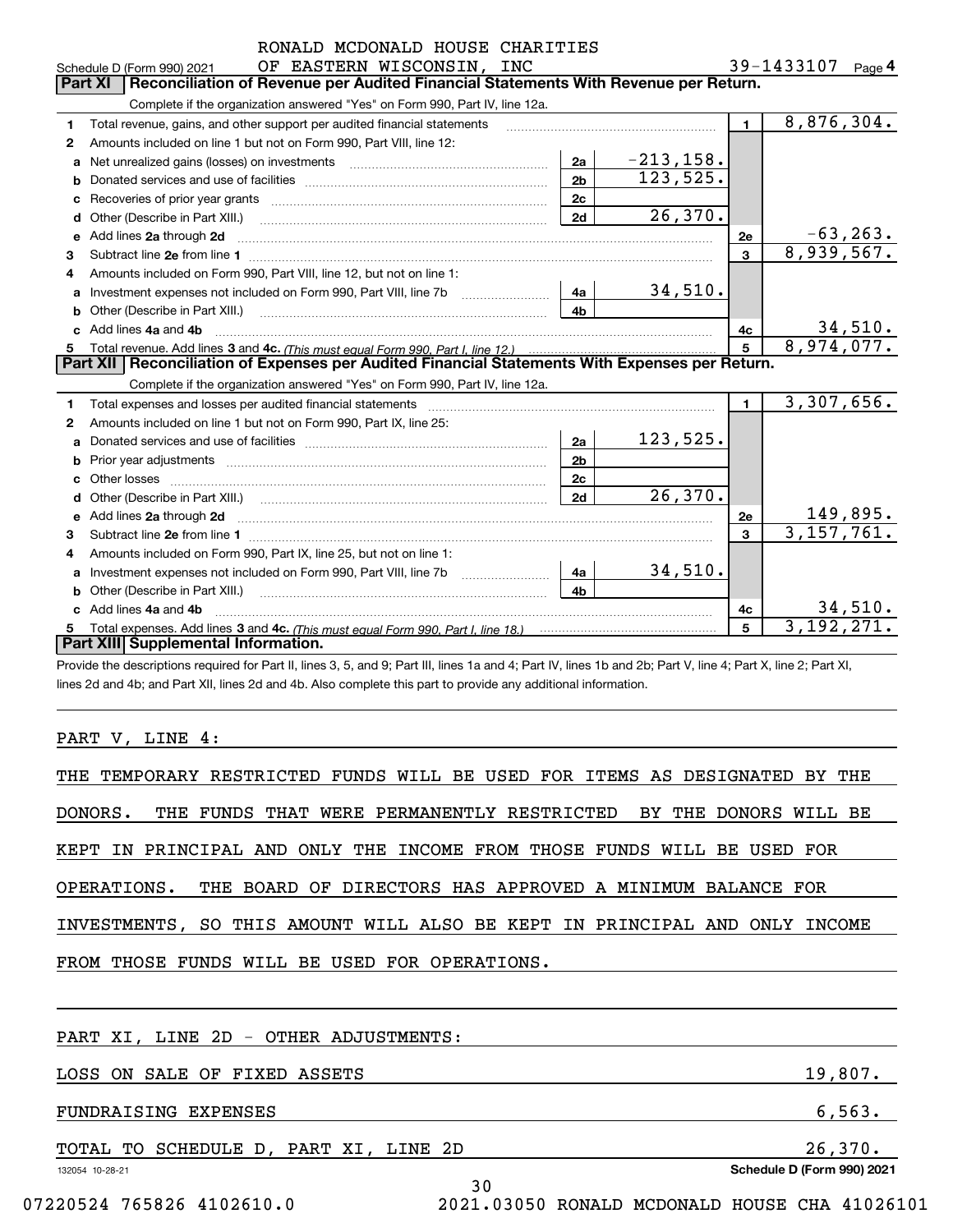RONALD MCDONALD HOUSE CHARITIES

Schedule D (Form 990) 2021 OF EASTERN WISCONSIN, INC 39-1433107 Page 4

## Part XI Reconciliation of Revenue per Audited Financial Statements With Revenue per Return.

Complete if the organization answered "Yes" on Form 990, Part IV, line 12a.

| | | | | | |
|---|---|---|---|---|---|
| 1 | Total revenue, gains, and other support per audited financial statements | | | 1 | 8,876,304. |
| 2 | Amounts included on line 1 but not on Form 990, Part VIII, line 12: | | | | |
| a | Net unrealized gains (losses) on investments | 2a | -213,158. | | |
| b | Donated services and use of facilities | 2b | 123,525. | | |
| c | Recoveries of prior year grants | 2c | | | |
| d | Other (Describe in Part XIII.) | 2d | 26,370. | | |
| e | Add lines 2a through 2d | | | 2e | -63,263. |
| 3 | Subtract line 2e from line 1 | | | 3 | 8,939,567. |
| 4 | Amounts included on Form 990, Part VIII, line 12, but not on line 1: | | | | |
| a | Investment expenses not included on Form 990, Part VIII, line 7b | 4a | 34,510. | | |
| b | Other (Describe in Part XIII.) | 4b | | | |
| c | Add lines 4a and 4b | | | 4c | 34,510. |
| 5 | Total revenue. Add lines 3 and 4c. *(This must equal Form 990, Part I, line 12.)* | | | 5 | 8,974,077. |

## Part XII Reconciliation of Expenses per Audited Financial Statements With Expenses per Return.

Complete if the organization answered "Yes" on Form 990, Part IV, line 12a.

| | | | | | |
|---|---|---|---|---|---|
| 1 | Total expenses and losses per audited financial statements | | | 1 | 3,307,656. |
| 2 | Amounts included on line 1 but not on Form 990, Part IX, line 25: | | | | |
| a | Donated services and use of facilities | 2a | 123,525. | | |
| b | Prior year adjustments | 2b | | | |
| c | Other losses | 2c | | | |
| d | Other (Describe in Part XIII.) | 2d | 26,370. | | |
| e | Add lines 2a through 2d | | | 2e | 149,895. |
| 3 | Subtract line 2e from line 1 | | | 3 | 3,157,761. |
| 4 | Amounts included on Form 990, Part IX, line 25, but not on line 1: | | | | |
| a | Investment expenses not included on Form 990, Part VIII, line 7b | 4a | 34,510. | | |
| b | Other (Describe in Part XIII.) | 4b | | | |
| c | Add lines 4a and 4b | | | 4c | 34,510. |
| 5 | Total expenses. Add lines 3 and 4c. *(This must equal Form 990, Part I, line 18.)* | | | 5 | 3,192,271. |

## Part XIII Supplemental Information.

Provide the descriptions required for Part II, lines 3, 5, and 9; Part III, lines 1a and 4; Part IV, lines 1b and 2b; Part V, line 4; Part X, line 2; Part XI, lines 2d and 4b; and Part XII, lines 2d and 4b. Also complete this part to provide any additional information.

PART V, LINE 4:

THE TEMPORARY RESTRICTED FUNDS WILL BE USED FOR ITEMS AS DESIGNATED BY THE DONORS. THE FUNDS THAT WERE PERMANENTLY RESTRICTED BY THE DONORS WILL BE KEPT IN PRINCIPAL AND ONLY THE INCOME FROM THOSE FUNDS WILL BE USED FOR OPERATIONS. THE BOARD OF DIRECTORS HAS APPROVED A MINIMUM BALANCE FOR INVESTMENTS, SO THIS AMOUNT WILL ALSO BE KEPT IN PRINCIPAL AND ONLY INCOME FROM THOSE FUNDS WILL BE USED FOR OPERATIONS.

PART XI, LINE 2D - OTHER ADJUSTMENTS:

| | |
|---|---|
| LOSS ON SALE OF FIXED ASSETS | 19,807. |
| FUNDRAISING EXPENSES | 6,563. |
| TOTAL TO SCHEDULE D, PART XI, LINE 2D | 26,370. |

132054 10-28-21 Schedule D (Form 990) 2021

07220524 765826 4102610.0 2021.03050 RONALD MCDONALD HOUSE CHA 41026101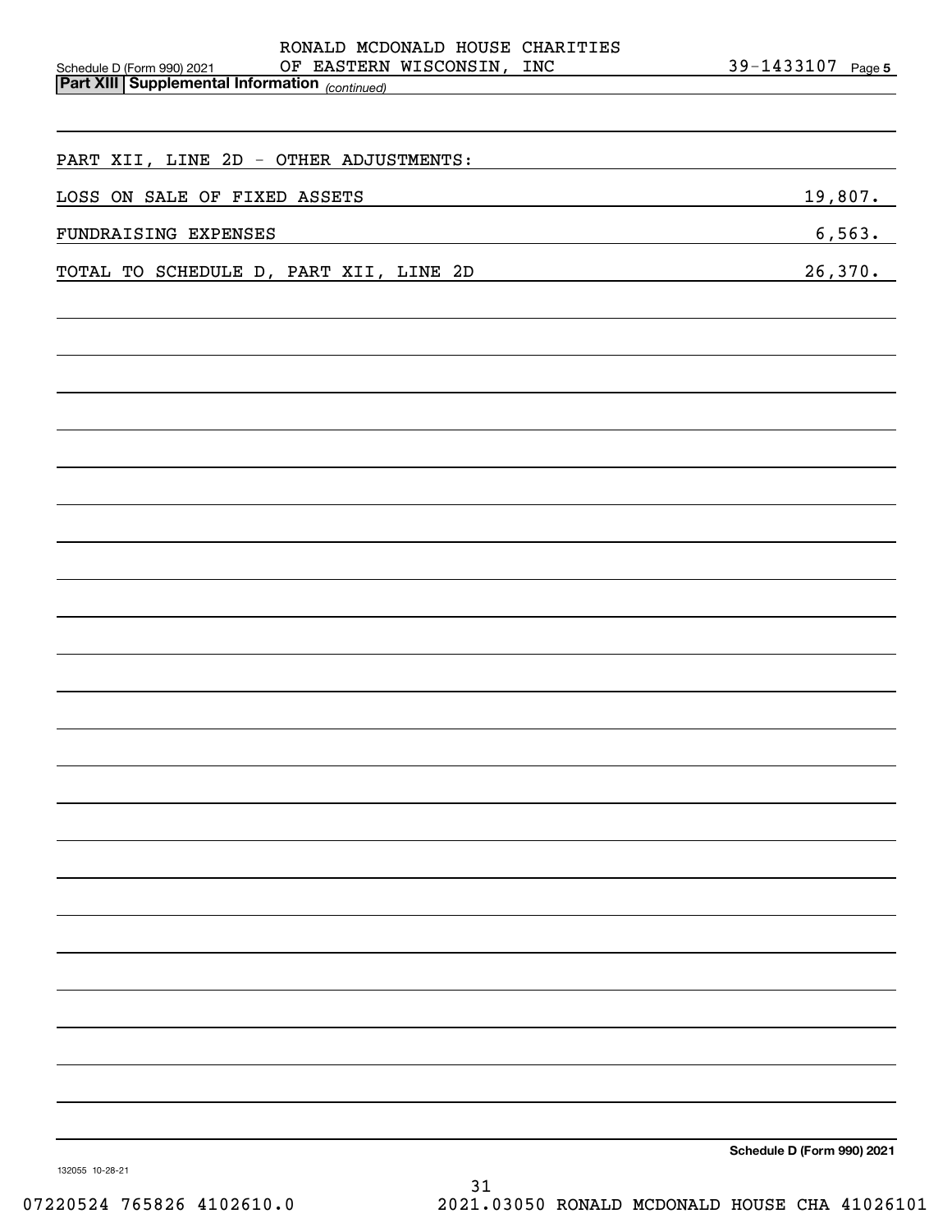RONALD MCDONALD HOUSE CHARITIES

Schedule D (Form 990) 2021 OF EASTERN WISCONSIN, INC 39-1433107 Page 5

**Part XIII Supplemental Information** *(continued)*

PART XII, LINE 2D - OTHER ADJUSTMENTS:

| | |
|---|---|
| LOSS ON SALE OF FIXED ASSETS | 19,807. |
| FUNDRAISING EXPENSES | 6,563. |
| TOTAL TO SCHEDULE D, PART XII, LINE 2D | 26,370. |

**Schedule D (Form 990) 2021**

132055 10-28-21

07220524 765826 4102610.0 2021.03050 RONALD MCDONALD HOUSE CHA 41026101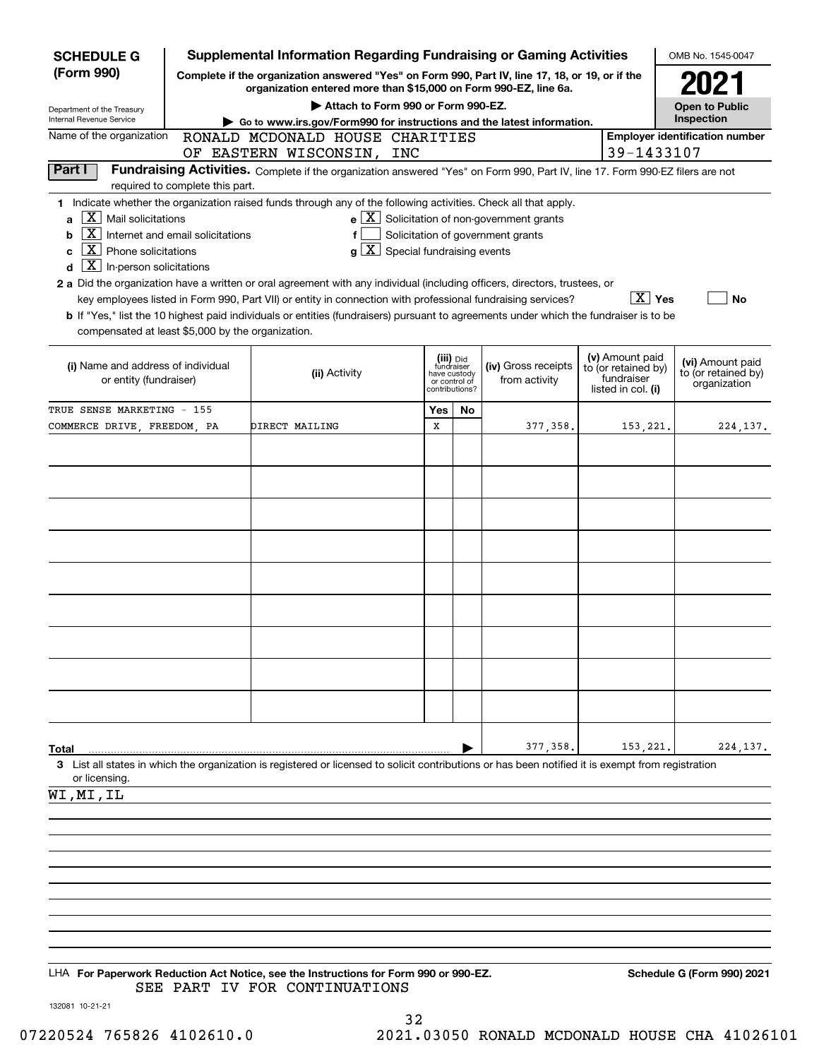**SCHEDULE G (Form 990)**

Department of the Treasury
Internal Revenue Service

# Supplemental Information Regarding Fundraising or Gaming Activities

**Complete if the organization answered "Yes" on Form 990, Part IV, line 17, 18, or 19, or if the organization entered more than $15,000 on Form 990-EZ, line 6a.**

**▶ Attach to Form 990 or Form 990-EZ.**

**▶ Go to www.irs.gov/Form990 for instructions and the latest information.**

OMB No. 1545-0047

**2021**

**Open to Public Inspection**

Name of the organization: RONALD MCDONALD HOUSE CHARITIES OF EASTERN WISCONSIN, INC

**Employer identification number** 39-1433107

**Part I** **Fundraising Activities.** Complete if the organization answered "Yes" on Form 990, Part IV, line 17. Form 990-EZ filers are not required to complete this part.

**1** Indicate whether the organization raised funds through any of the following activities. Check all that apply.

- **a** [X] Mail solicitations
- **b** [X] Internet and email solicitations
- **c** [X] Phone solicitations
- **d** [X] In-person solicitations
- **e** [X] Solicitation of non-government grants
- **f** [ ] Solicitation of government grants
- **g** [X] Special fundraising events

**2 a** Did the organization have a written or oral agreement with any individual (including officers, directors, trustees, or key employees listed in Form 990, Part VII) or entity in connection with professional fundraising services? [X] **Yes** [ ] **No**

**b** If "Yes," list the 10 highest paid individuals or entities (fundraisers) pursuant to agreements under which the fundraiser is to be compensated at least $5,000 by the organization.

| (i) Name and address of individual or entity (fundraiser) | (ii) Activity | (iii) Did fundraiser have custody or control of contributions? Yes | No | (iv) Gross receipts from activity | (v) Amount paid to (or retained by) fundraiser listed in col. (i) | (vi) Amount paid to (or retained by) organization |
|---|---|---|---|---|---|---|
| TRUE SENSE MARKETING - 155 COMMERCE DRIVE, FREEDOM, PA | DIRECT MAILING | X | | 377,358. | 153,221. | 224,137. |
| **Total** | | | | 377,358. | 153,221. | 224,137. |

**3** List all states in which the organization is registered or licensed to solicit contributions or has been notified it is exempt from registration or licensing.

WI,MI,IL

LHA **For Paperwork Reduction Act Notice, see the Instructions for Form 990 or 990-EZ.** **Schedule G (Form 990) 2021**

SEE PART IV FOR CONTINUATIONS

132081 10-21-21

07220524 765826 4102610.0 2021.03050 RONALD MCDONALD HOUSE CHA 41026101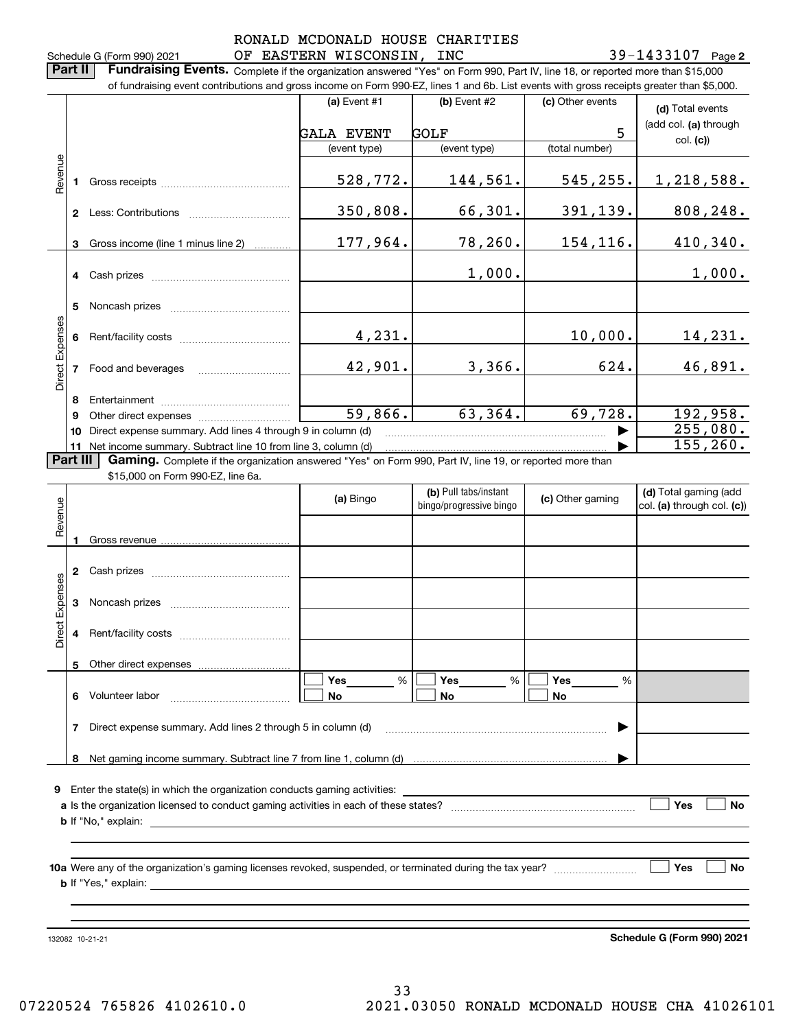RONALD MCDONALD HOUSE CHARITIES

Schedule G (Form 990) 2021 OF EASTERN WISCONSIN, INC 39-1433107 Page 2

**Part II Fundraising Events.** Complete if the organization answered "Yes" on Form 990, Part IV, line 18, or reported more than $15,000 of fundraising event contributions and gross income on Form 990-EZ, lines 1 and 6b. List events with gross receipts greater than $5,000.

| | | (a) Event #1 | (b) Event #2 | (c) Other events | (d) Total events (add col. (a) through col. (c)) |
|---|---|---|---|---|---|
| | | GALA EVENT | GOLF | 5 | |
| | | (event type) | (event type) | (total number) | |
| Revenue | 1 Gross receipts | 528,772. | 144,561. | 545,255. | 1,218,588. |
| | 2 Less: Contributions | 350,808. | 66,301. | 391,139. | 808,248. |
| | 3 Gross income (line 1 minus line 2) | 177,964. | 78,260. | 154,116. | 410,340. |
| Direct Expenses | 4 Cash prizes | | 1,000. | | 1,000. |
| | 5 Noncash prizes | | | | |
| | 6 Rent/facility costs | 4,231. | | 10,000. | 14,231. |
| | 7 Food and beverages | 42,901. | 3,366. | 624. | 46,891. |
| | 8 Entertainment | | | | |
| | 9 Other direct expenses | 59,866. | 63,364. | 69,728. | 192,958. |
| | 10 Direct expense summary. Add lines 4 through 9 in column (d) | | | | 255,080. |
| | 11 Net income summary. Subtract line 10 from line 3, column (d) | | | | 155,260. |

**Part III Gaming.** Complete if the organization answered "Yes" on Form 990, Part IV, line 19, or reported more than $15,000 on Form 990-EZ, line 6a.

| | | (a) Bingo | (b) Pull tabs/instant bingo/progressive bingo | (c) Other gaming | (d) Total gaming (add col. (a) through col. (c)) |
|---|---|---|---|---|---|
| Revenue | 1 Gross revenue | | | | |
| Direct Expenses | 2 Cash prizes | | | | |
| | 3 Noncash prizes | | | | |
| | 4 Rent/facility costs | | | | |
| | 5 Other direct expenses | | | | |
| | 6 Volunteer labor | Yes ___ % No | Yes ___ % No | Yes ___ % No | |
| | 7 Direct expense summary. Add lines 2 through 5 in column (d) | | | | |
| | 8 Net gaming income summary. Subtract line 7 from line 1, column (d) | | | | |

9 Enter the state(s) in which the organization conducts gaming activities:

a Is the organization licensed to conduct gaming activities in each of these states? ☐ Yes ☐ No

b If "No," explain:

10a Were any of the organization's gaming licenses revoked, suspended, or terminated during the tax year? ☐ Yes ☐ No

b If "Yes," explain:

132082 10-21-21 **Schedule G (Form 990) 2021**

07220524 765826 4102610.0 2021.03050 RONALD MCDONALD HOUSE CHA 41026101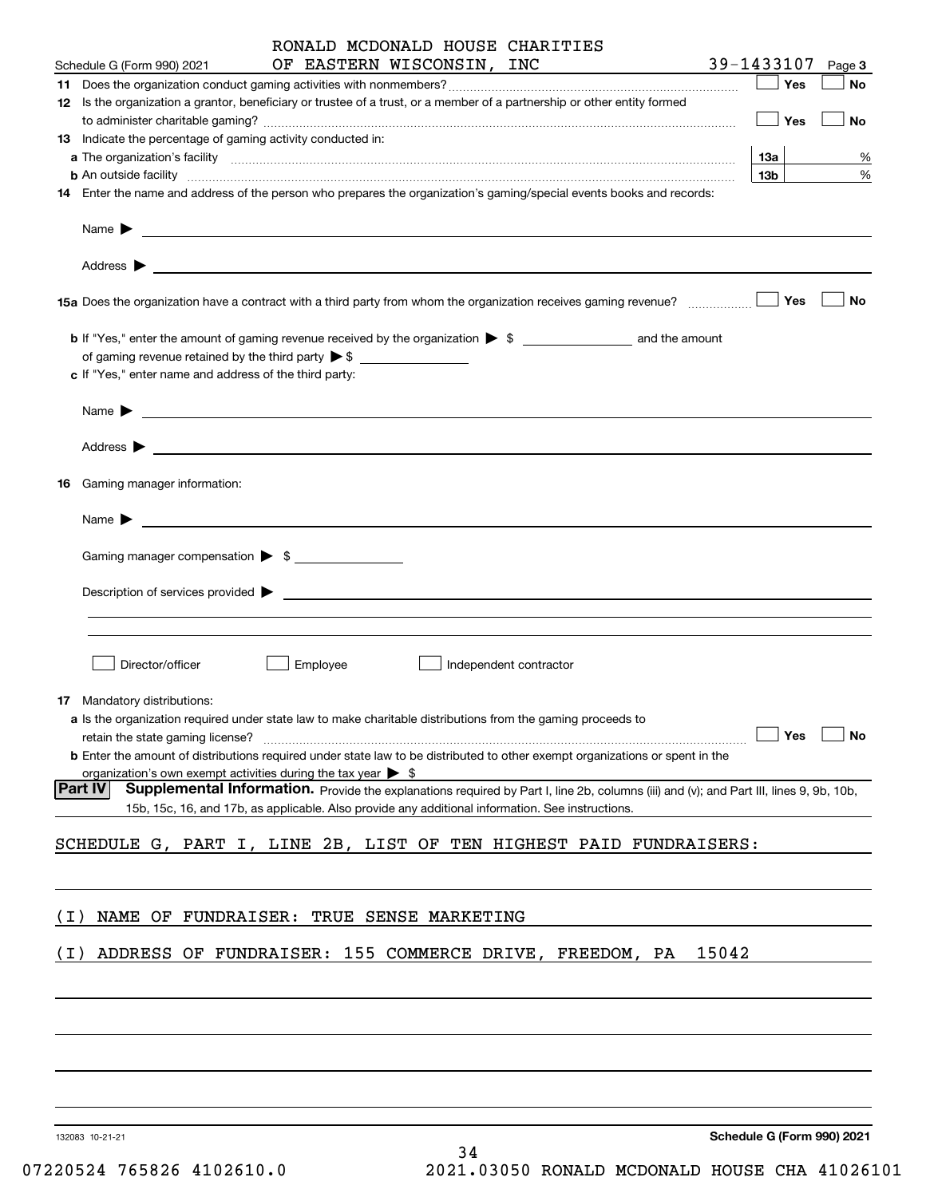RONALD MCDONALD HOUSE CHARITIES

Schedule G (Form 990) 2021 OF EASTERN WISCONSIN, INC 39-1433107 Page 3

**11** Does the organization conduct gaming activities with nonmembers? ☐ Yes ☐ No

**12** Is the organization a grantor, beneficiary or trustee of a trust, or a member of a partnership or other entity formed to administer charitable gaming? ☐ Yes ☐ No

**13** Indicate the percentage of gaming activity conducted in:

**a** The organization's facility **13a** %

**b** An outside facility **13b** %

**14** Enter the name and address of the person who prepares the organization's gaming/special events books and records:

Name ▶

Address ▶

**15a** Does the organization have a contract with a third party from whom the organization receives gaming revenue? ☐ Yes ☐ No

**b** If "Yes," enter the amount of gaming revenue received by the organization ▶ $ ______ and the amount of gaming revenue retained by the third party ▶ $ ______

**c** If "Yes," enter name and address of the third party:

Name ▶

Address ▶

**16** Gaming manager information:

Name ▶

Gaming manager compensation ▶ $

Description of services provided ▶

☐ Director/officer ☐ Employee ☐ Independent contractor

**17** Mandatory distributions:

**a** Is the organization required under state law to make charitable distributions from the gaming proceeds to retain the state gaming license? ☐ Yes ☐ No

**b** Enter the amount of distributions required under state law to be distributed to other exempt organizations or spent in the organization's own exempt activities during the tax year ▶ $

**Part IV** **Supplemental Information.** Provide the explanations required by Part I, line 2b, columns (iii) and (v); and Part III, lines 9, 9b, 10b, 15b, 15c, 16, and 17b, as applicable. Also provide any additional information. See instructions.

SCHEDULE G, PART I, LINE 2B, LIST OF TEN HIGHEST PAID FUNDRAISERS:

(I) NAME OF FUNDRAISER: TRUE SENSE MARKETING

(I) ADDRESS OF FUNDRAISER: 155 COMMERCE DRIVE, FREEDOM, PA 15042

132083 10-21-21 **Schedule G (Form 990) 2021**

07220524 765826 4102610.0 2021.03050 RONALD MCDONALD HOUSE CHA 41026101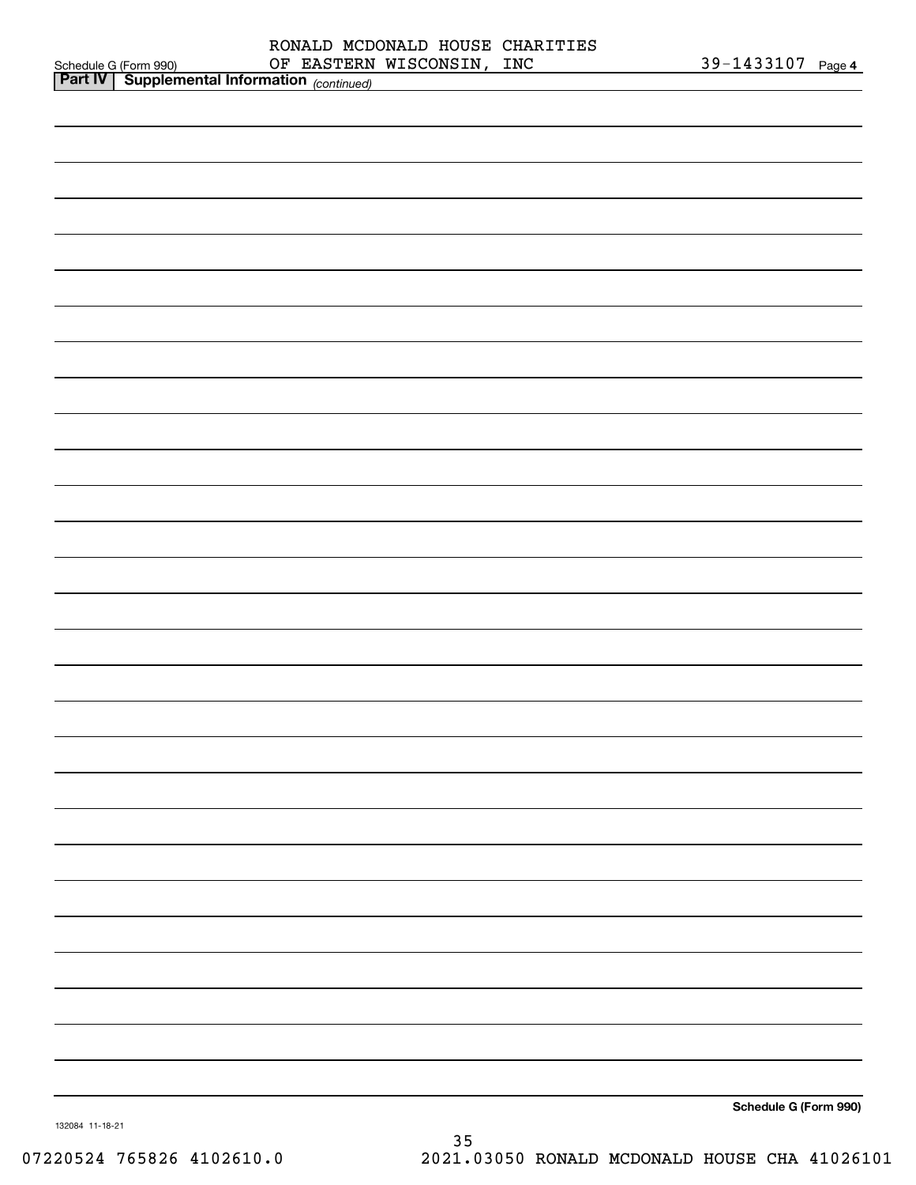Schedule G (Form 990) RONALD MCDONALD HOUSE CHARITIES OF EASTERN WISCONSIN, INC 39-1433107 Page 4

**Part IV | Supplemental Information** *(continued)*

**Schedule G (Form 990)**

132084 11-18-21

07220524 765826 4102610.0 2021.03050 RONALD MCDONALD HOUSE CHA 41026101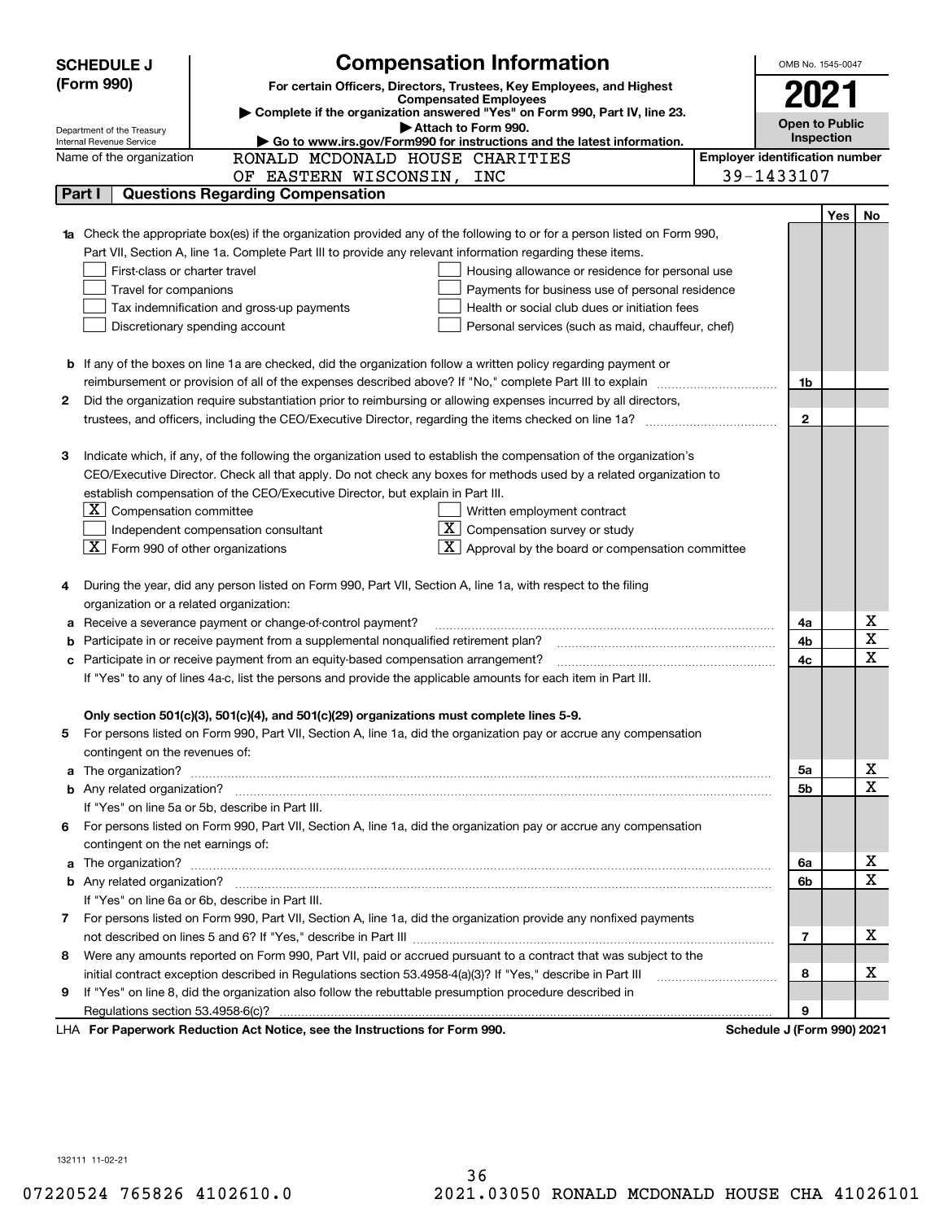**SCHEDULE J (Form 990)**

Department of the Treasury Internal Revenue Service

# Compensation Information

**For certain Officers, Directors, Trustees, Key Employees, and Highest Compensated Employees**

▶ **Complete if the organization answered "Yes" on Form 990, Part IV, line 23.**

▶ **Attach to Form 990.**

▶ **Go to www.irs.gov/Form990 for instructions and the latest information.**

OMB No. 1545-0047

**2021**

**Open to Public Inspection**

Name of the organization: RONALD MCDONALD HOUSE CHARITIES OF EASTERN WISCONSIN, INC

**Employer identification number** 39-1433107

**Part I — Questions Regarding Compensation**

| | | | Yes | No |
|---|---|---|---|---|
| **1a** | Check the appropriate box(es) if the organization provided any of the following to or for a person listed on Form 990, Part VII, Section A, line 1a. Complete Part III to provide any relevant information regarding these items.<br>☐ First-class or charter travel ☐ Housing allowance or residence for personal use<br>☐ Travel for companions ☐ Payments for business use of personal residence<br>☐ Tax indemnification and gross-up payments ☐ Health or social club dues or initiation fees<br>☐ Discretionary spending account ☐ Personal services (such as maid, chauffeur, chef) | | | |
| **b** | If any of the boxes on line 1a are checked, did the organization follow a written policy regarding payment or reimbursement or provision of all of the expenses described above? If "No," complete Part III to explain | 1b | | |
| **2** | Did the organization require substantiation prior to reimbursing or allowing expenses incurred by all directors, trustees, and officers, including the CEO/Executive Director, regarding the items checked on line 1a? | 2 | | |
| **3** | Indicate which, if any, of the following the organization used to establish the compensation of the organization's CEO/Executive Director. Check all that apply. Do not check any boxes for methods used by a related organization to establish compensation of the CEO/Executive Director, but explain in Part III.<br>☒ Compensation committee ☐ Written employment contract<br>☐ Independent compensation consultant ☒ Compensation survey or study<br>☒ Form 990 of other organizations ☒ Approval by the board or compensation committee | | | |
| **4** | During the year, did any person listed on Form 990, Part VII, Section A, line 1a, with respect to the filing organization or a related organization: | | | |
| **a** | Receive a severance payment or change-of-control payment? | 4a | | X |
| **b** | Participate in or receive payment from a supplemental nonqualified retirement plan? | 4b | | X |
| **c** | Participate in or receive payment from an equity-based compensation arrangement? | 4c | | X |
| | If "Yes" to any of lines 4a-c, list the persons and provide the applicable amounts for each item in Part III. | | | |
| | **Only section 501(c)(3), 501(c)(4), and 501(c)(29) organizations must complete lines 5-9.** | | | |
| **5** | For persons listed on Form 990, Part VII, Section A, line 1a, did the organization pay or accrue any compensation contingent on the revenues of: | | | |
| **a** | The organization? | 5a | | X |
| **b** | Any related organization? | 5b | | X |
| | If "Yes" on line 5a or 5b, describe in Part III. | | | |
| **6** | For persons listed on Form 990, Part VII, Section A, line 1a, did the organization pay or accrue any compensation contingent on the net earnings of: | | | |
| **a** | The organization? | 6a | | X |
| **b** | Any related organization? | 6b | | X |
| | If "Yes" on line 6a or 6b, describe in Part III. | | | |
| **7** | For persons listed on Form 990, Part VII, Section A, line 1a, did the organization provide any nonfixed payments not described on lines 5 and 6? If "Yes," describe in Part III | 7 | | X |
| **8** | Were any amounts reported on Form 990, Part VII, paid or accrued pursuant to a contract that was subject to the initial contract exception described in Regulations section 53.4958-4(a)(3)? If "Yes," describe in Part III | 8 | | X |
| **9** | If "Yes" on line 8, did the organization also follow the rebuttable presumption procedure described in Regulations section 53.4958-6(c)? | 9 | | |

LHA **For Paperwork Reduction Act Notice, see the Instructions for Form 990.** **Schedule J (Form 990) 2021**

132111 11-02-21

07220524 765826 4102610.0 2021.03050 RONALD MCDONALD HOUSE CHA 41026101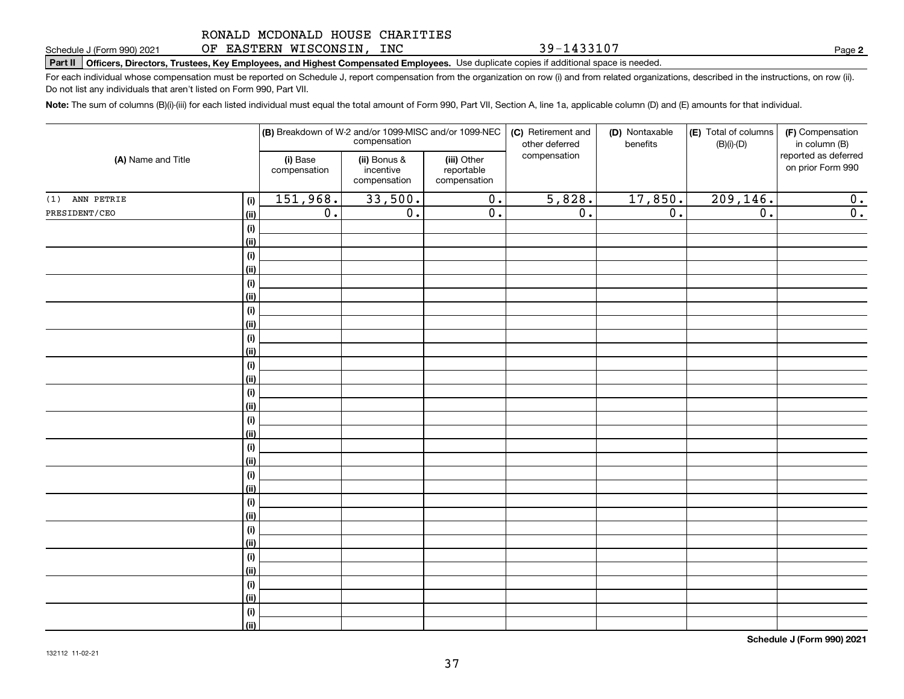RONALD MCDONALD HOUSE CHARITIES

Schedule J (Form 990) 2021 OF EASTERN WISCONSIN, INC 39-1433107 Page **2**

**Part II** **Officers, Directors, Trustees, Key Employees, and Highest Compensated Employees.** Use duplicate copies if additional space is needed.

For each individual whose compensation must be reported on Schedule J, report compensation from the organization on row (i) and from related organizations, described in the instructions, on row (ii). Do not list any individuals that aren't listed on Form 990, Part VII.

**Note:** The sum of columns (B)(i)-(iii) for each listed individual must equal the total amount of Form 990, Part VII, Section A, line 1a, applicable column (D) and (E) amounts for that individual.

| (A) Name and Title | | (B) Breakdown of W-2 and/or 1099-MISC and/or 1099-NEC compensation | | | (C) Retirement and other deferred compensation | (D) Nontaxable benefits | (E) Total of columns (B)(i)-(D) | (F) Compensation in column (B) reported as deferred on prior Form 990 |
|---|---|---|---|---|---|---|---|---|
| | | (i) Base compensation | (ii) Bonus & incentive compensation | (iii) Other reportable compensation | | | | |
| (1) ANN PETRIE | (i) | 151,968. | 33,500. | 0. | 5,828. | 17,850. | 209,146. | 0. |
| PRESIDENT/CEO | (ii) | 0. | 0. | 0. | 0. | 0. | 0. | 0. |
| | (i) | | | | | | | |
| | (ii) | | | | | | | |
| | (i) | | | | | | | |
| | (ii) | | | | | | | |
| | (i) | | | | | | | |
| | (ii) | | | | | | | |
| | (i) | | | | | | | |
| | (ii) | | | | | | | |
| | (i) | | | | | | | |
| | (ii) | | | | | | | |
| | (i) | | | | | | | |
| | (ii) | | | | | | | |
| | (i) | | | | | | | |
| | (ii) | | | | | | | |
| | (i) | | | | | | | |
| | (ii) | | | | | | | |
| | (i) | | | | | | | |
| | (ii) | | | | | | | |
| | (i) | | | | | | | |
| | (ii) | | | | | | | |
| | (i) | | | | | | | |
| | (ii) | | | | | | | |
| | (i) | | | | | | | |
| | (ii) | | | | | | | |
| | (i) | | | | | | | |
| | (ii) | | | | | | | |
| | (i) | | | | | | | |
| | (ii) | | | | | | | |
| | (i) | | | | | | | |
| | (ii) | | | | | | | |

**Schedule J (Form 990) 2021**

132112 11-02-21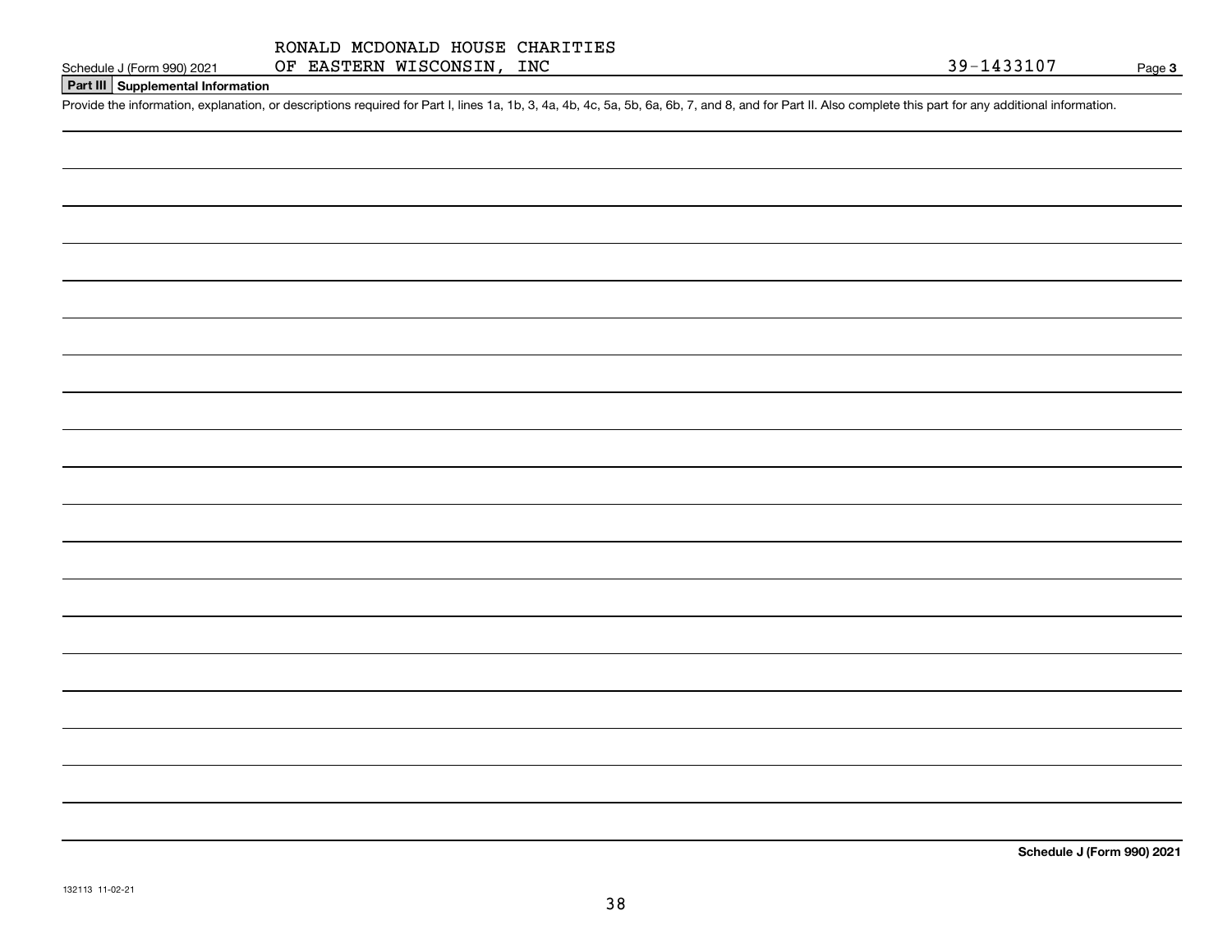Schedule J (Form 990) 2021 RONALD MCDONALD HOUSE CHARITIES OF EASTERN WISCONSIN, INC 39-1433107 Page **3**

## Part III Supplemental Information

Provide the information, explanation, or descriptions required for Part I, lines 1a, 1b, 3, 4a, 4b, 4c, 5a, 5b, 6a, 6b, 7, and 8, and for Part II. Also complete this part for any additional information.

**Schedule J (Form 990) 2021**

132113 11-02-21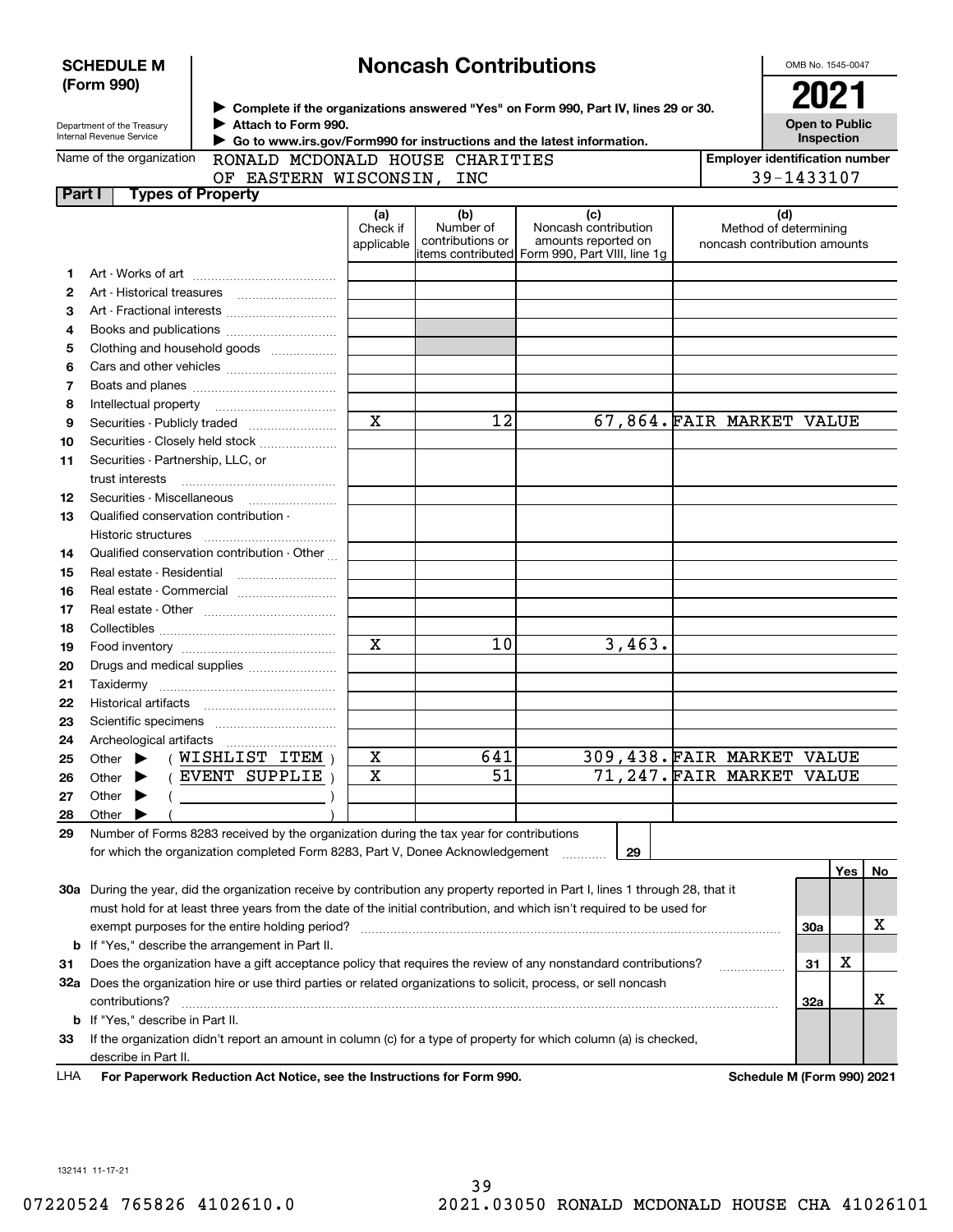**SCHEDULE M (Form 990)**

Department of the Treasury
Internal Revenue Service

# Noncash Contributions

▶ Complete if the organizations answered "Yes" on Form 990, Part IV, lines 29 or 30.
▶ Attach to Form 990.
▶ Go to www.irs.gov/Form990 for instructions and the latest information.

OMB No. 1545-0047

**2021**

**Open to Public Inspection**

Name of the organization: RONALD MCDONALD HOUSE CHARITIES OF EASTERN WISCONSIN, INC

Employer identification number: 39-1433107

**Part I — Types of Property**

| | | (a) Check if applicable | (b) Number of contributions or items contributed | (c) Noncash contribution amounts reported on Form 990, Part VIII, line 1g | (d) Method of determining noncash contribution amounts |
|---|---|---|---|---|---|
| 1 | Art - Works of art | | | | |
| 2 | Art - Historical treasures | | | | |
| 3 | Art - Fractional interests | | | | |
| 4 | Books and publications | | | | |
| 5 | Clothing and household goods | | | | |
| 6 | Cars and other vehicles | | | | |
| 7 | Boats and planes | | | | |
| 8 | Intellectual property | | | | |
| 9 | Securities - Publicly traded | X | 12 | 67,864. | FAIR MARKET VALUE |
| 10 | Securities - Closely held stock | | | | |
| 11 | Securities - Partnership, LLC, or trust interests | | | | |
| 12 | Securities - Miscellaneous | | | | |
| 13 | Qualified conservation contribution - Historic structures | | | | |
| 14 | Qualified conservation contribution - Other | | | | |
| 15 | Real estate - Residential | | | | |
| 16 | Real estate - Commercial | | | | |
| 17 | Real estate - Other | | | | |
| 18 | Collectibles | | | | |
| 19 | Food inventory | X | 10 | 3,463. | |
| 20 | Drugs and medical supplies | | | | |
| 21 | Taxidermy | | | | |
| 22 | Historical artifacts | | | | |
| 23 | Scientific specimens | | | | |
| 24 | Archeological artifacts | | | | |
| 25 | Other ▶ ( WISHLIST ITEM ) | X | 641 | 309,438. | FAIR MARKET VALUE |
| 26 | Other ▶ ( EVENT SUPPLIE ) | X | 51 | 71,247. | FAIR MARKET VALUE |
| 27 | Other ▶ ( ) | | | | |
| 28 | Other ▶ ( ) | | | | |

29 Number of Forms 8283 received by the organization during the tax year for contributions for which the organization completed Form 8283, Part V, Donee Acknowledgement ..... **29**

| | | | Yes | No |
|---|---|---|---|---|
| 30a | During the year, did the organization receive by contribution any property reported in Part I, lines 1 through 28, that it must hold for at least three years from the date of the initial contribution, and which isn't required to be used for exempt purposes for the entire holding period? | 30a | | X |
| b | If "Yes," describe the arrangement in Part II. | | | |
| 31 | Does the organization have a gift acceptance policy that requires the review of any nonstandard contributions? | 31 | X | |
| 32a | Does the organization hire or use third parties or related organizations to solicit, process, or sell noncash contributions? | 32a | | X |
| b | If "Yes," describe in Part II. | | | |
| 33 | If the organization didn't report an amount in column (c) for a type of property for which column (a) is checked, describe in Part II. | | | |

LHA **For Paperwork Reduction Act Notice, see the Instructions for Form 990.** **Schedule M (Form 990) 2021**

132141 11-17-21

07220524 765826 4102610.0 2021.03050 RONALD MCDONALD HOUSE CHA 41026101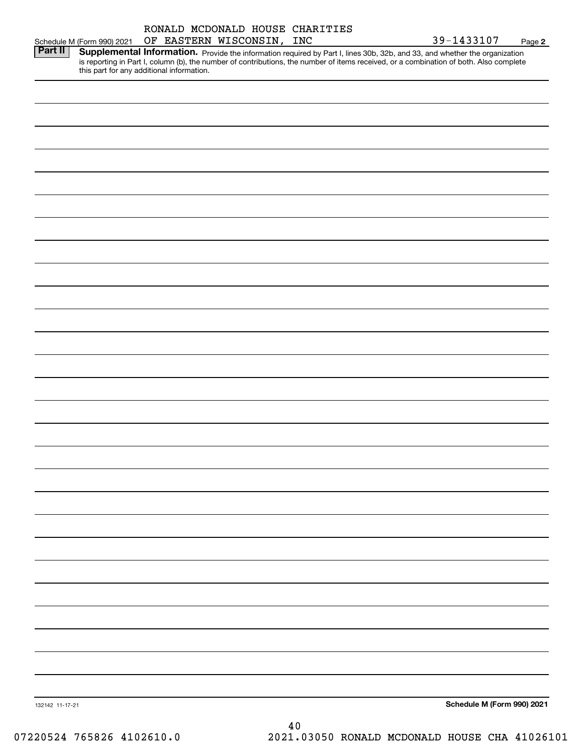RONALD MCDONALD HOUSE CHARITIES

Schedule M (Form 990) 2021 OF EASTERN WISCONSIN, INC 39-1433107 Page 2

**Part II** **Supplemental Information.** Provide the information required by Part I, lines 30b, 32b, and 33, and whether the organization is reporting in Part I, column (b), the number of contributions, the number of items received, or a combination of both. Also complete this part for any additional information.

132142 11-17-21

**Schedule M (Form 990) 2021**

07220524 765826 4102610.0 2021.03050 RONALD MCDONALD HOUSE CHA 41026101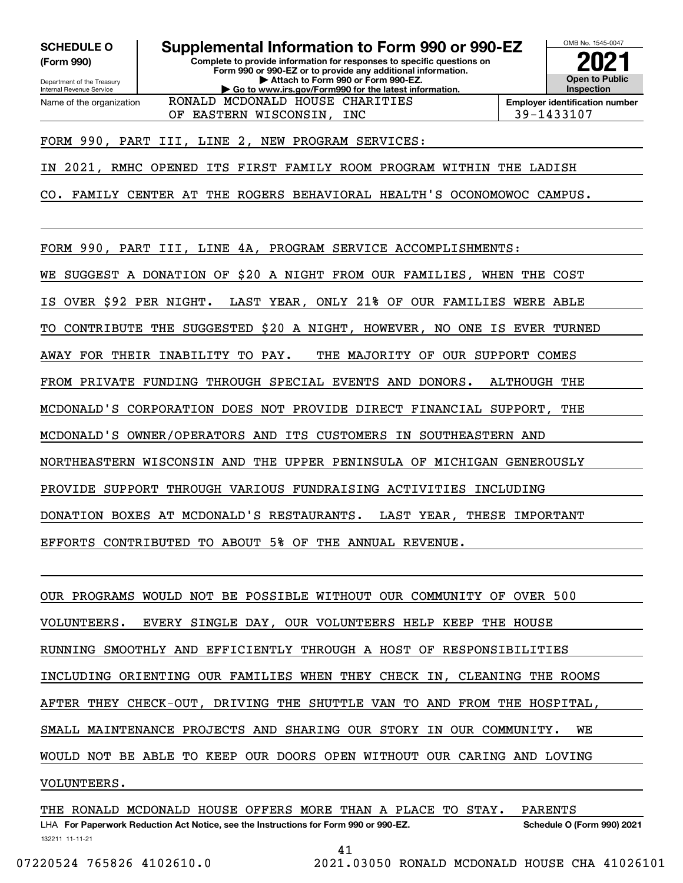**SCHEDULE O (Form 990)**

Department of the Treasury
Internal Revenue Service

# Supplemental Information to Form 990 or 990-EZ

**Complete to provide information for responses to specific questions on Form 990 or 990-EZ or to provide any additional information.**
**▶ Attach to Form 990 or Form 990-EZ.**
**▶ Go to www.irs.gov/Form990 for the latest information.**

OMB No. 1545-0047
**2021**
**Open to Public Inspection**

Name of the organization: RONALD MCDONALD HOUSE CHARITIES OF EASTERN WISCONSIN, INC

**Employer identification number:** 39-1433107

FORM 990, PART III, LINE 2, NEW PROGRAM SERVICES:

IN 2021, RMHC OPENED ITS FIRST FAMILY ROOM PROGRAM WITHIN THE LADISH CO. FAMILY CENTER AT THE ROGERS BEHAVIORAL HEALTH'S OCONOMOWOC CAMPUS.

FORM 990, PART III, LINE 4A, PROGRAM SERVICE ACCOMPLISHMENTS:

WE SUGGEST A DONATION OF $20 A NIGHT FROM OUR FAMILIES, WHEN THE COST IS OVER $92 PER NIGHT. LAST YEAR, ONLY 21% OF OUR FAMILIES WERE ABLE TO CONTRIBUTE THE SUGGESTED $20 A NIGHT, HOWEVER, NO ONE IS EVER TURNED AWAY FOR THEIR INABILITY TO PAY. THE MAJORITY OF OUR SUPPORT COMES FROM PRIVATE FUNDING THROUGH SPECIAL EVENTS AND DONORS. ALTHOUGH THE MCDONALD'S CORPORATION DOES NOT PROVIDE DIRECT FINANCIAL SUPPORT, THE MCDONALD'S OWNER/OPERATORS AND ITS CUSTOMERS IN SOUTHEASTERN AND NORTHEASTERN WISCONSIN AND THE UPPER PENINSULA OF MICHIGAN GENEROUSLY PROVIDE SUPPORT THROUGH VARIOUS FUNDRAISING ACTIVITIES INCLUDING DONATION BOXES AT MCDONALD'S RESTAURANTS. LAST YEAR, THESE IMPORTANT EFFORTS CONTRIBUTED TO ABOUT 5% OF THE ANNUAL REVENUE.

OUR PROGRAMS WOULD NOT BE POSSIBLE WITHOUT OUR COMMUNITY OF OVER 500 VOLUNTEERS. EVERY SINGLE DAY, OUR VOLUNTEERS HELP KEEP THE HOUSE RUNNING SMOOTHLY AND EFFICIENTLY THROUGH A HOST OF RESPONSIBILITIES INCLUDING ORIENTING OUR FAMILIES WHEN THEY CHECK IN, CLEANING THE ROOMS AFTER THEY CHECK-OUT, DRIVING THE SHUTTLE VAN TO AND FROM THE HOSPITAL, SMALL MAINTENANCE PROJECTS AND SHARING OUR STORY IN OUR COMMUNITY. WE WOULD NOT BE ABLE TO KEEP OUR DOORS OPEN WITHOUT OUR CARING AND LOVING VOLUNTEERS.

THE RONALD MCDONALD HOUSE OFFERS MORE THAN A PLACE TO STAY. PARENTS

LHA **For Paperwork Reduction Act Notice, see the Instructions for Form 990 or 990-EZ.** **Schedule O (Form 990) 2021**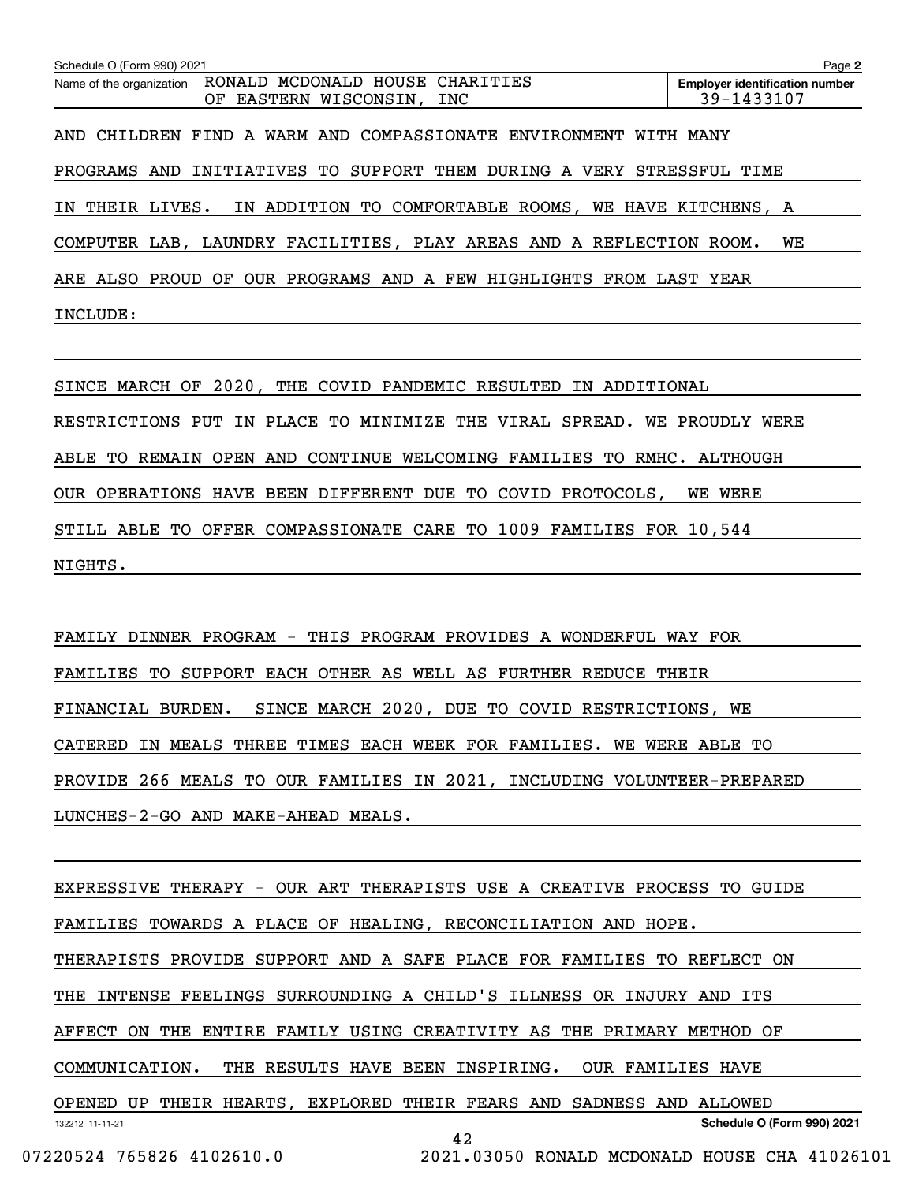Schedule O (Form 990) 2021

Name of the organization: RONALD MCDONALD HOUSE CHARITIES OF EASTERN WISCONSIN, INC

Employer identification number: 39-1433107

AND CHILDREN FIND A WARM AND COMPASSIONATE ENVIRONMENT WITH MANY PROGRAMS AND INITIATIVES TO SUPPORT THEM DURING A VERY STRESSFUL TIME IN THEIR LIVES. IN ADDITION TO COMFORTABLE ROOMS, WE HAVE KITCHENS, A COMPUTER LAB, LAUNDRY FACILITIES, PLAY AREAS AND A REFLECTION ROOM. WE ARE ALSO PROUD OF OUR PROGRAMS AND A FEW HIGHLIGHTS FROM LAST YEAR INCLUDE:

SINCE MARCH OF 2020, THE COVID PANDEMIC RESULTED IN ADDITIONAL RESTRICTIONS PUT IN PLACE TO MINIMIZE THE VIRAL SPREAD. WE PROUDLY WERE ABLE TO REMAIN OPEN AND CONTINUE WELCOMING FAMILIES TO RMHC. ALTHOUGH OUR OPERATIONS HAVE BEEN DIFFERENT DUE TO COVID PROTOCOLS, WE WERE STILL ABLE TO OFFER COMPASSIONATE CARE TO 1009 FAMILIES FOR 10,544 NIGHTS.

FAMILY DINNER PROGRAM - THIS PROGRAM PROVIDES A WONDERFUL WAY FOR FAMILIES TO SUPPORT EACH OTHER AS WELL AS FURTHER REDUCE THEIR FINANCIAL BURDEN. SINCE MARCH 2020, DUE TO COVID RESTRICTIONS, WE CATERED IN MEALS THREE TIMES EACH WEEK FOR FAMILIES. WE WERE ABLE TO PROVIDE 266 MEALS TO OUR FAMILIES IN 2021, INCLUDING VOLUNTEER-PREPARED LUNCHES-2-GO AND MAKE-AHEAD MEALS.

EXPRESSIVE THERAPY - OUR ART THERAPISTS USE A CREATIVE PROCESS TO GUIDE FAMILIES TOWARDS A PLACE OF HEALING, RECONCILIATION AND HOPE. THERAPISTS PROVIDE SUPPORT AND A SAFE PLACE FOR FAMILIES TO REFLECT ON THE INTENSE FEELINGS SURROUNDING A CHILD'S ILLNESS OR INJURY AND ITS AFFECT ON THE ENTIRE FAMILY USING CREATIVITY AS THE PRIMARY METHOD OF COMMUNICATION. THE RESULTS HAVE BEEN INSPIRING. OUR FAMILIES HAVE OPENED UP THEIR HEARTS, EXPLORED THEIR FEARS AND SADNESS AND ALLOWED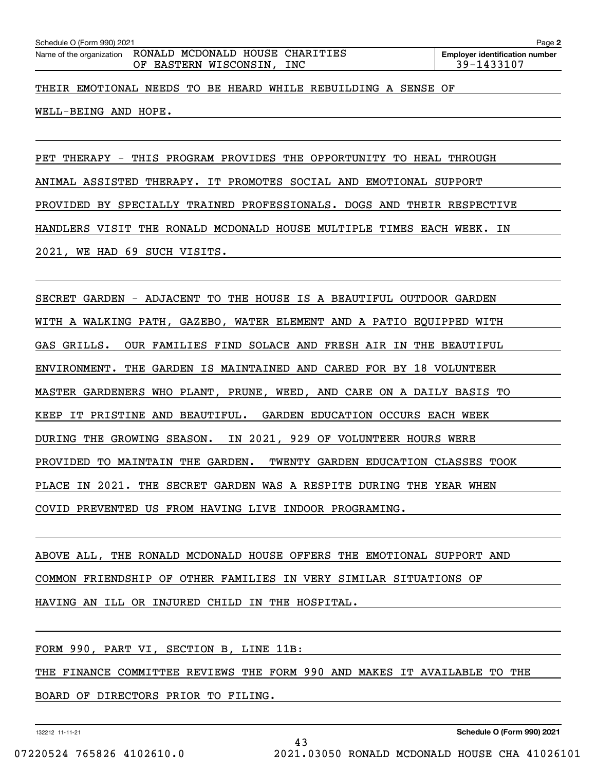THEIR EMOTIONAL NEEDS TO BE HEARD WHILE REBUILDING A SENSE OF WELL-BEING AND HOPE.

PET THERAPY - THIS PROGRAM PROVIDES THE OPPORTUNITY TO HEAL THROUGH ANIMAL ASSISTED THERAPY. IT PROMOTES SOCIAL AND EMOTIONAL SUPPORT PROVIDED BY SPECIALLY TRAINED PROFESSIONALS. DOGS AND THEIR RESPECTIVE HANDLERS VISIT THE RONALD MCDONALD HOUSE MULTIPLE TIMES EACH WEEK. IN 2021, WE HAD 69 SUCH VISITS.

SECRET GARDEN - ADJACENT TO THE HOUSE IS A BEAUTIFUL OUTDOOR GARDEN WITH A WALKING PATH, GAZEBO, WATER ELEMENT AND A PATIO EQUIPPED WITH GAS GRILLS. OUR FAMILIES FIND SOLACE AND FRESH AIR IN THE BEAUTIFUL ENVIRONMENT. THE GARDEN IS MAINTAINED AND CARED FOR BY 18 VOLUNTEER MASTER GARDENERS WHO PLANT, PRUNE, WEED, AND CARE ON A DAILY BASIS TO KEEP IT PRISTINE AND BEAUTIFUL. GARDEN EDUCATION OCCURS EACH WEEK DURING THE GROWING SEASON. IN 2021, 929 OF VOLUNTEER HOURS WERE PROVIDED TO MAINTAIN THE GARDEN. TWENTY GARDEN EDUCATION CLASSES TOOK PLACE IN 2021. THE SECRET GARDEN WAS A RESPITE DURING THE YEAR WHEN COVID PREVENTED US FROM HAVING LIVE INDOOR PROGRAMING.

ABOVE ALL, THE RONALD MCDONALD HOUSE OFFERS THE EMOTIONAL SUPPORT AND COMMON FRIENDSHIP OF OTHER FAMILIES IN VERY SIMILAR SITUATIONS OF HAVING AN ILL OR INJURED CHILD IN THE HOSPITAL.

FORM 990, PART VI, SECTION B, LINE 11B:

THE FINANCE COMMITTEE REVIEWS THE FORM 990 AND MAKES IT AVAILABLE TO THE BOARD OF DIRECTORS PRIOR TO FILING.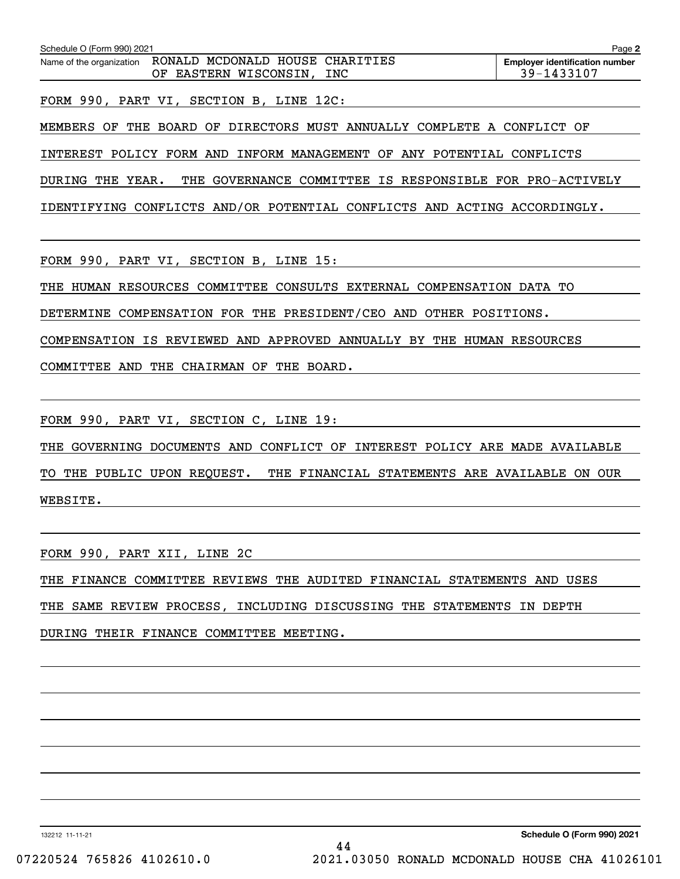Schedule O (Form 990) 2021 Page **2**

Name of the organization: RONALD MCDONALD HOUSE CHARITIES OF EASTERN WISCONSIN, INC

**Employer identification number**: 39-1433107

FORM 990, PART VI, SECTION B, LINE 12C:

MEMBERS OF THE BOARD OF DIRECTORS MUST ANNUALLY COMPLETE A CONFLICT OF INTEREST POLICY FORM AND INFORM MANAGEMENT OF ANY POTENTIAL CONFLICTS DURING THE YEAR. THE GOVERNANCE COMMITTEE IS RESPONSIBLE FOR PRO-ACTIVELY IDENTIFYING CONFLICTS AND/OR POTENTIAL CONFLICTS AND ACTING ACCORDINGLY.

FORM 990, PART VI, SECTION B, LINE 15:

THE HUMAN RESOURCES COMMITTEE CONSULTS EXTERNAL COMPENSATION DATA TO DETERMINE COMPENSATION FOR THE PRESIDENT/CEO AND OTHER POSITIONS. COMPENSATION IS REVIEWED AND APPROVED ANNUALLY BY THE HUMAN RESOURCES COMMITTEE AND THE CHAIRMAN OF THE BOARD.

FORM 990, PART VI, SECTION C, LINE 19:

THE GOVERNING DOCUMENTS AND CONFLICT OF INTEREST POLICY ARE MADE AVAILABLE TO THE PUBLIC UPON REQUEST. THE FINANCIAL STATEMENTS ARE AVAILABLE ON OUR WEBSITE.

FORM 990, PART XII, LINE 2C

THE FINANCE COMMITTEE REVIEWS THE AUDITED FINANCIAL STATEMENTS AND USES THE SAME REVIEW PROCESS, INCLUDING DISCUSSING THE STATEMENTS IN DEPTH DURING THEIR FINANCE COMMITTEE MEETING.

132212 11-11-21 **Schedule O (Form 990) 2021**

07220524 765826 4102610.0 2021.03050 RONALD MCDONALD HOUSE CHA 41026101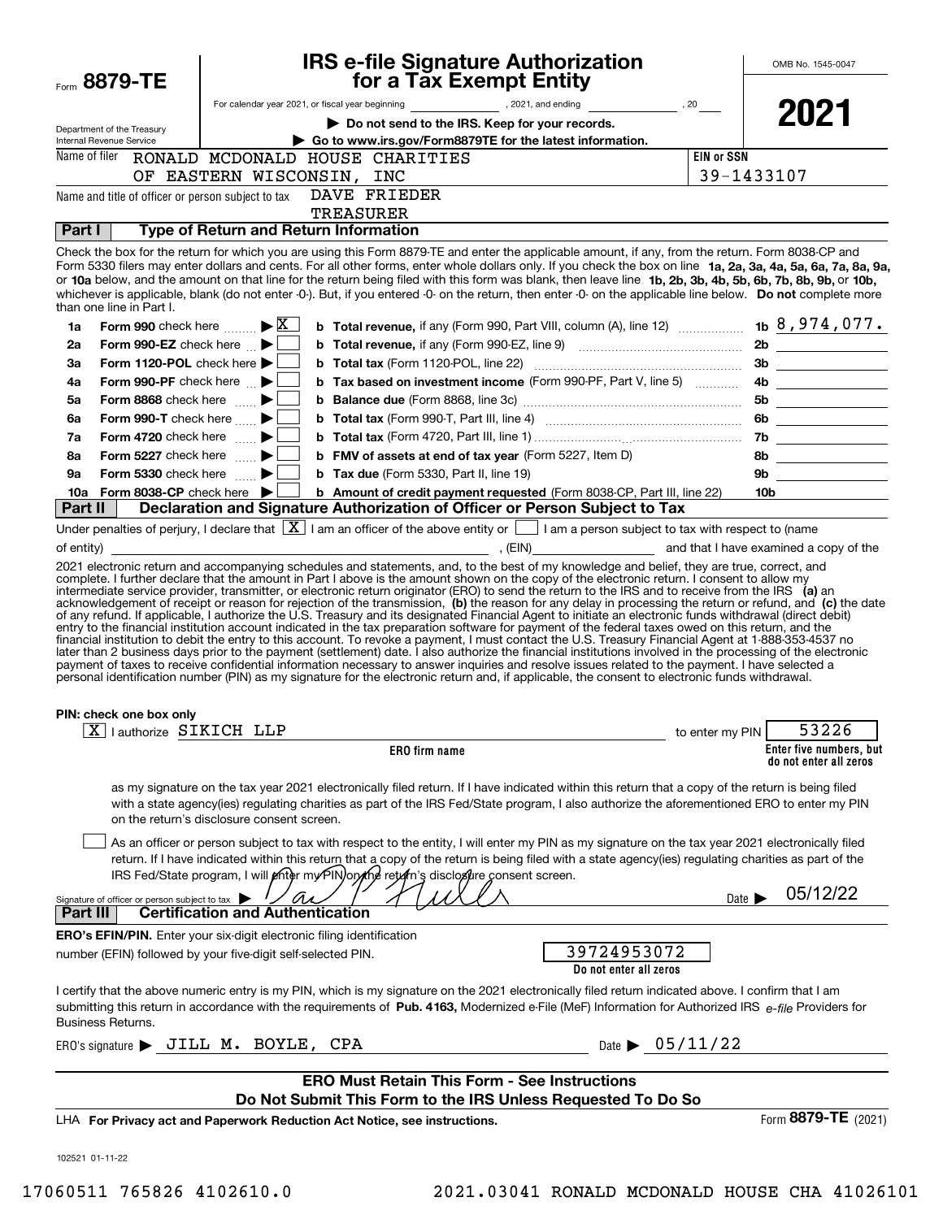Form **8879-TE**

Department of the Treasury
Internal Revenue Service

# IRS e-file Signature Authorization for a Tax Exempt Entity

For calendar year 2021, or fiscal year beginning \_\_\_\_\_\_\_\_\_\_, 2021, and ending \_\_\_\_\_\_\_\_\_\_, 20\_\_\_

▶ **Do not send to the IRS. Keep for your records.**

▶ **Go to www.irs.gov/Form8879TE for the latest information.**

OMB No. 1545-0047

**2021**

Name of filer: RONALD MCDONALD HOUSE CHARITIES OF EASTERN WISCONSIN, INC

EIN or SSN: 39-1433107

Name and title of officer or person subject to tax: DAVE FRIEDER, TREASURER

## Part I Type of Return and Return Information

Check the box for the return for which you are using this Form 8879-TE and enter the applicable amount, if any, from the return. Form 8038-CP and Form 5330 filers may enter dollars and cents. For all other forms, enter whole dollars only. If you check the box on line **1a, 2a, 3a, 4a, 5a, 6a, 7a, 8a, 9a,** or **10a** below, and the amount on that line for the return being filed with this form was blank, then leave line **1b, 2b, 3b, 4b, 5b, 6b, 7b, 8b, 9b,** or **10b,** whichever is applicable, blank (do not enter -0-). But, if you entered -0- on the return, then enter -0- on the applicable line below. **Do not** complete more than one line in Part I.

| | | | | |
|---|---|---|---|---|
| 1a | **Form 990** check here ▶ [X] | **b Total revenue,** if any (Form 990, Part VIII, column (A), line 12) | 1b | 8,974,077. |
| 2a | **Form 990-EZ** check here ▶ [ ] | **b Total revenue,** if any (Form 990-EZ, line 9) | 2b | |
| 3a | **Form 1120-POL** check here ▶ [ ] | **b Total tax** (Form 1120-POL, line 22) | 3b | |
| 4a | **Form 990-PF** check here ▶ [ ] | **b Tax based on investment income** (Form 990-PF, Part V, line 5) | 4b | |
| 5a | **Form 8868** check here ▶ [ ] | **b Balance due** (Form 8868, line 3c) | 5b | |
| 6a | **Form 990-T** check here ▶ [ ] | **b Total tax** (Form 990-T, Part III, line 4) | 6b | |
| 7a | **Form 4720** check here ▶ [ ] | **b Total tax** (Form 4720, Part III, line 1) | 7b | |
| 8a | **Form 5227** check here ▶ [ ] | **b FMV of assets at end of tax year** (Form 5227, Item D) | 8b | |
| 9a | **Form 5330** check here ▶ [ ] | **b Tax due** (Form 5330, Part II, line 19) | 9b | |
| 10a | **Form 8038-CP** check here ▶ [ ] | **b Amount of credit payment requested** (Form 8038-CP, Part III, line 22) | 10b | |

## Part II Declaration and Signature Authorization of Officer or Person Subject to Tax

Under penalties of perjury, I declare that [X] I am an officer of the above entity or [ ] I am a person subject to tax with respect to (name of entity) \_\_\_\_\_\_\_\_\_\_, (EIN) \_\_\_\_\_\_\_\_\_\_ and that I have examined a copy of the 2021 electronic return and accompanying schedules and statements, and, to the best of my knowledge and belief, they are true, correct, and complete. I further declare that the amount in Part I above is the amount shown on the copy of the electronic return. I consent to allow my intermediate service provider, transmitter, or electronic return originator (ERO) to send the return to the IRS and to receive from the IRS **(a)** an acknowledgement of receipt or reason for rejection of the transmission, **(b)** the reason for any delay in processing the return or refund, and **(c)** the date of any refund. If applicable, I authorize the U.S. Treasury and its designated Financial Agent to initiate an electronic funds withdrawal (direct debit) entry to the financial institution account indicated in the tax preparation software for payment of the federal taxes owed on this return, and the financial institution to debit the entry to this account. To revoke a payment, I must contact the U.S. Treasury Financial Agent at 1-888-353-4537 no later than 2 business days prior to the payment (settlement) date. I also authorize the financial institutions involved in the processing of the electronic payment of taxes to receive confidential information necessary to answer inquiries and resolve issues related to the payment. I have selected a personal identification number (PIN) as my signature for the electronic return and, if applicable, the consent to electronic funds withdrawal.

**PIN: check one box only**

[X] I authorize SIKICH LLP (ERO firm name) to enter my PIN 53226 (Enter five numbers, but do not enter all zeros)

as my signature on the tax year 2021 electronically filed return. If I have indicated within this return that a copy of the return is being filed with a state agency(ies) regulating charities as part of the IRS Fed/State program, I also authorize the aforementioned ERO to enter my PIN on the return's disclosure consent screen.

[ ] As an officer or person subject to tax with respect to the entity, I will enter my PIN as my signature on the tax year 2021 electronically filed return. If I have indicated within this return that a copy of the return is being filed with a state agency(ies) regulating charities as part of the IRS Fed/State program, I will enter my PIN on the return's disclosure consent screen.

Signature of officer or person subject to tax ▶ [signature] Date ▶ 05/12/22

## Part III Certification and Authentication

**ERO's EFIN/PIN.** Enter your six-digit electronic filing identification number (EFIN) followed by your five-digit self-selected PIN. 39724953072 (Do not enter all zeros)

I certify that the above numeric entry is my PIN, which is my signature on the 2021 electronically filed return indicated above. I confirm that I am submitting this return in accordance with the requirements of **Pub. 4163,** Modernized e-File (MeF) Information for Authorized IRS *e-file* Providers for Business Returns.

ERO's signature ▶ JILL M. BOYLE, CPA Date ▶ 05/11/22

**ERO Must Retain This Form - See Instructions**
**Do Not Submit This Form to the IRS Unless Requested To Do So**

LHA **For Privacy act and Paperwork Reduction Act Notice, see instructions.** Form **8879-TE** (2021)

102521 01-11-22

17060511 765826 4102610.0 2021.03041 RONALD MCDONALD HOUSE CHA 41026101